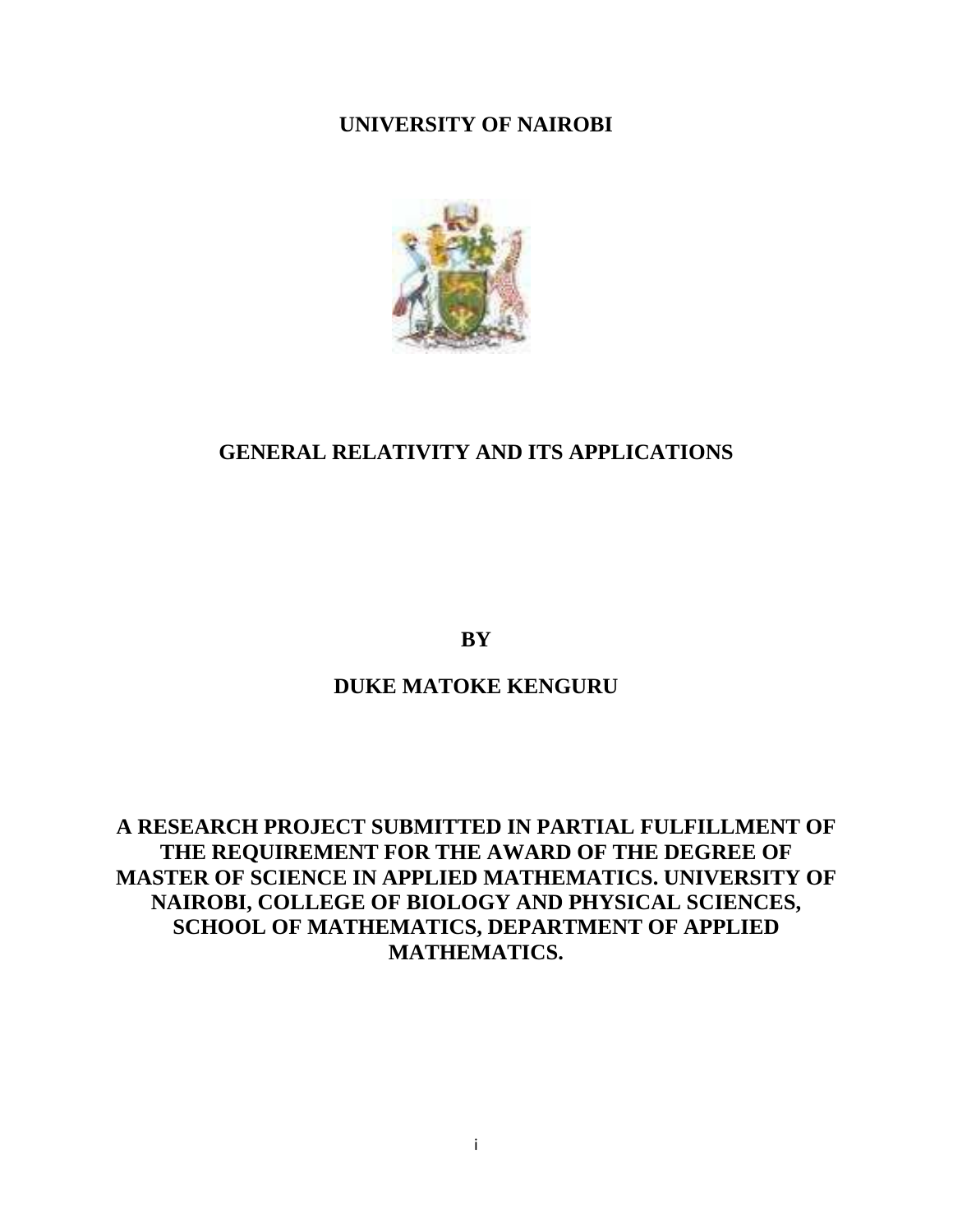**UNIVERSITY OF NAIROBI**

# GENERAL RELATIVITY AND ITS APPLICATIONS

**BY**

**DUKE MATOKE KENGURU**

**A RESEARCH PROJECT SUBMITTED IN PARTIAL FULFILLMENT OF THE REQUIREMENT FOR THE AWARD OF THE DEGREE OF MASTER OF SCIENCE IN APPLIED MATHEMATICS. UNIVERSITY OF NAIROBI, COLLEGE OF BIOLOGY AND PHYSICAL SCIENCES, SCHOOL OF MATHEMATICS, DEPARTMENT OF APPLIED MATHEMATICS.**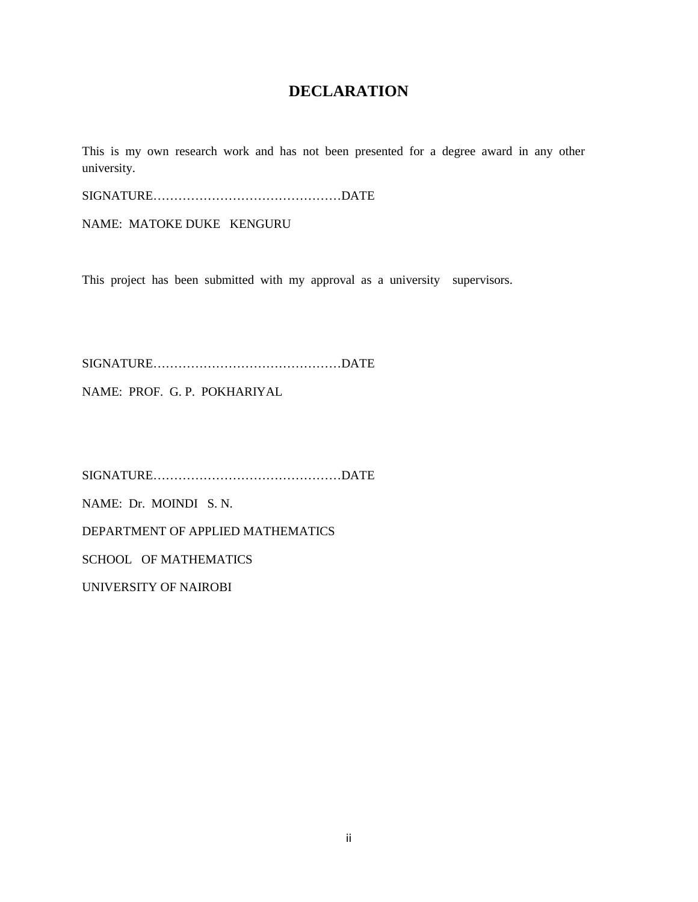# DECLARATION

This is my own research work and has not been presented for a degree award in any other university.

SIGNATURE………………………………………DATE

NAME: MATOKE DUKE KENGURU

This project has been submitted with my approval as a university supervisors.

SIGNATURE………………………………………DATE

NAME: PROF. G. P. POKHARIYAL

SIGNATURE………………………………………DATE

NAME: Dr. MOINDI S. N.

DEPARTMENT OF APPLIED MATHEMATICS

SCHOOL OF MATHEMATICS

UNIVERSITY OF NAIROBI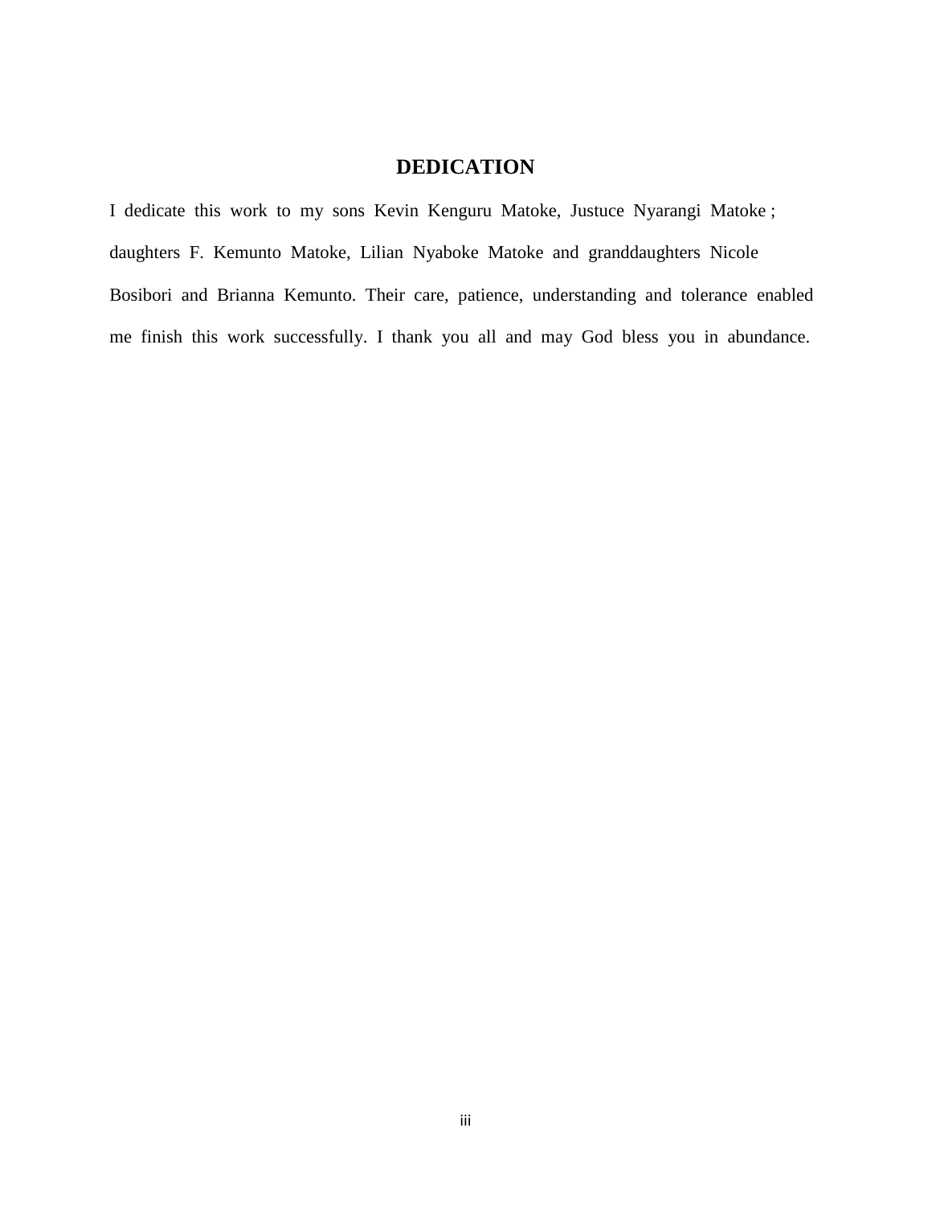## DEDICATION

I dedicate this work to my sons Kevin Kenguru Matoke, Justuce Nyarangi Matoke ; daughters F. Kemunto Matoke, Lilian Nyaboke Matoke and granddaughters Nicole Bosibori and Brianna Kemunto. Their care, patience, understanding and tolerance enabled me finish this work successfully. I thank you all and may God bless you in abundance.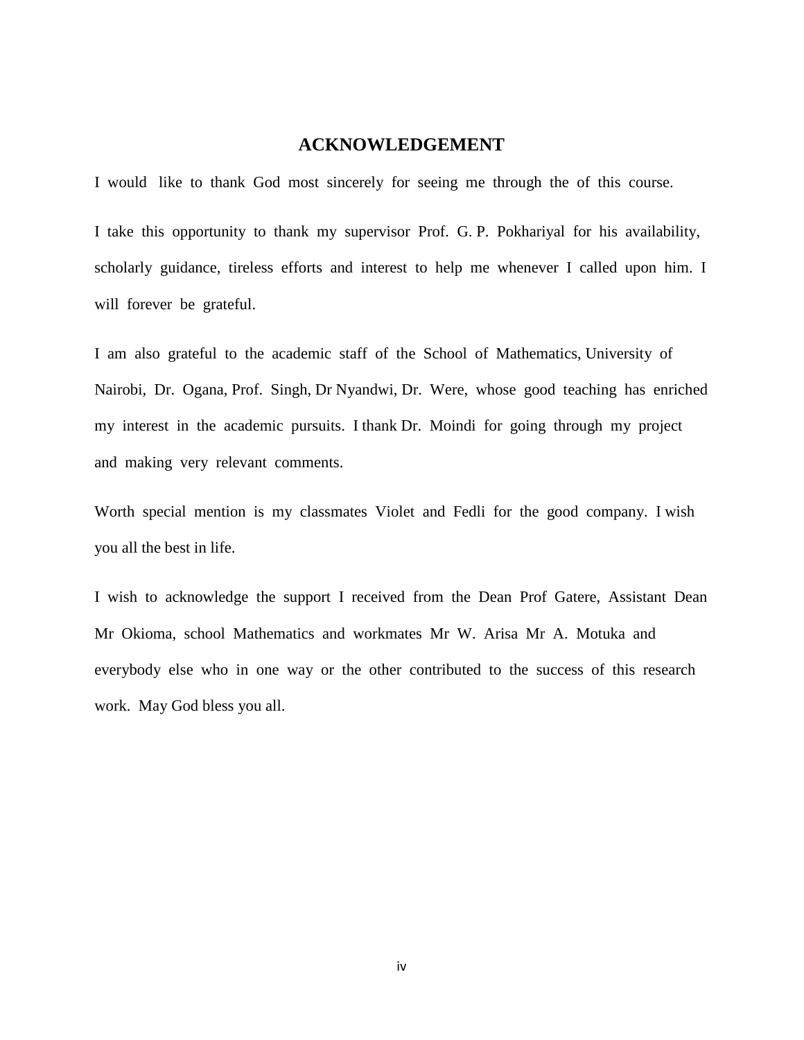# ACKNOWLEDGEMENT

I would like to thank God most sincerely for seeing me through the of this course.

I take this opportunity to thank my supervisor Prof. G. P. Pokhariyal for his availability, scholarly guidance, tireless efforts and interest to help me whenever I called upon him. I will forever be grateful.

I am also grateful to the academic staff of the School of Mathematics, University of Nairobi, Dr. Ogana, Prof. Singh, Dr Nyandwi, Dr. Were, whose good teaching has enriched my interest in the academic pursuits. I thank Dr. Moindi for going through my project and making very relevant comments.

Worth special mention is my classmates Violet and Fedli for the good company. I wish you all the best in life.

I wish to acknowledge the support I received from the Dean Prof Gatere, Assistant Dean Mr Okioma, school Mathematics and workmates Mr W. Arisa Mr A. Motuka and everybody else who in one way or the other contributed to the success of this research work. May God bless you all.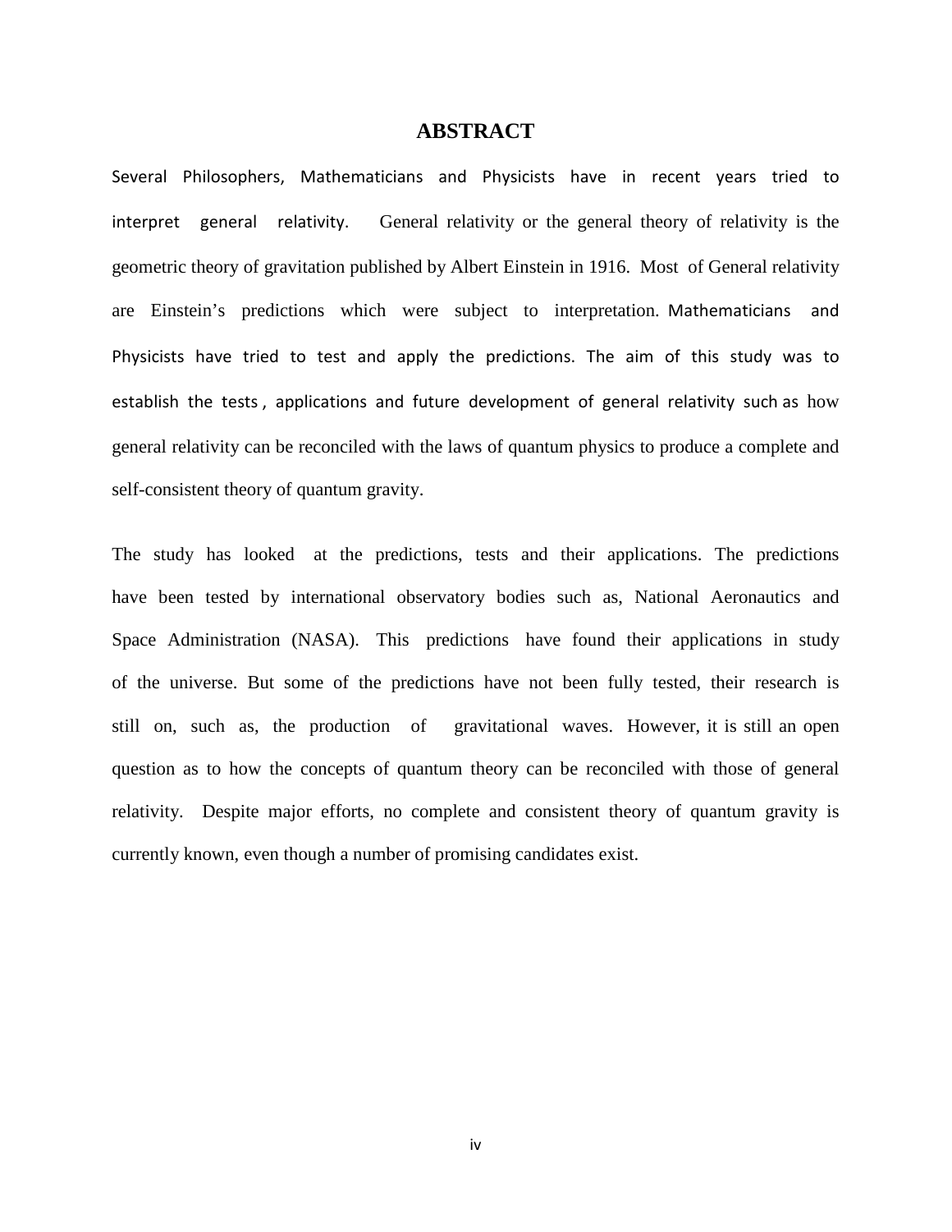# ABSTRACT

Several Philosophers, Mathematicians and Physicists have in recent years tried to interpret general relativity. General relativity or the general theory of relativity is the geometric theory of gravitation published by Albert Einstein in 1916. Most of General relativity are Einstein's predictions which were subject to interpretation. Mathematicians and Physicists have tried to test and apply the predictions. The aim of this study was to establish the tests , applications and future development of general relativity such as how general relativity can be reconciled with the laws of quantum physics to produce a complete and self-consistent theory of quantum gravity.

The study has looked at the predictions, tests and their applications. The predictions have been tested by international observatory bodies such as, National Aeronautics and Space Administration (NASA). This predictions have found their applications in study of the universe. But some of the predictions have not been fully tested, their research is still on, such as, the production of gravitational waves. However, it is still an open question as to how the concepts of quantum theory can be reconciled with those of general relativity. Despite major efforts, no complete and consistent theory of quantum gravity is currently known, even though a number of promising candidates exist.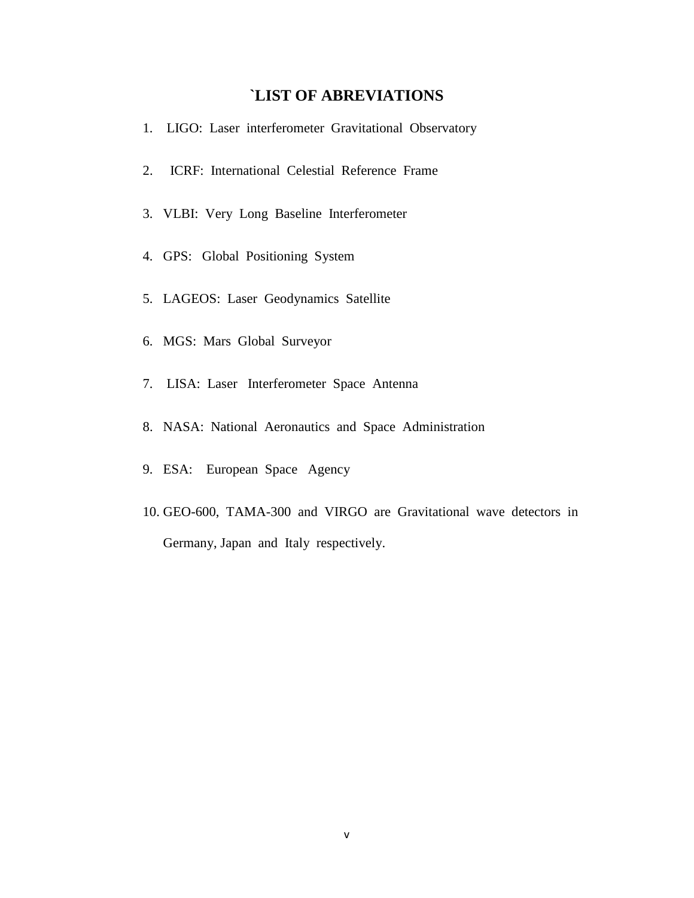# `LIST OF ABREVIATIONS

1. LIGO: Laser interferometer Gravitational Observatory
2. ICRF: International Celestial Reference Frame
3. VLBI: Very Long Baseline Interferometer
4. GPS: Global Positioning System
5. LAGEOS: Laser Geodynamics Satellite
6. MGS: Mars Global Surveyor
7. LISA: Laser Interferometer Space Antenna
8. NASA: National Aeronautics and Space Administration
9. ESA: European Space Agency
10. GEO-600, TAMA-300 and VIRGO are Gravitational wave detectors in Germany, Japan and Italy respectively.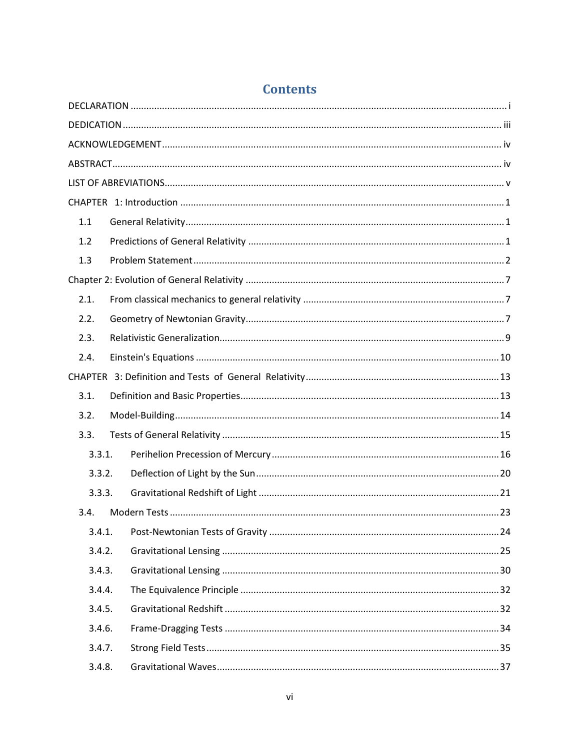# Contents

DECLARATION ........ i

DEDICATION ........ iii

ACKNOWLEDGEMENT ........ iv

ABSTRACT ........ iv

LIST OF ABREVIATIONS ........ v

CHAPTER 1: Introduction ........ 1

- 1.1 General Relativity ........ 1
- 1.2 Predictions of General Relativity ........ 1
- 1.3 Problem Statement ........ 2

Chapter 2: Evolution of General Relativity ........ 7

- 2.1. From classical mechanics to general relativity ........ 7
- 2.2. Geometry of Newtonian Gravity ........ 7
- 2.3. Relativistic Generalization ........ 9
- 2.4. Einstein's Equations ........ 10

CHAPTER 3: Definition and Tests of General Relativity ........ 13

- 3.1. Definition and Basic Properties ........ 13
- 3.2. Model-Building ........ 14
- 3.3. Tests of General Relativity ........ 15
  - 3.3.1. Perihelion Precession of Mercury ........ 16
  - 3.3.2. Deflection of Light by the Sun ........ 20
  - 3.3.3. Gravitational Redshift of Light ........ 21
- 3.4. Modern Tests ........ 23
  - 3.4.1. Post-Newtonian Tests of Gravity ........ 24
  - 3.4.2. Gravitational Lensing ........ 25
  - 3.4.3. Gravitational Lensing ........ 30
  - 3.4.4. The Equivalence Principle ........ 32
  - 3.4.5. Gravitational Redshift ........ 32
  - 3.4.6. Frame-Dragging Tests ........ 34
  - 3.4.7. Strong Field Tests ........ 35
  - 3.4.8. Gravitational Waves ........ 37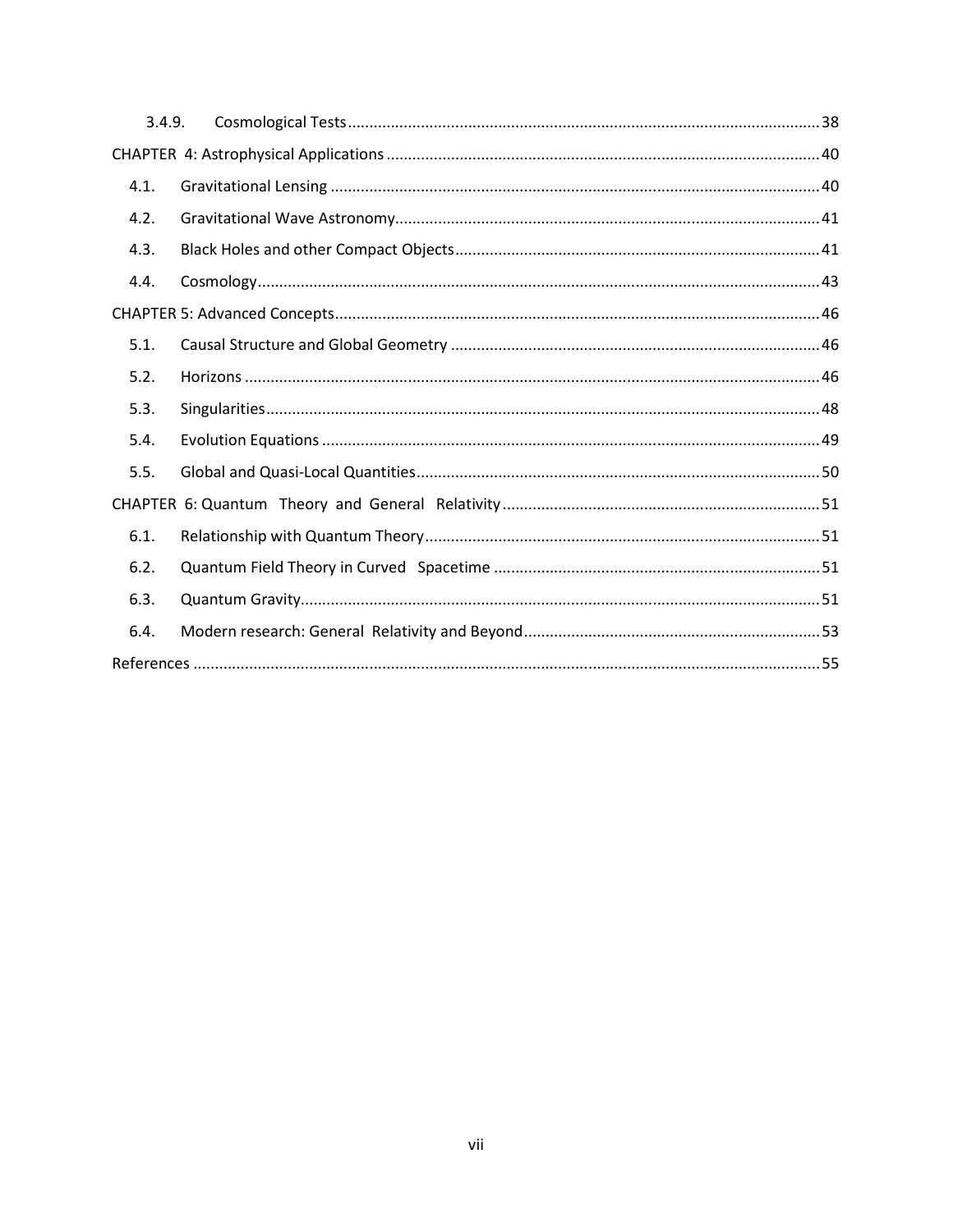3.4.9. Cosmological Tests ............................................................................................................. 38

CHAPTER 4: Astrophysical Applications .................................................................................................. 40

4.1. Gravitational Lensing ............................................................................................................. 40

4.2. Gravitational Wave Astronomy............................................................................................... 41

4.3. Black Holes and other Compact Objects.................................................................................. 41

4.4. Cosmology............................................................................................................................... 43

CHAPTER 5: Advanced Concepts............................................................................................................... 46

5.1. Causal Structure and Global Geometry .................................................................................. 46

5.2. Horizons .................................................................................................................................. 46

5.3. Singularities............................................................................................................................. 48

5.4. Evolution Equations ................................................................................................................ 49

5.5. Global and Quasi-Local Quantities.......................................................................................... 50

CHAPTER 6: Quantum Theory and General Relativity ............................................................................. 51

6.1. Relationship with Quantum Theory......................................................................................... 51

6.2. Quantum Field Theory in Curved Spacetime .......................................................................... 51

6.3. Quantum Gravity..................................................................................................................... 51

6.4. Modern research: General Relativity and Beyond.................................................................. 53

References ................................................................................................................................................ 55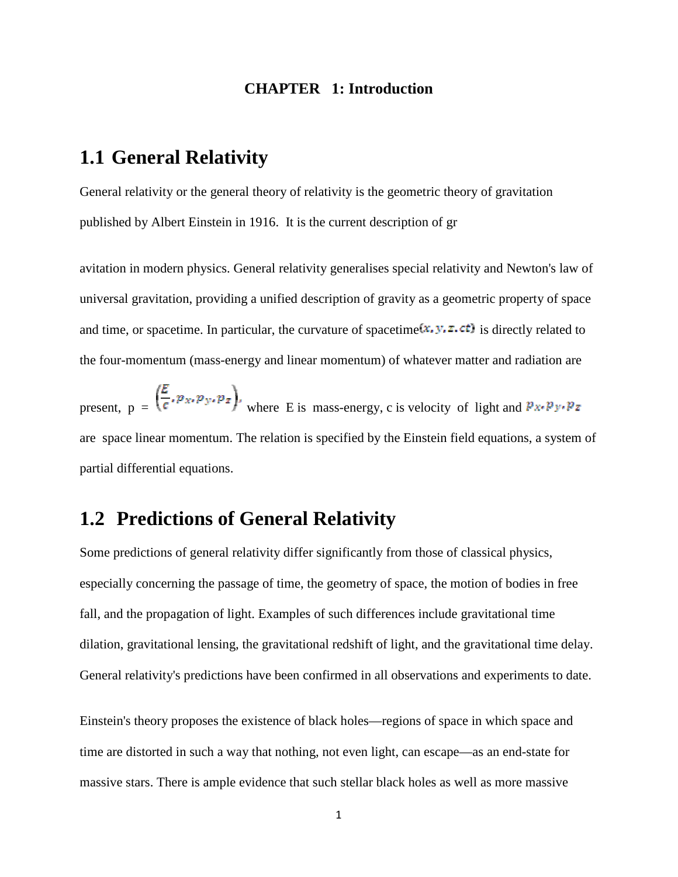**CHAPTER 1: Introduction**

## 1.1 General Relativity

General relativity or the general theory of relativity is the geometric theory of gravitation published by Albert Einstein in 1916. It is the current description of gr

avitation in modern physics. General relativity generalises special relativity and Newton's law of universal gravitation, providing a unified description of gravity as a geometric property of space and time, or spacetime. In particular, the curvature of spacetime$(x, y, z, ct)$ is directly related to the four-momentum (mass-energy and linear momentum) of whatever matter and radiation are present, p = $\left(\frac{E}{c}, p_x, p_y, p_z\right)$, where E is mass-energy, c is velocity of light and $p_x, p_y, p_z$ are space linear momentum. The relation is specified by the Einstein field equations, a system of partial differential equations.

## 1.2 Predictions of General Relativity

Some predictions of general relativity differ significantly from those of classical physics, especially concerning the passage of time, the geometry of space, the motion of bodies in free fall, and the propagation of light. Examples of such differences include gravitational time dilation, gravitational lensing, the gravitational redshift of light, and the gravitational time delay. General relativity's predictions have been confirmed in all observations and experiments to date.

Einstein's theory proposes the existence of black holes—regions of space in which space and time are distorted in such a way that nothing, not even light, can escape—as an end-state for massive stars. There is ample evidence that such stellar black holes as well as more massive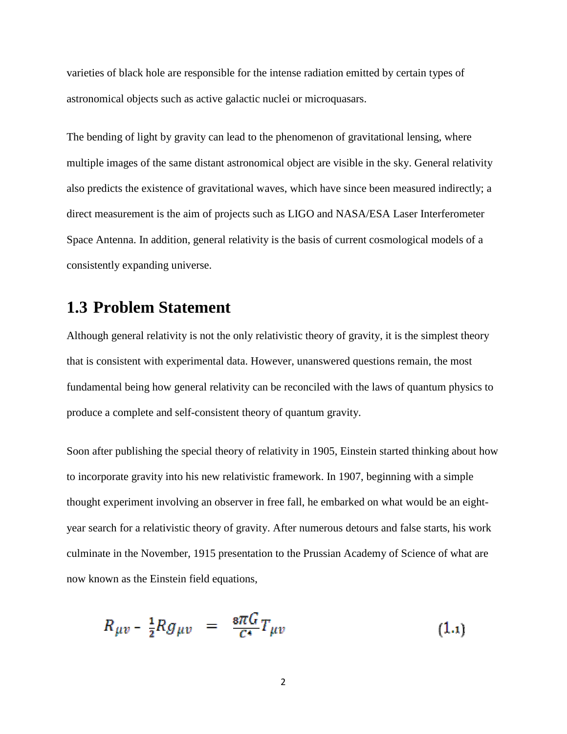varieties of black hole are responsible for the intense radiation emitted by certain types of astronomical objects such as active galactic nuclei or microquasars.

The bending of light by gravity can lead to the phenomenon of gravitational lensing, where multiple images of the same distant astronomical object are visible in the sky. General relativity also predicts the existence of gravitational waves, which have since been measured indirectly; a direct measurement is the aim of projects such as LIGO and NASA/ESA Laser Interferometer Space Antenna. In addition, general relativity is the basis of current cosmological models of a consistently expanding universe.

## 1.3 Problem Statement

Although general relativity is not the only relativistic theory of gravity, it is the simplest theory that is consistent with experimental data. However, unanswered questions remain, the most fundamental being how general relativity can be reconciled with the laws of quantum physics to produce a complete and self-consistent theory of quantum gravity.

Soon after publishing the special theory of relativity in 1905, Einstein started thinking about how to incorporate gravity into his new relativistic framework. In 1907, beginning with a simple thought experiment involving an observer in free fall, he embarked on what would be an eight-year search for a relativistic theory of gravity. After numerous detours and false starts, his work culminate in the November, 1915 presentation to the Prussian Academy of Science of what are now known as the Einstein field equations,

$$R_{\mu v} - \frac{1}{2} R g_{\mu v} = \frac{8\pi G}{C^4} T_{\mu v} \tag{1.1}$$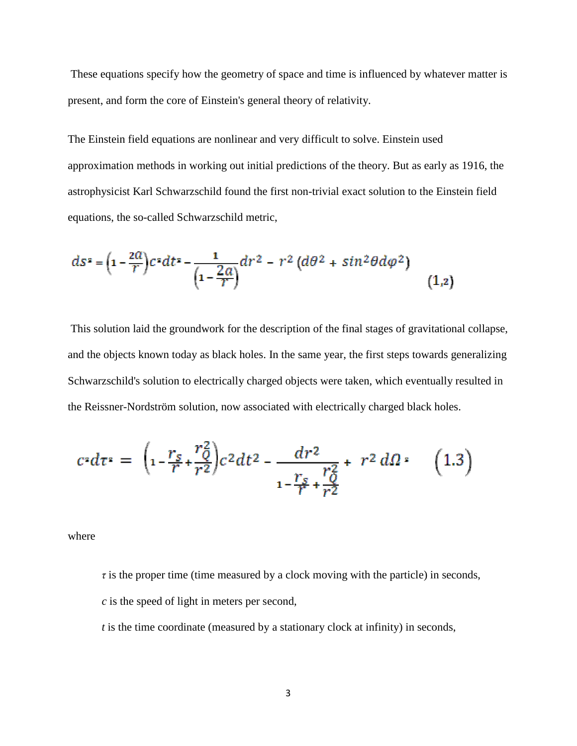These equations specify how the geometry of space and time is influenced by whatever matter is present, and form the core of Einstein's general theory of relativity.

The Einstein field equations are nonlinear and very difficult to solve. Einstein used approximation methods in working out initial predictions of the theory. But as early as 1916, the astrophysicist Karl Schwarzschild found the first non-trivial exact solution to the Einstein field equations, the so-called Schwarzschild metric,

$$ds^2 = \left(1 - \frac{2a}{r}\right)c^2dt^2 - \frac{1}{\left(1 - \frac{2a}{r}\right)}dr^2 - r^2\left(d\theta^2 + \sin^2\theta d\varphi^2\right) \qquad (1{,}2)$$

This solution laid the groundwork for the description of the final stages of gravitational collapse, and the objects known today as black holes. In the same year, the first steps towards generalizing Schwarzschild's solution to electrically charged objects were taken, which eventually resulted in the Reissner-Nordström solution, now associated with electrically charged black holes.

$$c^2d\tau^2 = \left(1 - \frac{r_s}{r} + \frac{r_Q^2}{r^2}\right)c^2dt^2 - \frac{dr^2}{1 - \frac{r_s}{r} + \frac{r_Q^2}{r^2}} + r^2\, d\Omega^2 \qquad (1.3)$$

where

$\tau$ is the proper time (time measured by a clock moving with the particle) in seconds,

$c$ is the speed of light in meters per second,

$t$ is the time coordinate (measured by a stationary clock at infinity) in seconds,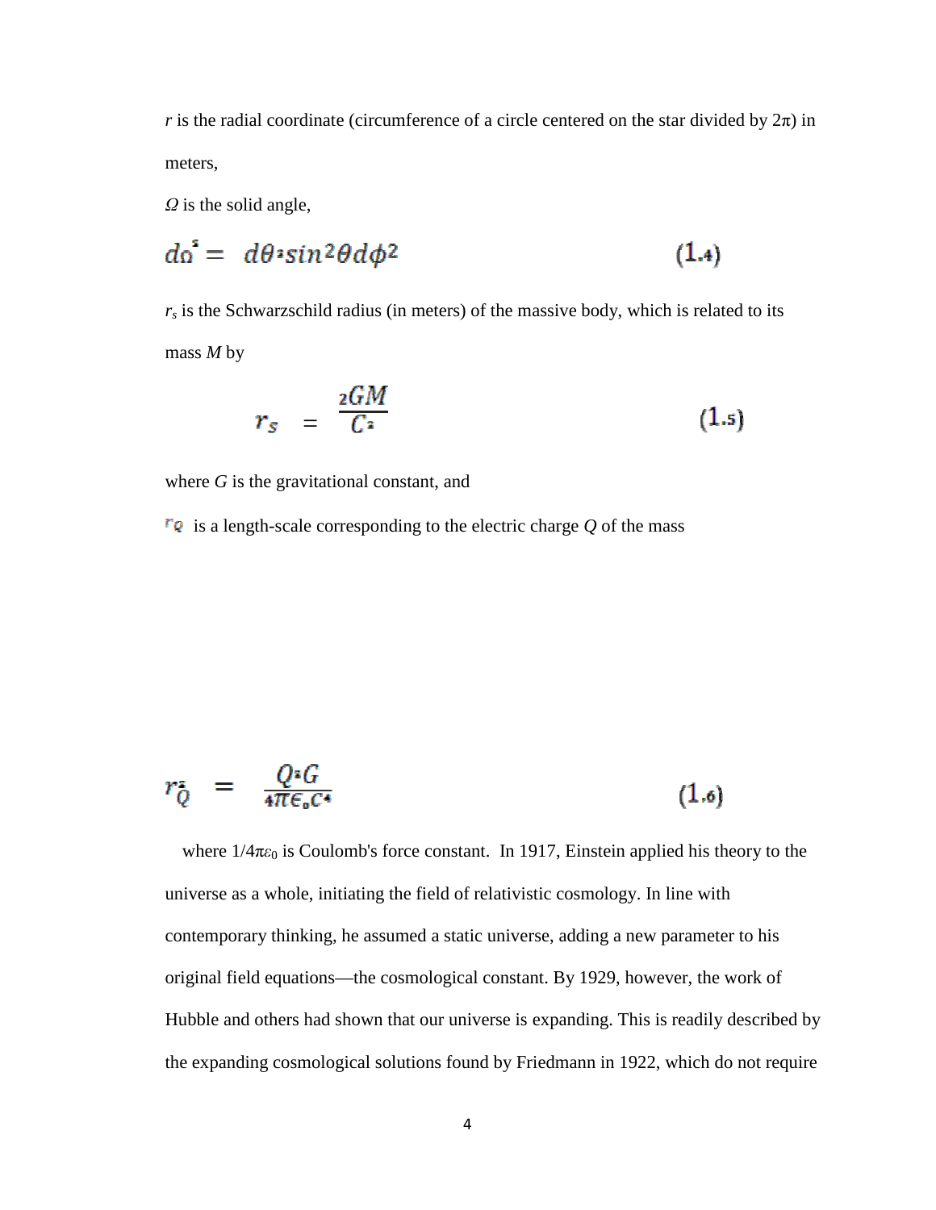$r$ is the radial coordinate (circumference of a circle centered on the star divided by 2π) in meters,

$\Omega$ is the solid angle,

$$d\Omega^2 = d\theta^2 \sin^2\theta d\phi^2 \qquad (1.4)$$

$r_s$ is the Schwarzschild radius (in meters) of the massive body, which is related to its mass $M$ by

$$r_s = \frac{2GM}{C^2} \qquad (1.5)$$

where $G$ is the gravitational constant, and

$r_Q$ is a length-scale corresponding to the electric charge $Q$ of the mass

$$r_Q^2 = \frac{Q^2 G}{4\pi\epsilon_0 C^4} \qquad (1.6)$$

where $1/4\pi\varepsilon_0$ is Coulomb's force constant. In 1917, Einstein applied his theory to the universe as a whole, initiating the field of relativistic cosmology. In line with contemporary thinking, he assumed a static universe, adding a new parameter to his original field equations—the cosmological constant. By 1929, however, the work of Hubble and others had shown that our universe is expanding. This is readily described by the expanding cosmological solutions found by Friedmann in 1922, which do not require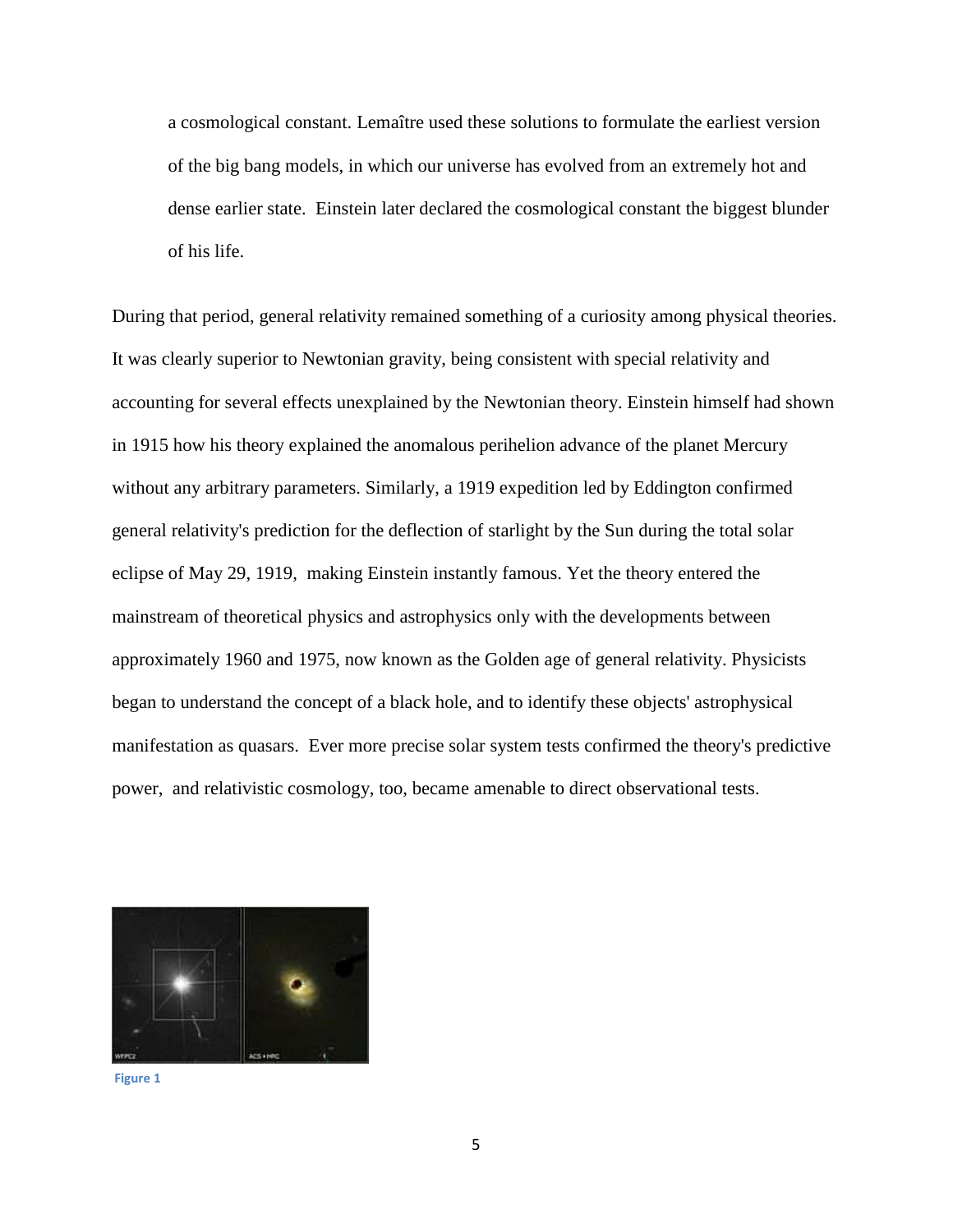a cosmological constant. Lemaître used these solutions to formulate the earliest version of the big bang models, in which our universe has evolved from an extremely hot and dense earlier state. Einstein later declared the cosmological constant the biggest blunder of his life.

During that period, general relativity remained something of a curiosity among physical theories. It was clearly superior to Newtonian gravity, being consistent with special relativity and accounting for several effects unexplained by the Newtonian theory. Einstein himself had shown in 1915 how his theory explained the anomalous perihelion advance of the planet Mercury without any arbitrary parameters. Similarly, a 1919 expedition led by Eddington confirmed general relativity's prediction for the deflection of starlight by the Sun during the total solar eclipse of May 29, 1919, making Einstein instantly famous. Yet the theory entered the mainstream of theoretical physics and astrophysics only with the developments between approximately 1960 and 1975, now known as the Golden age of general relativity. Physicists began to understand the concept of a black hole, and to identify these objects' astrophysical manifestation as quasars. Ever more precise solar system tests confirmed the theory's predictive power, and relativistic cosmology, too, became amenable to direct observational tests.

Figure 1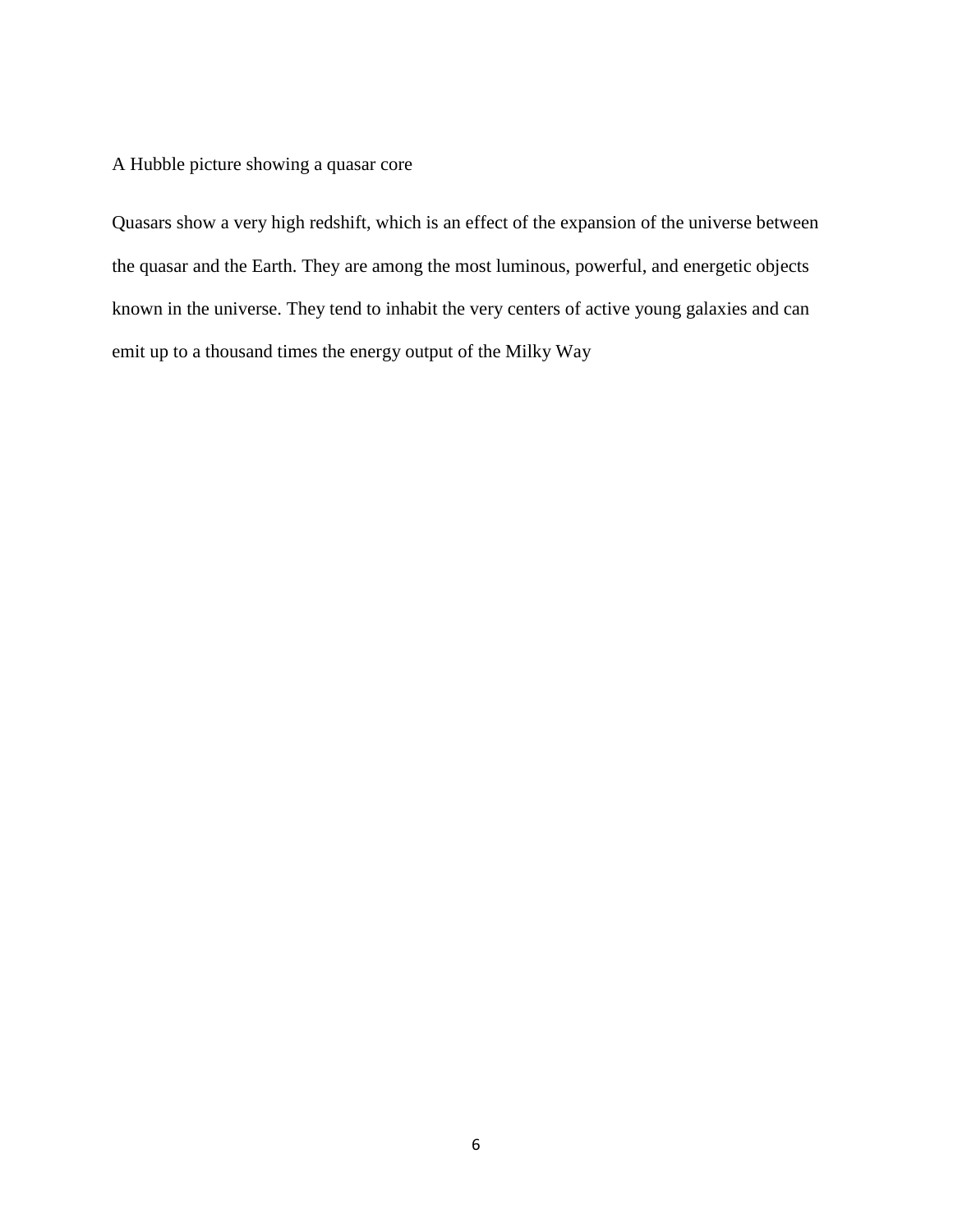A Hubble picture showing a quasar core

Quasars show a very high redshift, which is an effect of the expansion of the universe between the quasar and the Earth. They are among the most luminous, powerful, and energetic objects known in the universe. They tend to inhabit the very centers of active young galaxies and can emit up to a thousand times the energy output of the Milky Way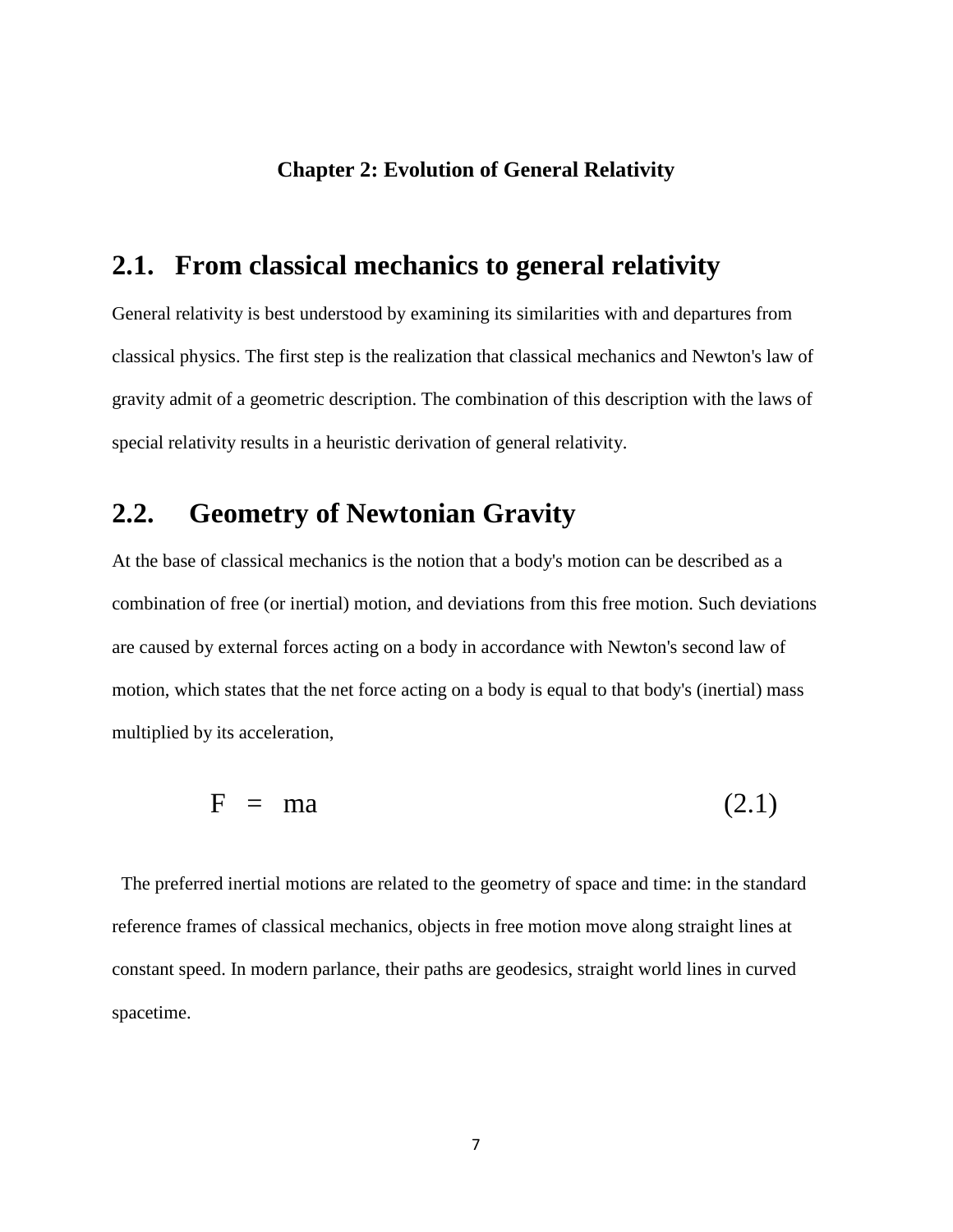# Chapter 2: Evolution of General Relativity

## 2.1. From classical mechanics to general relativity

General relativity is best understood by examining its similarities with and departures from classical physics. The first step is the realization that classical mechanics and Newton's law of gravity admit of a geometric description. The combination of this description with the laws of special relativity results in a heuristic derivation of general relativity.

## 2.2. Geometry of Newtonian Gravity

At the base of classical mechanics is the notion that a body's motion can be described as a combination of free (or inertial) motion, and deviations from this free motion. Such deviations are caused by external forces acting on a body in accordance with Newton's second law of motion, which states that the net force acting on a body is equal to that body's (inertial) mass multiplied by its acceleration,

$$F = ma \tag{2.1}$$

The preferred inertial motions are related to the geometry of space and time: in the standard reference frames of classical mechanics, objects in free motion move along straight lines at constant speed. In modern parlance, their paths are geodesics, straight world lines in curved spacetime.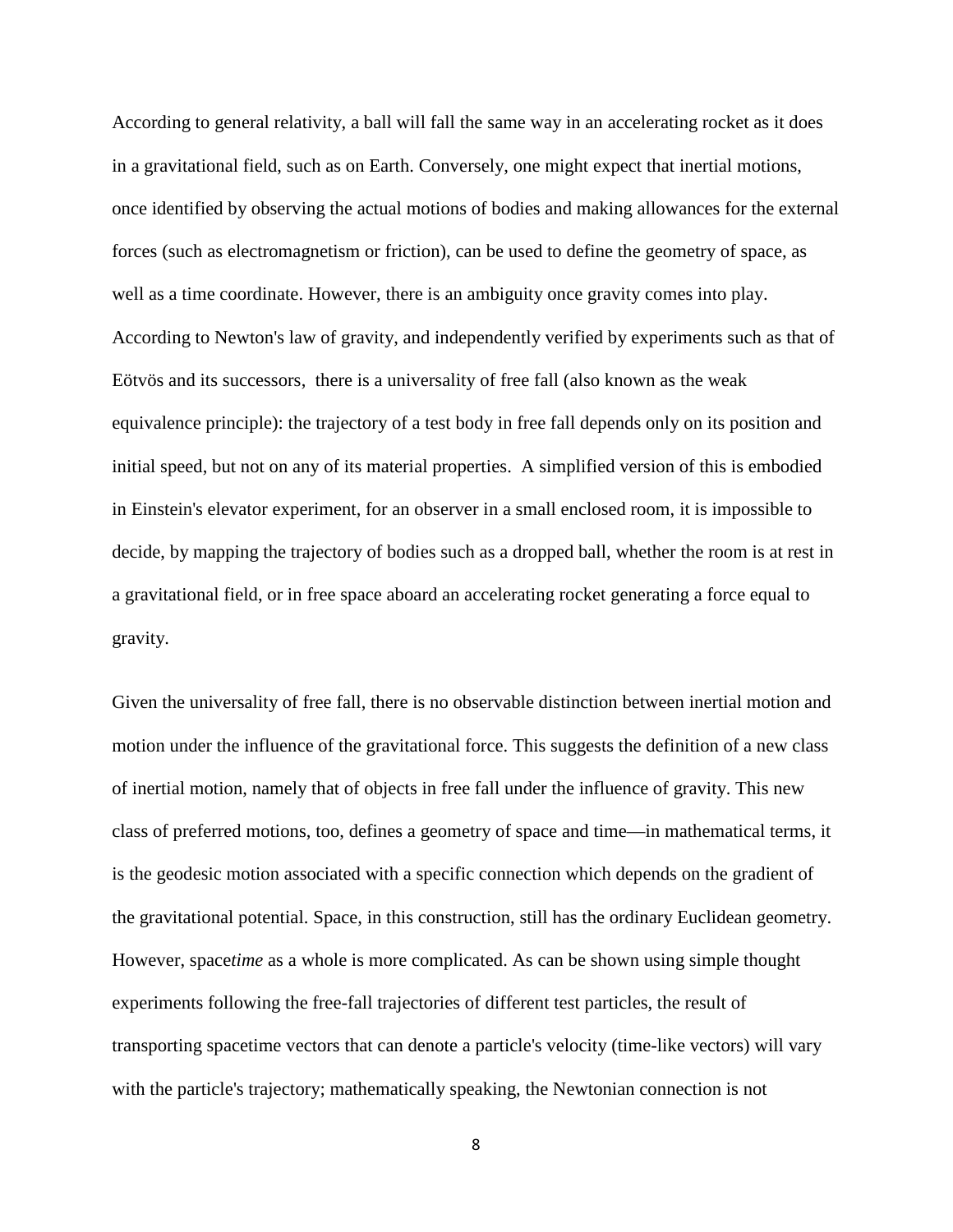According to general relativity, a ball will fall the same way in an accelerating rocket as it does in a gravitational field, such as on Earth. Conversely, one might expect that inertial motions, once identified by observing the actual motions of bodies and making allowances for the external forces (such as electromagnetism or friction), can be used to define the geometry of space, as well as a time coordinate. However, there is an ambiguity once gravity comes into play. According to Newton's law of gravity, and independently verified by experiments such as that of Eötvös and its successors, there is a universality of free fall (also known as the weak equivalence principle): the trajectory of a test body in free fall depends only on its position and initial speed, but not on any of its material properties. A simplified version of this is embodied in Einstein's elevator experiment, for an observer in a small enclosed room, it is impossible to decide, by mapping the trajectory of bodies such as a dropped ball, whether the room is at rest in a gravitational field, or in free space aboard an accelerating rocket generating a force equal to gravity.

Given the universality of free fall, there is no observable distinction between inertial motion and motion under the influence of the gravitational force. This suggests the definition of a new class of inertial motion, namely that of objects in free fall under the influence of gravity. This new class of preferred motions, too, defines a geometry of space and time—in mathematical terms, it is the geodesic motion associated with a specific connection which depends on the gradient of the gravitational potential. Space, in this construction, still has the ordinary Euclidean geometry. However, space*time* as a whole is more complicated. As can be shown using simple thought experiments following the free-fall trajectories of different test particles, the result of transporting spacetime vectors that can denote a particle's velocity (time-like vectors) will vary with the particle's trajectory; mathematically speaking, the Newtonian connection is not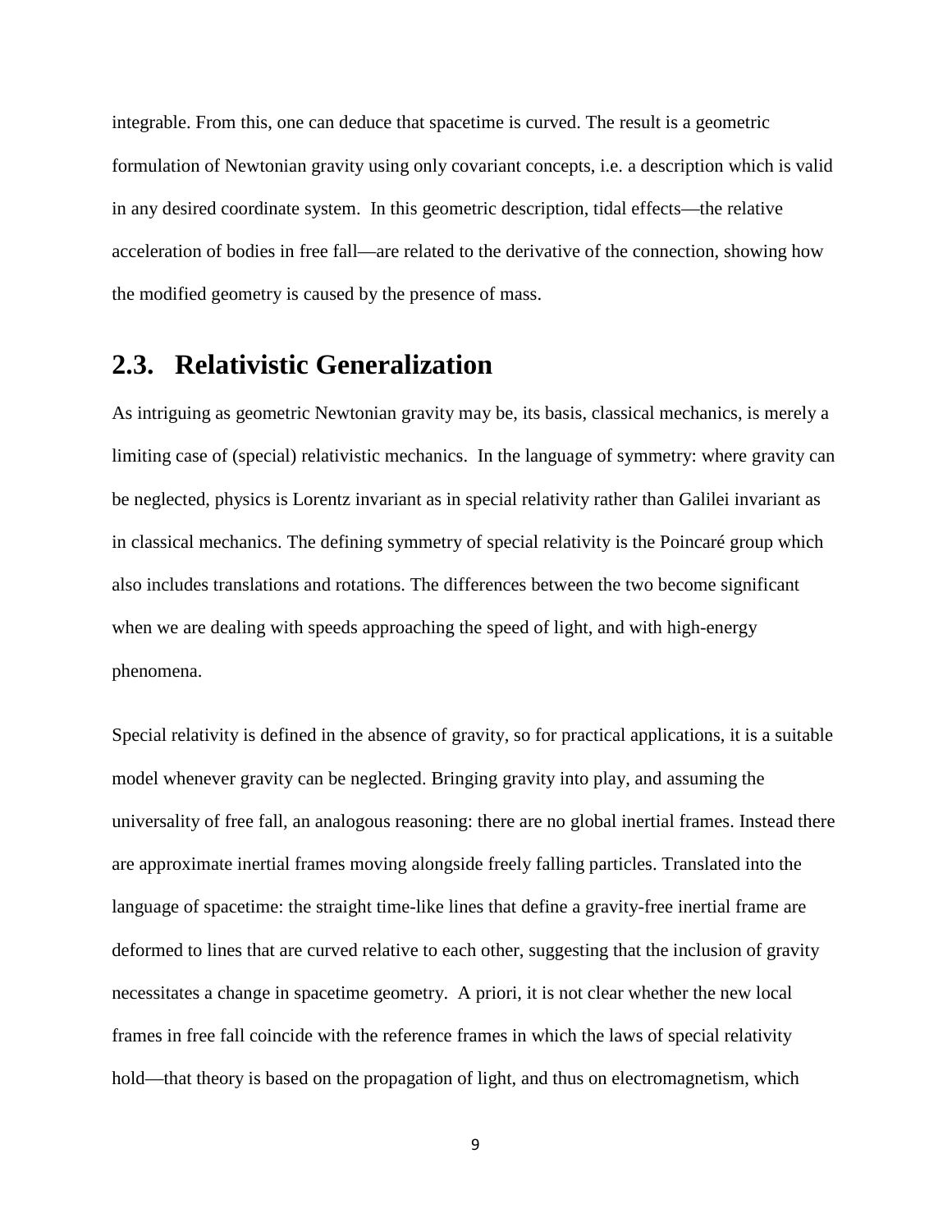integrable. From this, one can deduce that spacetime is curved. The result is a geometric formulation of Newtonian gravity using only covariant concepts, i.e. a description which is valid in any desired coordinate system. In this geometric description, tidal effects—the relative acceleration of bodies in free fall—are related to the derivative of the connection, showing how the modified geometry is caused by the presence of mass.

## 2.3. Relativistic Generalization

As intriguing as geometric Newtonian gravity may be, its basis, classical mechanics, is merely a limiting case of (special) relativistic mechanics. In the language of symmetry: where gravity can be neglected, physics is Lorentz invariant as in special relativity rather than Galilei invariant as in classical mechanics. The defining symmetry of special relativity is the Poincaré group which also includes translations and rotations. The differences between the two become significant when we are dealing with speeds approaching the speed of light, and with high-energy phenomena.

Special relativity is defined in the absence of gravity, so for practical applications, it is a suitable model whenever gravity can be neglected. Bringing gravity into play, and assuming the universality of free fall, an analogous reasoning: there are no global inertial frames. Instead there are approximate inertial frames moving alongside freely falling particles. Translated into the language of spacetime: the straight time-like lines that define a gravity-free inertial frame are deformed to lines that are curved relative to each other, suggesting that the inclusion of gravity necessitates a change in spacetime geometry. A priori, it is not clear whether the new local frames in free fall coincide with the reference frames in which the laws of special relativity hold—that theory is based on the propagation of light, and thus on electromagnetism, which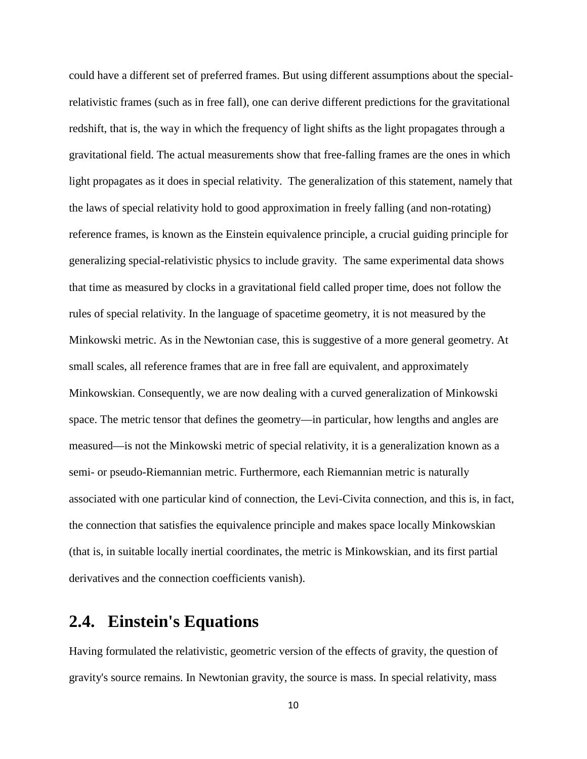could have a different set of preferred frames. But using different assumptions about the special-relativistic frames (such as in free fall), one can derive different predictions for the gravitational redshift, that is, the way in which the frequency of light shifts as the light propagates through a gravitational field. The actual measurements show that free-falling frames are the ones in which light propagates as it does in special relativity. The generalization of this statement, namely that the laws of special relativity hold to good approximation in freely falling (and non-rotating) reference frames, is known as the Einstein equivalence principle, a crucial guiding principle for generalizing special-relativistic physics to include gravity. The same experimental data shows that time as measured by clocks in a gravitational field called proper time, does not follow the rules of special relativity. In the language of spacetime geometry, it is not measured by the Minkowski metric. As in the Newtonian case, this is suggestive of a more general geometry. At small scales, all reference frames that are in free fall are equivalent, and approximately Minkowskian. Consequently, we are now dealing with a curved generalization of Minkowski space. The metric tensor that defines the geometry—in particular, how lengths and angles are measured—is not the Minkowski metric of special relativity, it is a generalization known as a semi- or pseudo-Riemannian metric. Furthermore, each Riemannian metric is naturally associated with one particular kind of connection, the Levi-Civita connection, and this is, in fact, the connection that satisfies the equivalence principle and makes space locally Minkowskian (that is, in suitable locally inertial coordinates, the metric is Minkowskian, and its first partial derivatives and the connection coefficients vanish).

## 2.4. Einstein's Equations

Having formulated the relativistic, geometric version of the effects of gravity, the question of gravity's source remains. In Newtonian gravity, the source is mass. In special relativity, mass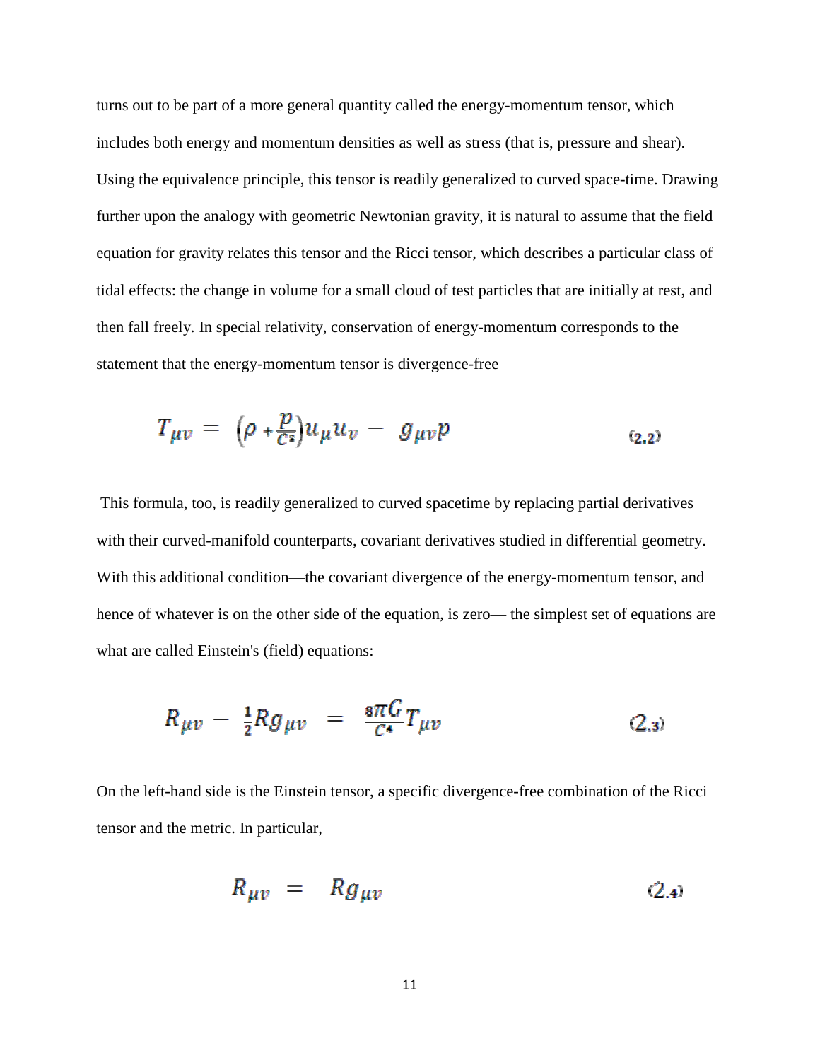turns out to be part of a more general quantity called the energy-momentum tensor, which includes both energy and momentum densities as well as stress (that is, pressure and shear). Using the equivalence principle, this tensor is readily generalized to curved space-time. Drawing further upon the analogy with geometric Newtonian gravity, it is natural to assume that the field equation for gravity relates this tensor and the Ricci tensor, which describes a particular class of tidal effects: the change in volume for a small cloud of test particles that are initially at rest, and then fall freely. In special relativity, conservation of energy-momentum corresponds to the statement that the energy-momentum tensor is divergence-free

$$T_{\mu v} = \left(\rho + \frac{p}{C^2}\right)u_{\mu}u_{v} - g_{\mu v}p \tag{2.2}$$

This formula, too, is readily generalized to curved spacetime by replacing partial derivatives with their curved-manifold counterparts, covariant derivatives studied in differential geometry. With this additional condition—the covariant divergence of the energy-momentum tensor, and hence of whatever is on the other side of the equation, is zero— the simplest set of equations are what are called Einstein's (field) equations:

$$R_{\mu v} - \frac{1}{2}Rg_{\mu v} = \frac{8\pi G}{C^4}T_{\mu v} \tag{2.3}$$

On the left-hand side is the Einstein tensor, a specific divergence-free combination of the Ricci tensor and the metric. In particular,

$$R_{\mu v} = Rg_{\mu v} \tag{2.4}$$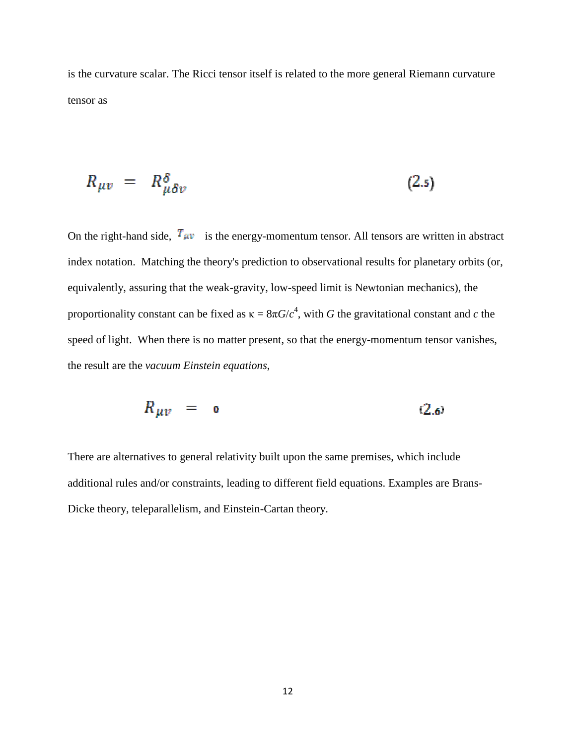is the curvature scalar. The Ricci tensor itself is related to the more general Riemann curvature tensor as

$$R_{\mu v} = R^{\delta}_{\mu\delta v} \tag{2.5}$$

On the right-hand side, $T_{\mu v}$ is the energy-momentum tensor. All tensors are written in abstract index notation. Matching the theory's prediction to observational results for planetary orbits (or, equivalently, assuring that the weak-gravity, low-speed limit is Newtonian mechanics), the proportionality constant can be fixed as $\kappa = 8\pi G/c^4$, with $G$ the gravitational constant and $c$ the speed of light. When there is no matter present, so that the energy-momentum tensor vanishes, the result are the *vacuum Einstein equations*,

$$R_{\mu v} = 0 \tag{2.6}$$

There are alternatives to general relativity built upon the same premises, which include additional rules and/or constraints, leading to different field equations. Examples are Brans-Dicke theory, teleparallelism, and Einstein-Cartan theory.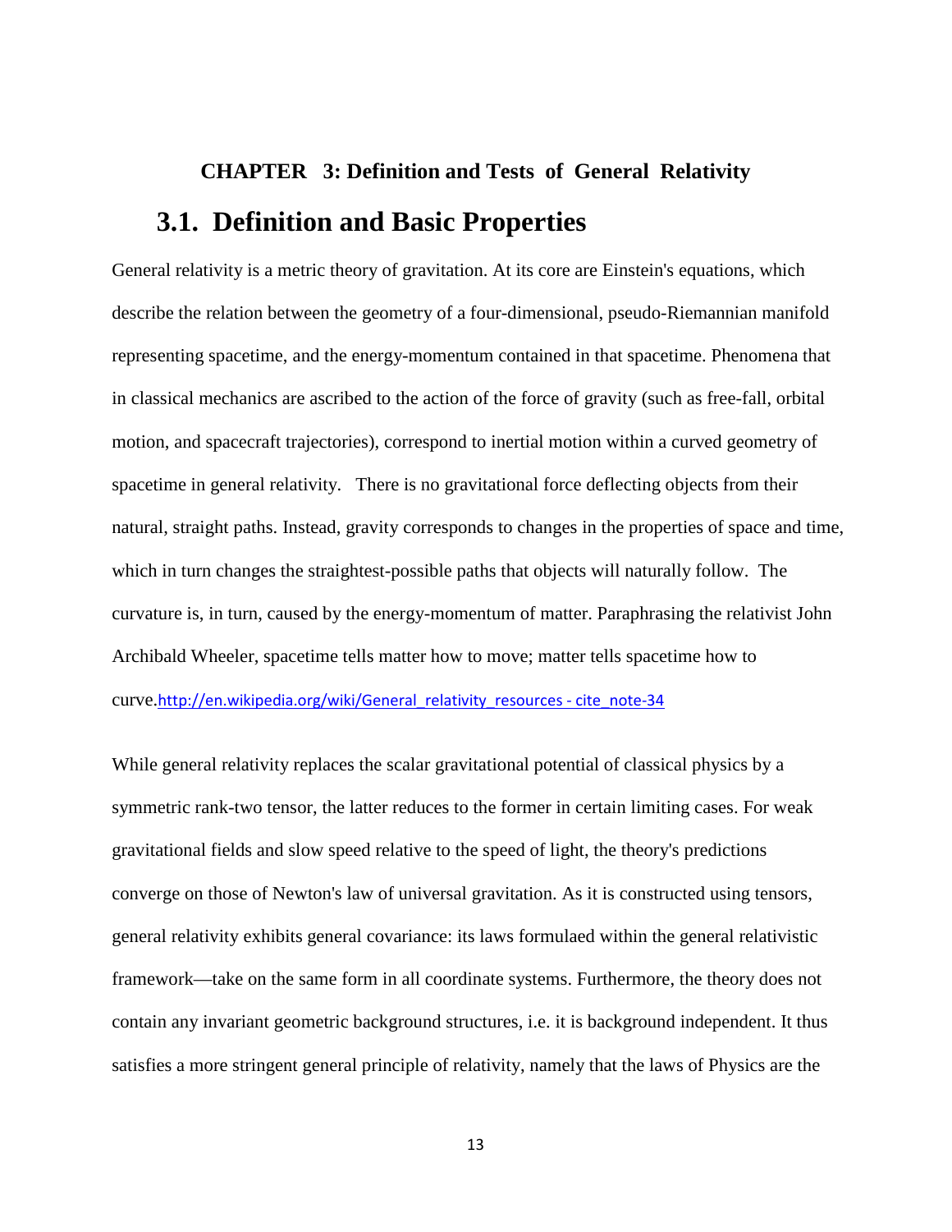## CHAPTER 3: Definition and Tests of General Relativity

# 3.1. Definition and Basic Properties

General relativity is a metric theory of gravitation. At its core are Einstein's equations, which describe the relation between the geometry of a four-dimensional, pseudo-Riemannian manifold representing spacetime, and the energy-momentum contained in that spacetime. Phenomena that in classical mechanics are ascribed to the action of the force of gravity (such as free-fall, orbital motion, and spacecraft trajectories), correspond to inertial motion within a curved geometry of spacetime in general relativity. There is no gravitational force deflecting objects from their natural, straight paths. Instead, gravity corresponds to changes in the properties of space and time, which in turn changes the straightest-possible paths that objects will naturally follow. The curvature is, in turn, caused by the energy-momentum of matter. Paraphrasing the relativist John Archibald Wheeler, spacetime tells matter how to move; matter tells spacetime how to curve.http://en.wikipedia.org/wiki/General_relativity_resources - cite_note-34

While general relativity replaces the scalar gravitational potential of classical physics by a symmetric rank-two tensor, the latter reduces to the former in certain limiting cases. For weak gravitational fields and slow speed relative to the speed of light, the theory's predictions converge on those of Newton's law of universal gravitation. As it is constructed using tensors, general relativity exhibits general covariance: its laws formulaed within the general relativistic framework—take on the same form in all coordinate systems. Furthermore, the theory does not contain any invariant geometric background structures, i.e. it is background independent. It thus satisfies a more stringent general principle of relativity, namely that the laws of Physics are the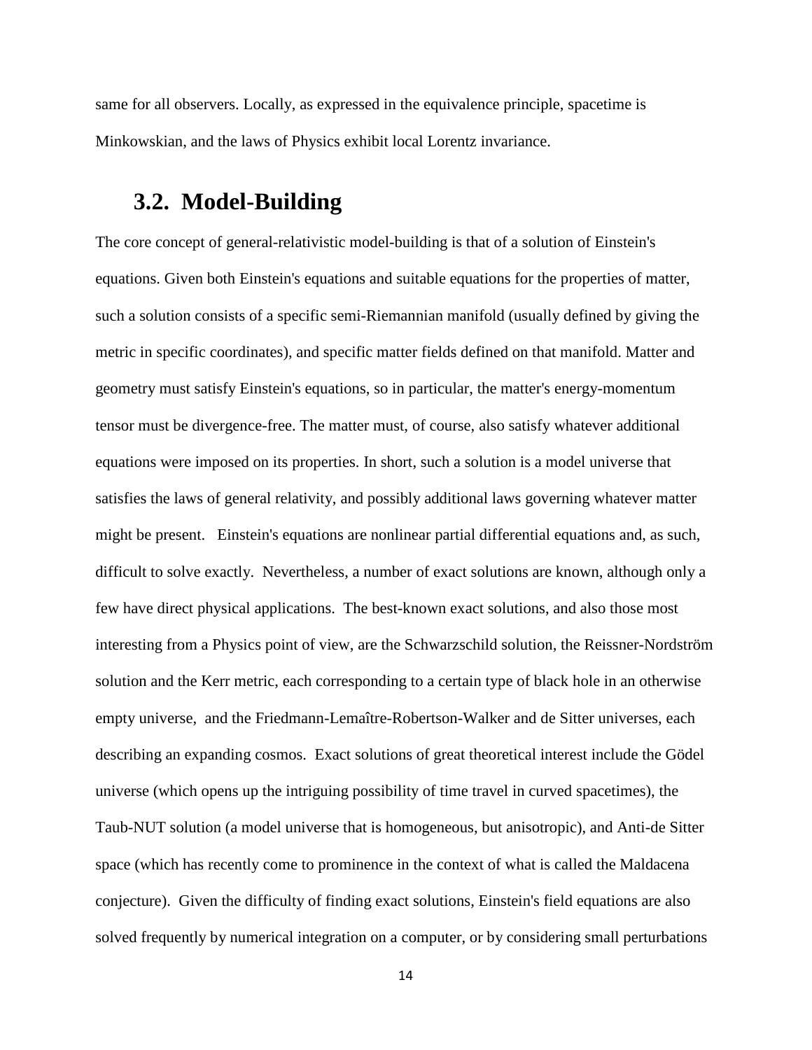same for all observers. Locally, as expressed in the equivalence principle, spacetime is Minkowskian, and the laws of Physics exhibit local Lorentz invariance.

## 3.2. Model-Building

The core concept of general-relativistic model-building is that of a solution of Einstein's equations. Given both Einstein's equations and suitable equations for the properties of matter, such a solution consists of a specific semi-Riemannian manifold (usually defined by giving the metric in specific coordinates), and specific matter fields defined on that manifold. Matter and geometry must satisfy Einstein's equations, so in particular, the matter's energy-momentum tensor must be divergence-free. The matter must, of course, also satisfy whatever additional equations were imposed on its properties. In short, such a solution is a model universe that satisfies the laws of general relativity, and possibly additional laws governing whatever matter might be present. Einstein's equations are nonlinear partial differential equations and, as such, difficult to solve exactly. Nevertheless, a number of exact solutions are known, although only a few have direct physical applications. The best-known exact solutions, and also those most interesting from a Physics point of view, are the Schwarzschild solution, the Reissner-Nordström solution and the Kerr metric, each corresponding to a certain type of black hole in an otherwise empty universe, and the Friedmann-Lemaître-Robertson-Walker and de Sitter universes, each describing an expanding cosmos. Exact solutions of great theoretical interest include the Gödel universe (which opens up the intriguing possibility of time travel in curved spacetimes), the Taub-NUT solution (a model universe that is homogeneous, but anisotropic), and Anti-de Sitter space (which has recently come to prominence in the context of what is called the Maldacena conjecture). Given the difficulty of finding exact solutions, Einstein's field equations are also solved frequently by numerical integration on a computer, or by considering small perturbations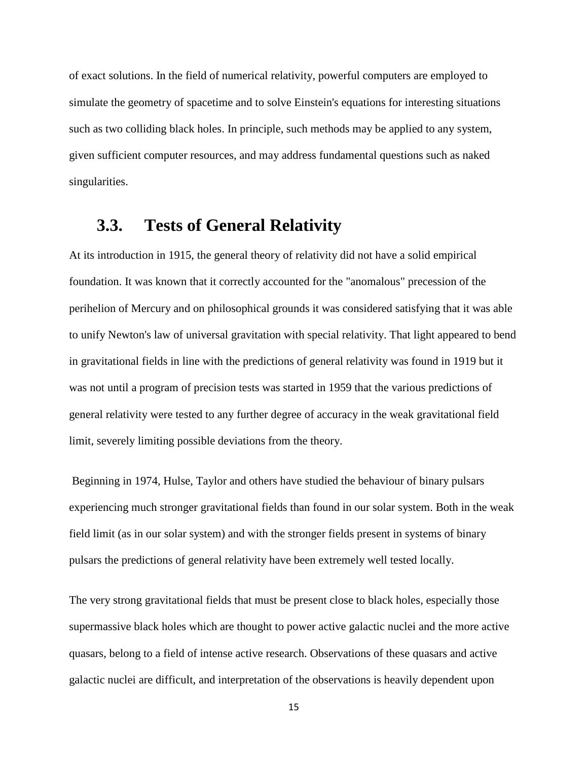of exact solutions. In the field of numerical relativity, powerful computers are employed to simulate the geometry of spacetime and to solve Einstein's equations for interesting situations such as two colliding black holes. In principle, such methods may be applied to any system, given sufficient computer resources, and may address fundamental questions such as naked singularities.

## 3.3. Tests of General Relativity

At its introduction in 1915, the general theory of relativity did not have a solid empirical foundation. It was known that it correctly accounted for the "anomalous" precession of the perihelion of Mercury and on philosophical grounds it was considered satisfying that it was able to unify Newton's law of universal gravitation with special relativity. That light appeared to bend in gravitational fields in line with the predictions of general relativity was found in 1919 but it was not until a program of precision tests was started in 1959 that the various predictions of general relativity were tested to any further degree of accuracy in the weak gravitational field limit, severely limiting possible deviations from the theory.

Beginning in 1974, Hulse, Taylor and others have studied the behaviour of binary pulsars experiencing much stronger gravitational fields than found in our solar system. Both in the weak field limit (as in our solar system) and with the stronger fields present in systems of binary pulsars the predictions of general relativity have been extremely well tested locally.

The very strong gravitational fields that must be present close to black holes, especially those supermassive black holes which are thought to power active galactic nuclei and the more active quasars, belong to a field of intense active research. Observations of these quasars and active galactic nuclei are difficult, and interpretation of the observations is heavily dependent upon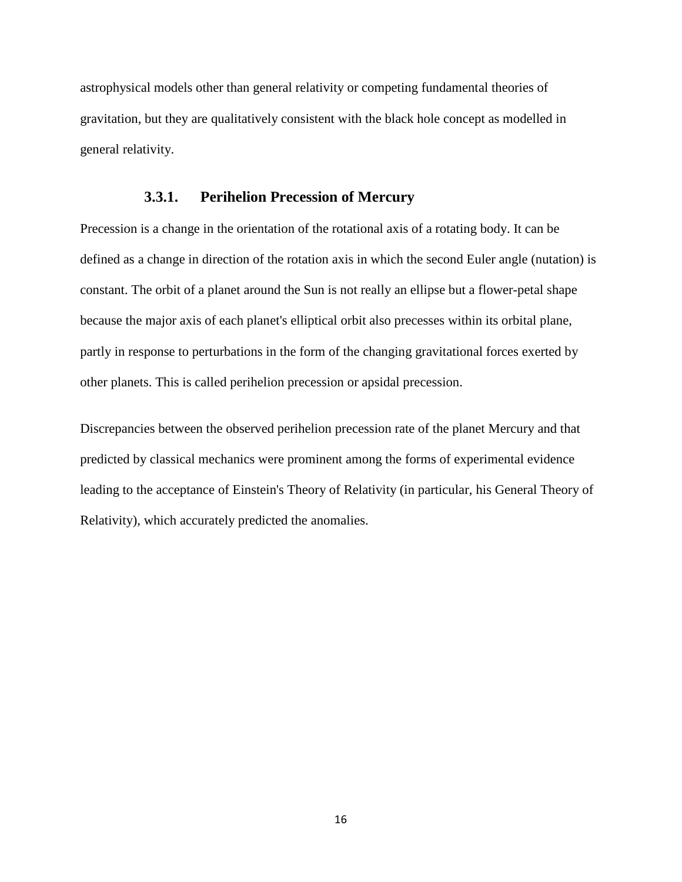astrophysical models other than general relativity or competing fundamental theories of gravitation, but they are qualitatively consistent with the black hole concept as modelled in general relativity.

### 3.3.1. Perihelion Precession of Mercury

Precession is a change in the orientation of the rotational axis of a rotating body. It can be defined as a change in direction of the rotation axis in which the second Euler angle (nutation) is constant. The orbit of a planet around the Sun is not really an ellipse but a flower-petal shape because the major axis of each planet's elliptical orbit also precesses within its orbital plane, partly in response to perturbations in the form of the changing gravitational forces exerted by other planets. This is called perihelion precession or apsidal precession.

Discrepancies between the observed perihelion precession rate of the planet Mercury and that predicted by classical mechanics were prominent among the forms of experimental evidence leading to the acceptance of Einstein's Theory of Relativity (in particular, his General Theory of Relativity), which accurately predicted the anomalies.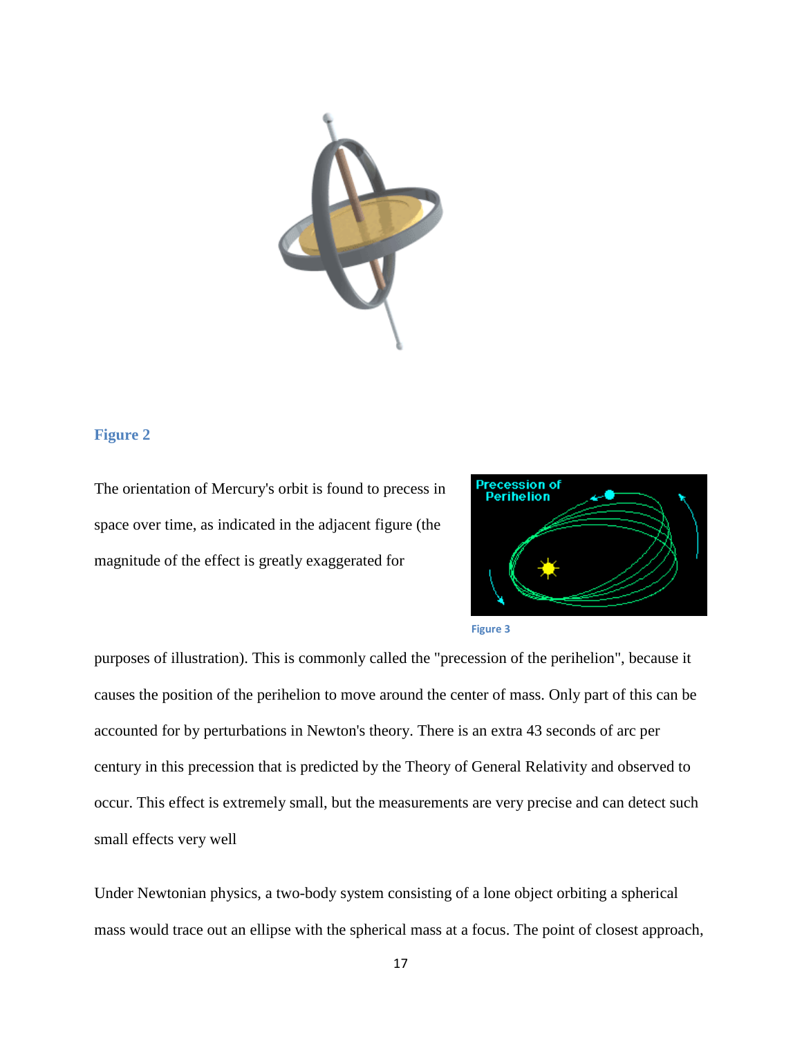Figure 2

The orientation of Mercury's orbit is found to precess in space over time, as indicated in the adjacent figure (the magnitude of the effect is greatly exaggerated for purposes of illustration). This is commonly called the "precession of the perihelion", because it causes the position of the perihelion to move around the center of mass. Only part of this can be accounted for by perturbations in Newton's theory. There is an extra 43 seconds of arc per century in this precession that is predicted by the Theory of General Relativity and observed to occur. This effect is extremely small, but the measurements are very precise and can detect such small effects very well

Precession of Perihelion

Figure 3

Under Newtonian physics, a two-body system consisting of a lone object orbiting a spherical mass would trace out an ellipse with the spherical mass at a focus. The point of closest approach,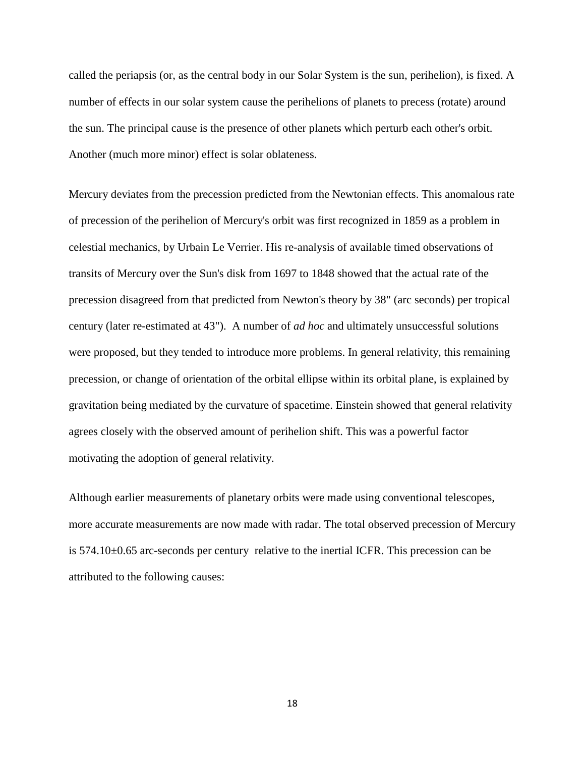called the periapsis (or, as the central body in our Solar System is the sun, perihelion), is fixed. A number of effects in our solar system cause the perihelions of planets to precess (rotate) around the sun. The principal cause is the presence of other planets which perturb each other's orbit. Another (much more minor) effect is solar oblateness.

Mercury deviates from the precession predicted from the Newtonian effects. This anomalous rate of precession of the perihelion of Mercury's orbit was first recognized in 1859 as a problem in celestial mechanics, by Urbain Le Verrier. His re-analysis of available timed observations of transits of Mercury over the Sun's disk from 1697 to 1848 showed that the actual rate of the precession disagreed from that predicted from Newton's theory by 38" (arc seconds) per tropical century (later re-estimated at 43"). A number of *ad hoc* and ultimately unsuccessful solutions were proposed, but they tended to introduce more problems. In general relativity, this remaining precession, or change of orientation of the orbital ellipse within its orbital plane, is explained by gravitation being mediated by the curvature of spacetime. Einstein showed that general relativity agrees closely with the observed amount of perihelion shift. This was a powerful factor motivating the adoption of general relativity.

Although earlier measurements of planetary orbits were made using conventional telescopes, more accurate measurements are now made with radar. The total observed precession of Mercury is 574.10±0.65 arc-seconds per century relative to the inertial ICFR. This precession can be attributed to the following causes: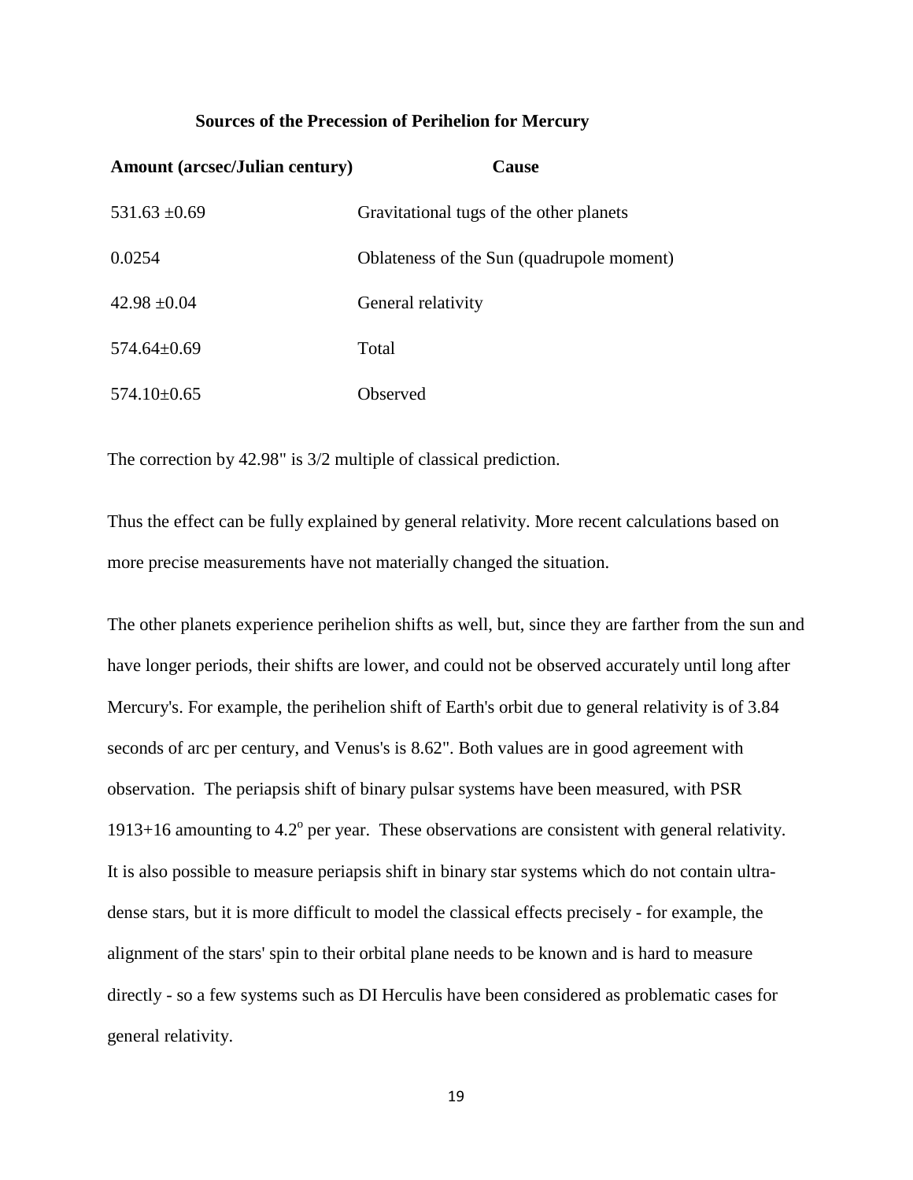**Sources of the Precession of Perihelion for Mercury**

| Amount (arcsec/Julian century) | Cause |
|---|---|
| 531.63 ±0.69 | Gravitational tugs of the other planets |
| 0.0254 | Oblateness of the Sun (quadrupole moment) |
| 42.98 ±0.04 | General relativity |
| 574.64±0.69 | Total |
| 574.10±0.65 | Observed |

The correction by 42.98" is 3/2 multiple of classical prediction.

Thus the effect can be fully explained by general relativity. More recent calculations based on more precise measurements have not materially changed the situation.

The other planets experience perihelion shifts as well, but, since they are farther from the sun and have longer periods, their shifts are lower, and could not be observed accurately until long after Mercury's. For example, the perihelion shift of Earth's orbit due to general relativity is of 3.84 seconds of arc per century, and Venus's is 8.62". Both values are in good agreement with observation. The periapsis shift of binary pulsar systems have been measured, with PSR 1913+16 amounting to $4.2^{o}$ per year. These observations are consistent with general relativity. It is also possible to measure periapsis shift in binary star systems which do not contain ultra-dense stars, but it is more difficult to model the classical effects precisely - for example, the alignment of the stars' spin to their orbital plane needs to be known and is hard to measure directly - so a few systems such as DI Herculis have been considered as problematic cases for general relativity.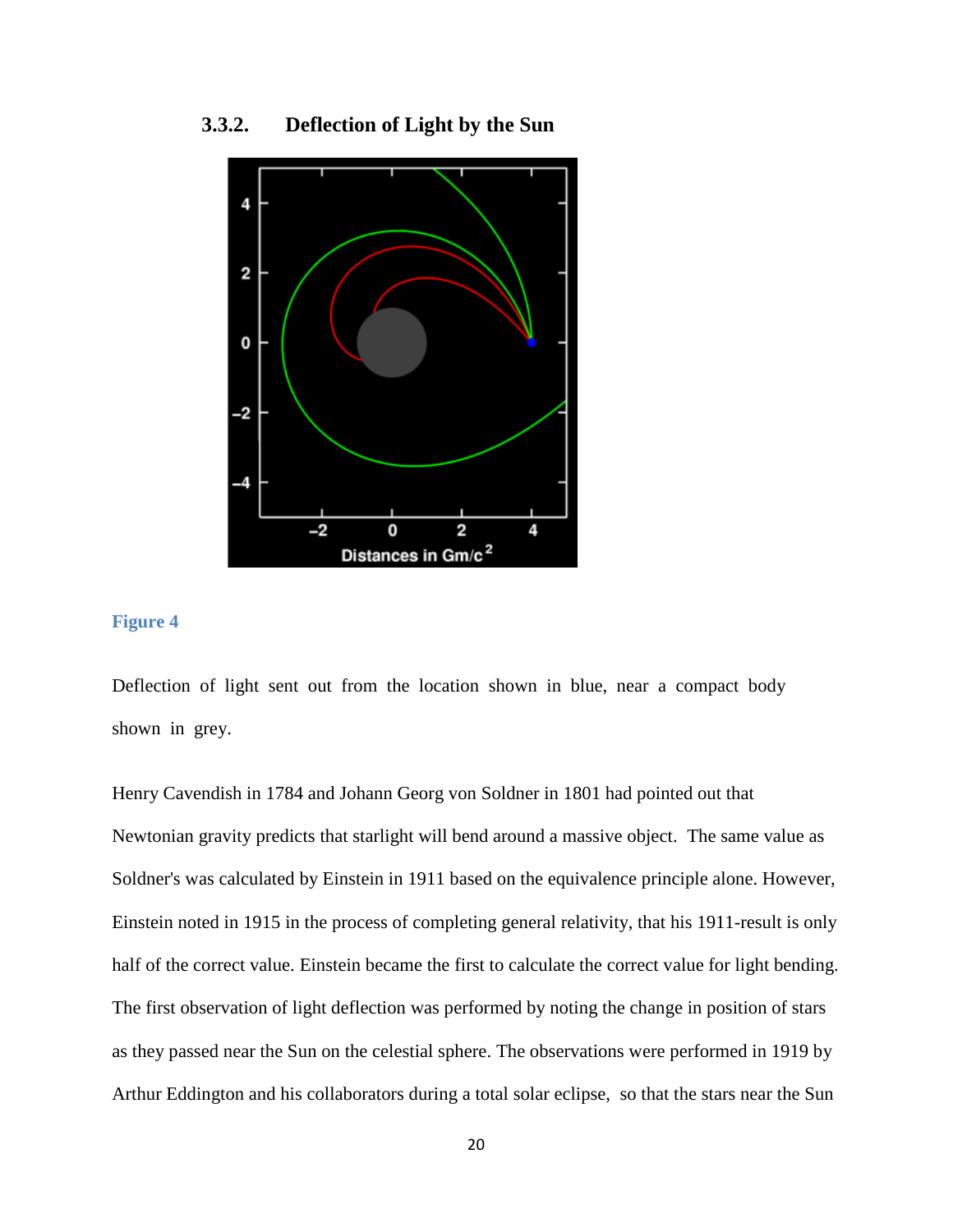### 3.3.2. Deflection of Light by the Sun

4
2
0
−2
−4
−2
0
2
4
Distances in Gm/c²

**Figure 4**

Deflection of light sent out from the location shown in blue, near a compact body shown in grey.

Henry Cavendish in 1784 and Johann Georg von Soldner in 1801 had pointed out that Newtonian gravity predicts that starlight will bend around a massive object. The same value as Soldner's was calculated by Einstein in 1911 based on the equivalence principle alone. However, Einstein noted in 1915 in the process of completing general relativity, that his 1911-result is only half of the correct value. Einstein became the first to calculate the correct value for light bending. The first observation of light deflection was performed by noting the change in position of stars as they passed near the Sun on the celestial sphere. The observations were performed in 1919 by Arthur Eddington and his collaborators during a total solar eclipse, so that the stars near the Sun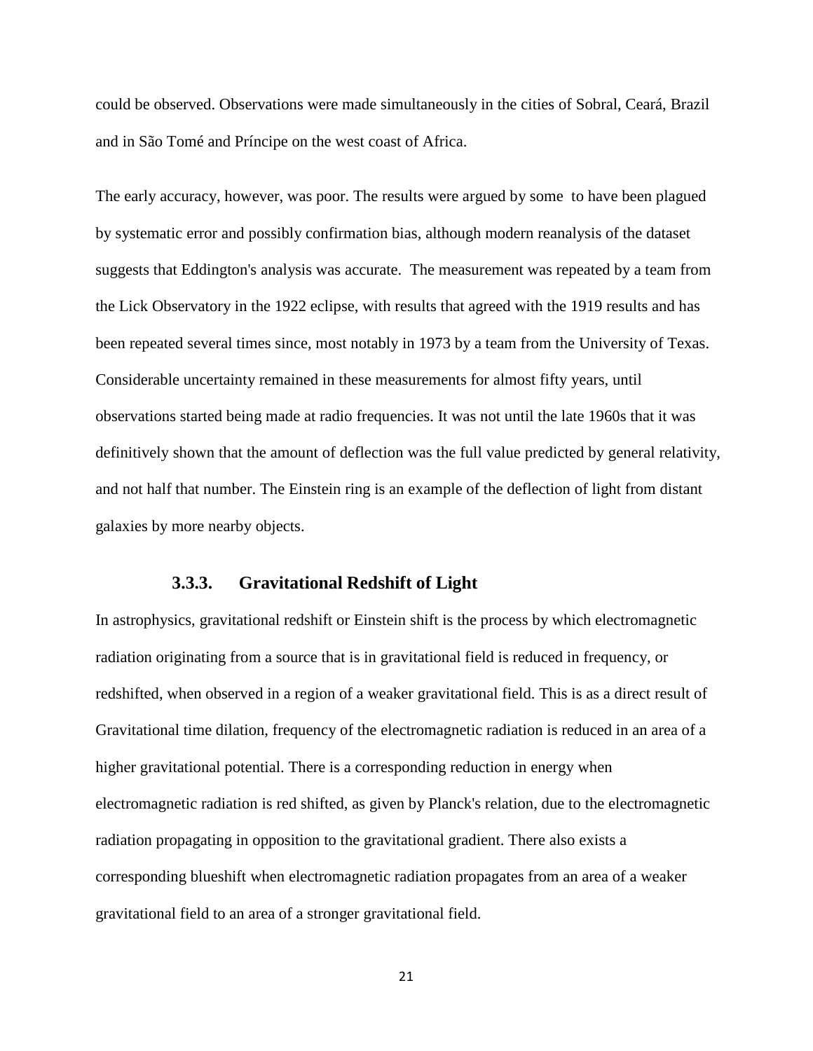could be observed. Observations were made simultaneously in the cities of Sobral, Ceará, Brazil and in São Tomé and Príncipe on the west coast of Africa.

The early accuracy, however, was poor. The results were argued by some to have been plagued by systematic error and possibly confirmation bias, although modern reanalysis of the dataset suggests that Eddington's analysis was accurate. The measurement was repeated by a team from the Lick Observatory in the 1922 eclipse, with results that agreed with the 1919 results and has been repeated several times since, most notably in 1973 by a team from the University of Texas. Considerable uncertainty remained in these measurements for almost fifty years, until observations started being made at radio frequencies. It was not until the late 1960s that it was definitively shown that the amount of deflection was the full value predicted by general relativity, and not half that number. The Einstein ring is an example of the deflection of light from distant galaxies by more nearby objects.

### 3.3.3. Gravitational Redshift of Light

In astrophysics, gravitational redshift or Einstein shift is the process by which electromagnetic radiation originating from a source that is in gravitational field is reduced in frequency, or redshifted, when observed in a region of a weaker gravitational field. This is as a direct result of Gravitational time dilation, frequency of the electromagnetic radiation is reduced in an area of a higher gravitational potential. There is a corresponding reduction in energy when electromagnetic radiation is red shifted, as given by Planck's relation, due to the electromagnetic radiation propagating in opposition to the gravitational gradient. There also exists a corresponding blueshift when electromagnetic radiation propagates from an area of a weaker gravitational field to an area of a stronger gravitational field.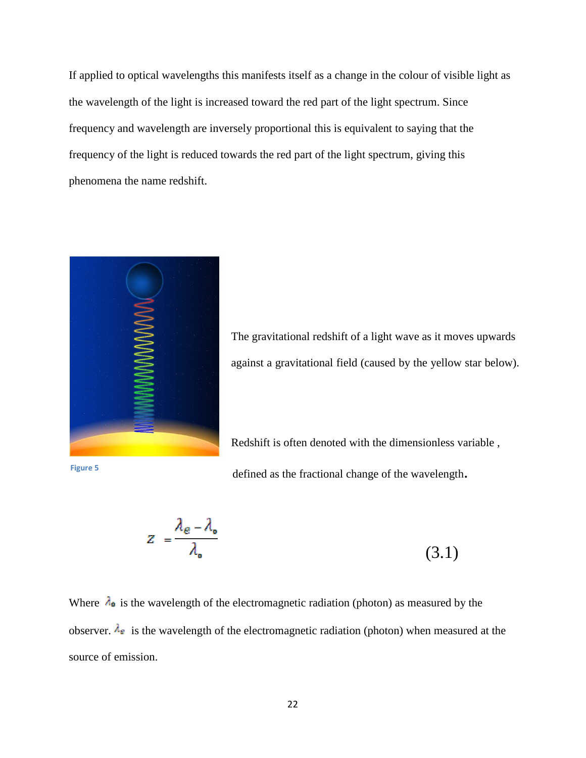If applied to optical wavelengths this manifests itself as a change in the colour of visible light as the wavelength of the light is increased toward the red part of the light spectrum. Since frequency and wavelength are inversely proportional this is equivalent to saying that the frequency of the light is reduced towards the red part of the light spectrum, giving this phenomena the name redshift.

Figure 5

The gravitational redshift of a light wave as it moves upwards against a gravitational field (caused by the yellow star below).

Redshift is often denoted with the dimensionless variable ,

defined as the fractional change of the wavelength.

$$z = \frac{\lambda_e - \lambda_o}{\lambda_o} \tag{3.1}$$

Where $\lambda_o$ is the wavelength of the electromagnetic radiation (photon) as measured by the observer. $\lambda_e$ is the wavelength of the electromagnetic radiation (photon) when measured at the source of emission.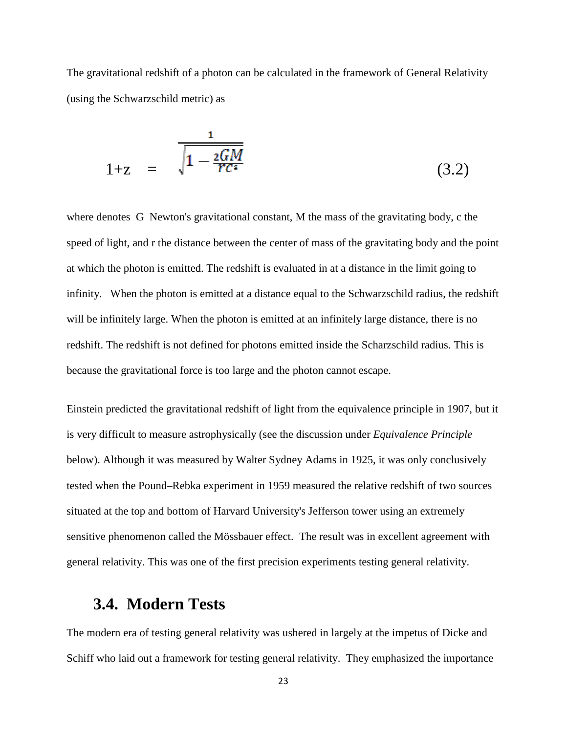The gravitational redshift of a photon can be calculated in the framework of General Relativity (using the Schwarzschild metric) as

$$1+z \quad = \quad \frac{1}{\sqrt{1-\frac{2GM}{rc^2}}} \qquad (3.2)$$

where denotes G Newton's gravitational constant, M the mass of the gravitating body, c the speed of light, and r the distance between the center of mass of the gravitating body and the point at which the photon is emitted. The redshift is evaluated in at a distance in the limit going to infinity. When the photon is emitted at a distance equal to the Schwarzschild radius, the redshift will be infinitely large. When the photon is emitted at an infinitely large distance, there is no redshift. The redshift is not defined for photons emitted inside the Scharzschild radius. This is because the gravitational force is too large and the photon cannot escape.

Einstein predicted the gravitational redshift of light from the equivalence principle in 1907, but it is very difficult to measure astrophysically (see the discussion under *Equivalence Principle* below). Although it was measured by Walter Sydney Adams in 1925, it was only conclusively tested when the Pound–Rebka experiment in 1959 measured the relative redshift of two sources situated at the top and bottom of Harvard University's Jefferson tower using an extremely sensitive phenomenon called the Mössbauer effect. The result was in excellent agreement with general relativity. This was one of the first precision experiments testing general relativity.

## 3.4. Modern Tests

The modern era of testing general relativity was ushered in largely at the impetus of Dicke and Schiff who laid out a framework for testing general relativity. They emphasized the importance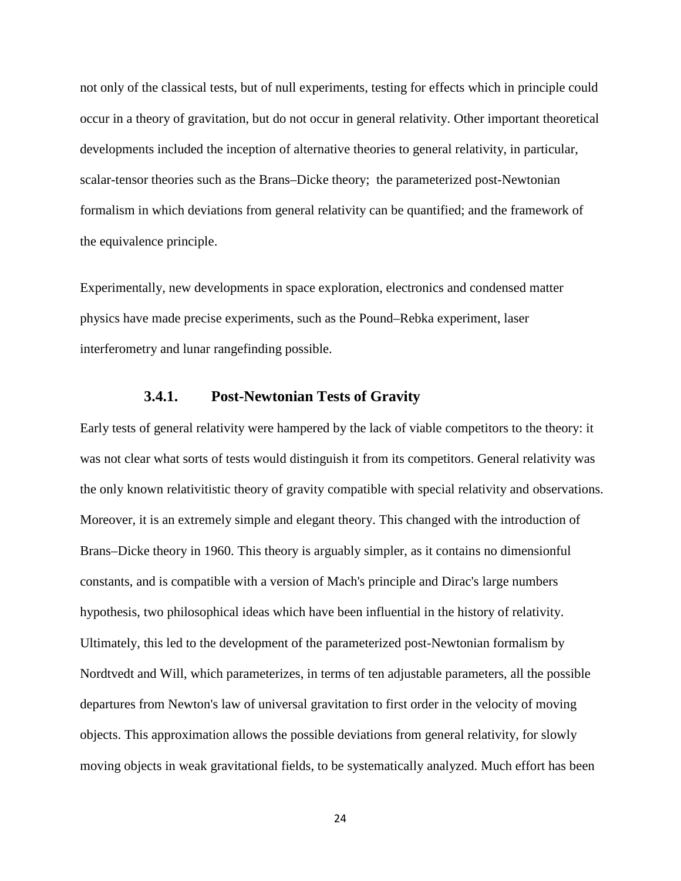not only of the classical tests, but of null experiments, testing for effects which in principle could occur in a theory of gravitation, but do not occur in general relativity. Other important theoretical developments included the inception of alternative theories to general relativity, in particular, scalar-tensor theories such as the Brans–Dicke theory; the parameterized post-Newtonian formalism in which deviations from general relativity can be quantified; and the framework of the equivalence principle.

Experimentally, new developments in space exploration, electronics and condensed matter physics have made precise experiments, such as the Pound–Rebka experiment, laser interferometry and lunar rangefinding possible.

### 3.4.1. Post-Newtonian Tests of Gravity

Early tests of general relativity were hampered by the lack of viable competitors to the theory: it was not clear what sorts of tests would distinguish it from its competitors. General relativity was the only known relativitistic theory of gravity compatible with special relativity and observations. Moreover, it is an extremely simple and elegant theory. This changed with the introduction of Brans–Dicke theory in 1960. This theory is arguably simpler, as it contains no dimensionful constants, and is compatible with a version of Mach's principle and Dirac's large numbers hypothesis, two philosophical ideas which have been influential in the history of relativity. Ultimately, this led to the development of the parameterized post-Newtonian formalism by Nordtvedt and Will, which parameterizes, in terms of ten adjustable parameters, all the possible departures from Newton's law of universal gravitation to first order in the velocity of moving objects. This approximation allows the possible deviations from general relativity, for slowly moving objects in weak gravitational fields, to be systematically analyzed. Much effort has been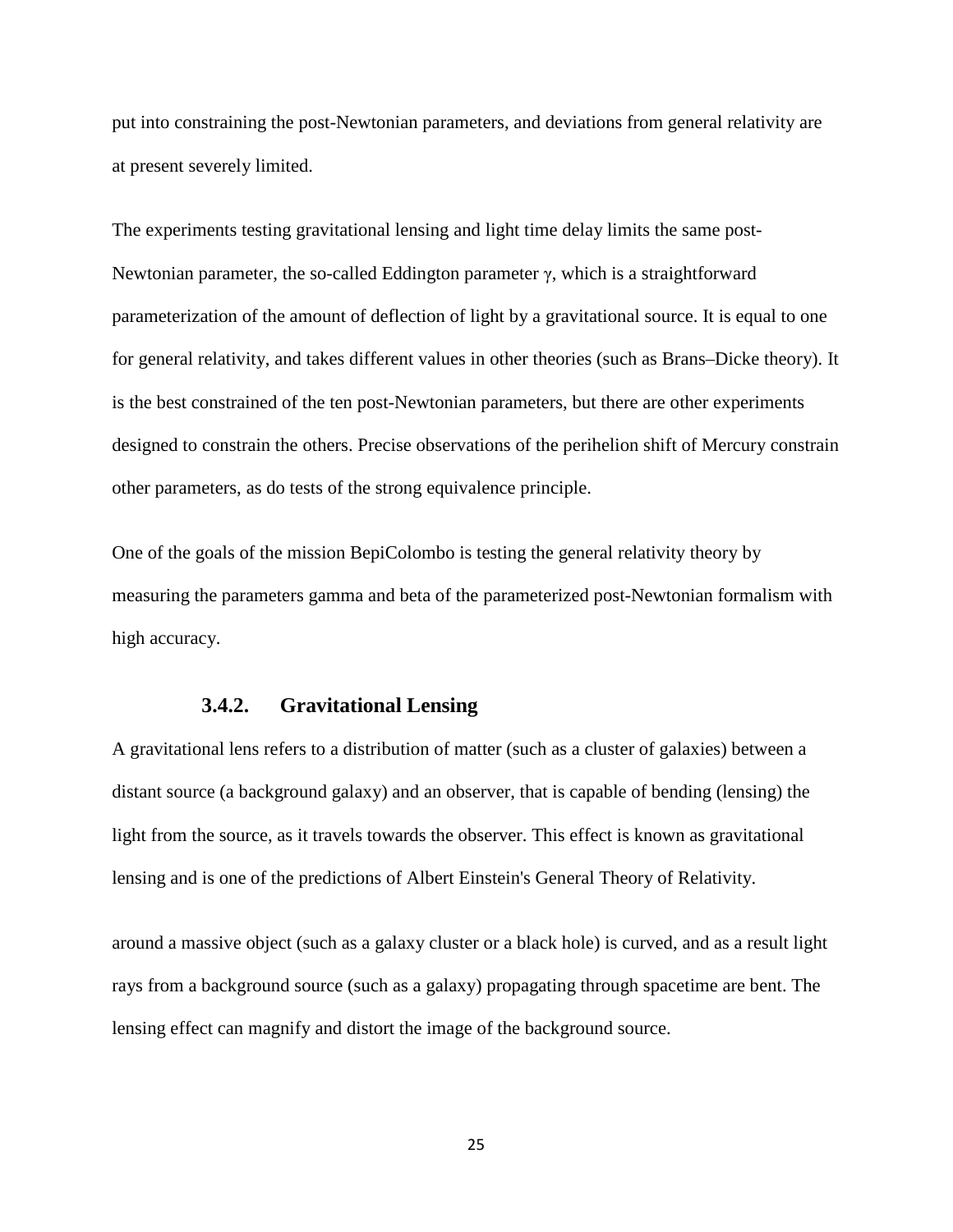put into constraining the post-Newtonian parameters, and deviations from general relativity are at present severely limited.

The experiments testing gravitational lensing and light time delay limits the same post-Newtonian parameter, the so-called Eddington parameter $\gamma$, which is a straightforward parameterization of the amount of deflection of light by a gravitational source. It is equal to one for general relativity, and takes different values in other theories (such as Brans–Dicke theory). It is the best constrained of the ten post-Newtonian parameters, but there are other experiments designed to constrain the others. Precise observations of the perihelion shift of Mercury constrain other parameters, as do tests of the strong equivalence principle.

One of the goals of the mission BepiColombo is testing the general relativity theory by measuring the parameters gamma and beta of the parameterized post-Newtonian formalism with high accuracy.

### 3.4.2. Gravitational Lensing

A gravitational lens refers to a distribution of matter (such as a cluster of galaxies) between a distant source (a background galaxy) and an observer, that is capable of bending (lensing) the light from the source, as it travels towards the observer. This effect is known as gravitational lensing and is one of the predictions of Albert Einstein's General Theory of Relativity.

around a massive object (such as a galaxy cluster or a black hole) is curved, and as a result light rays from a background source (such as a galaxy) propagating through spacetime are bent. The lensing effect can magnify and distort the image of the background source.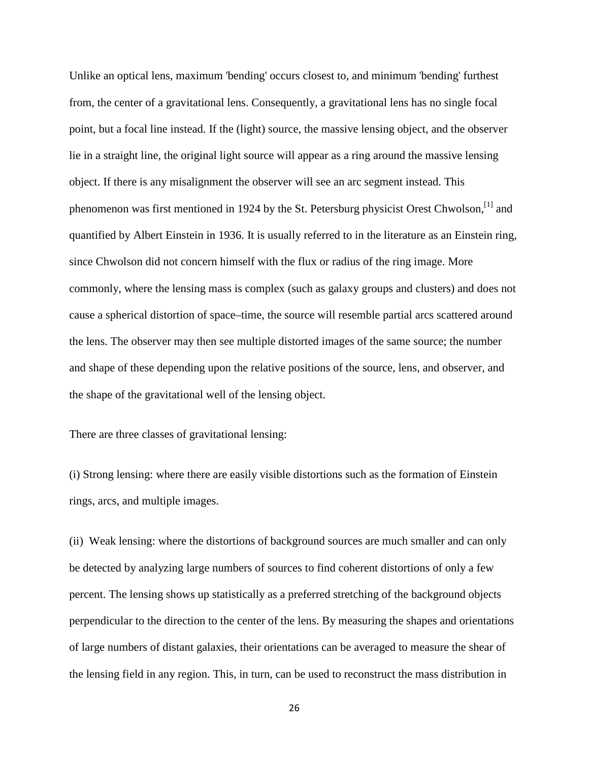Unlike an optical lens, maximum 'bending' occurs closest to, and minimum 'bending' furthest from, the center of a gravitational lens. Consequently, a gravitational lens has no single focal point, but a focal line instead. If the (light) source, the massive lensing object, and the observer lie in a straight line, the original light source will appear as a ring around the massive lensing object. If there is any misalignment the observer will see an arc segment instead. This phenomenon was first mentioned in 1924 by the St. Petersburg physicist Orest Chwolson,[1] and quantified by Albert Einstein in 1936. It is usually referred to in the literature as an Einstein ring, since Chwolson did not concern himself with the flux or radius of the ring image. More commonly, where the lensing mass is complex (such as galaxy groups and clusters) and does not cause a spherical distortion of space–time, the source will resemble partial arcs scattered around the lens. The observer may then see multiple distorted images of the same source; the number and shape of these depending upon the relative positions of the source, lens, and observer, and the shape of the gravitational well of the lensing object.

There are three classes of gravitational lensing:

(i) Strong lensing: where there are easily visible distortions such as the formation of Einstein rings, arcs, and multiple images.

(ii) Weak lensing: where the distortions of background sources are much smaller and can only be detected by analyzing large numbers of sources to find coherent distortions of only a few percent. The lensing shows up statistically as a preferred stretching of the background objects perpendicular to the direction to the center of the lens. By measuring the shapes and orientations of large numbers of distant galaxies, their orientations can be averaged to measure the shear of the lensing field in any region. This, in turn, can be used to reconstruct the mass distribution in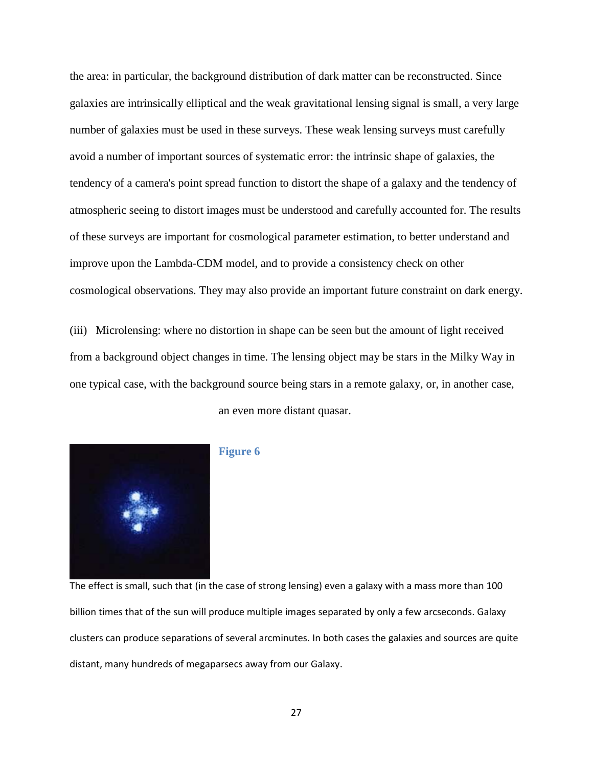the area: in particular, the background distribution of dark matter can be reconstructed. Since galaxies are intrinsically elliptical and the weak gravitational lensing signal is small, a very large number of galaxies must be used in these surveys. These weak lensing surveys must carefully avoid a number of important sources of systematic error: the intrinsic shape of galaxies, the tendency of a camera's point spread function to distort the shape of a galaxy and the tendency of atmospheric seeing to distort images must be understood and carefully accounted for. The results of these surveys are important for cosmological parameter estimation, to better understand and improve upon the Lambda-CDM model, and to provide a consistency check on other cosmological observations. They may also provide an important future constraint on dark energy.

(iii) Microlensing: where no distortion in shape can be seen but the amount of light received from a background object changes in time. The lensing object may be stars in the Milky Way in one typical case, with the background source being stars in a remote galaxy, or, in another case, an even more distant quasar.

**Figure 6**

The effect is small, such that (in the case of strong lensing) even a galaxy with a mass more than 100 billion times that of the sun will produce multiple images separated by only a few arcseconds. Galaxy clusters can produce separations of several arcminutes. In both cases the galaxies and sources are quite distant, many hundreds of megaparsecs away from our Galaxy.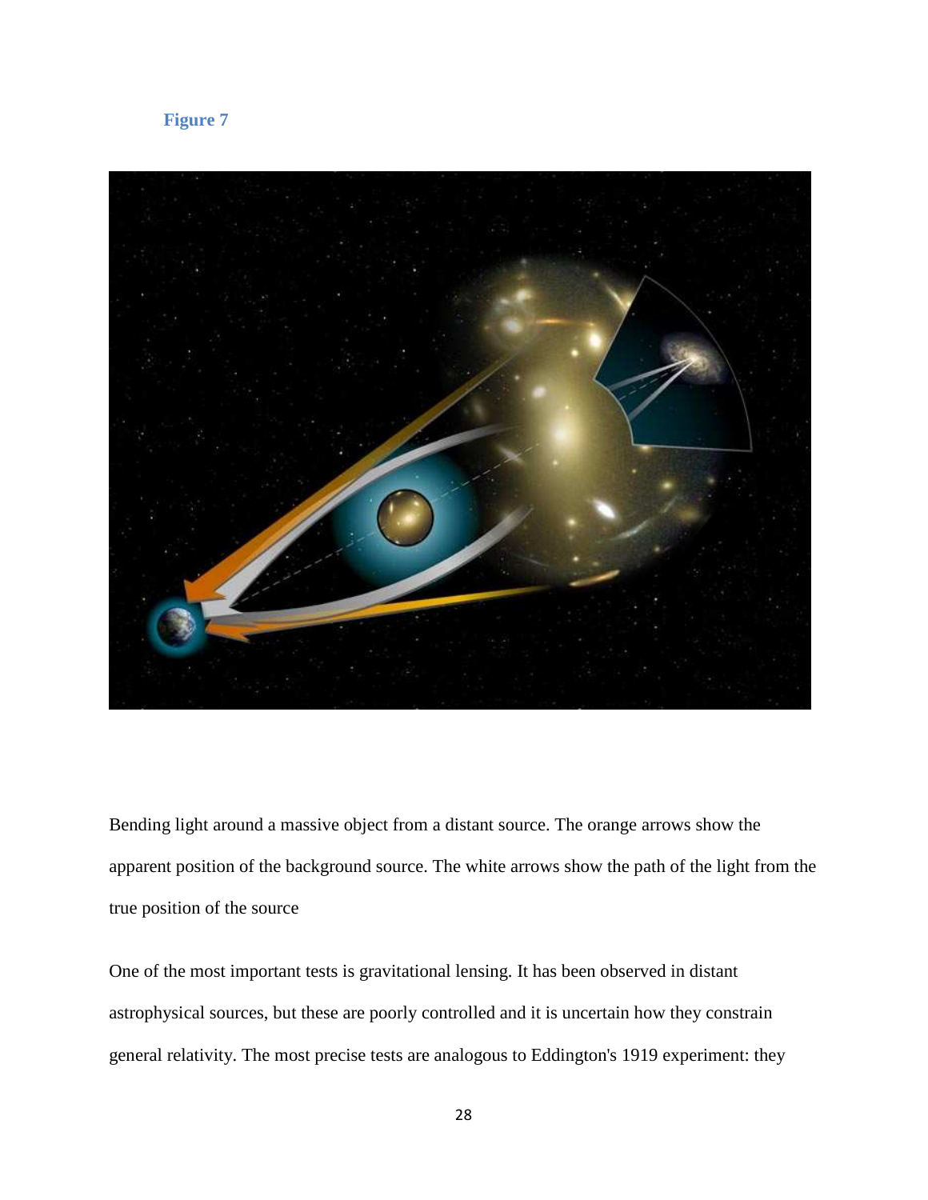**Figure 7**

Bending light around a massive object from a distant source. The orange arrows show the apparent position of the background source. The white arrows show the path of the light from the true position of the source

One of the most important tests is gravitational lensing. It has been observed in distant astrophysical sources, but these are poorly controlled and it is uncertain how they constrain general relativity. The most precise tests are analogous to Eddington's 1919 experiment: they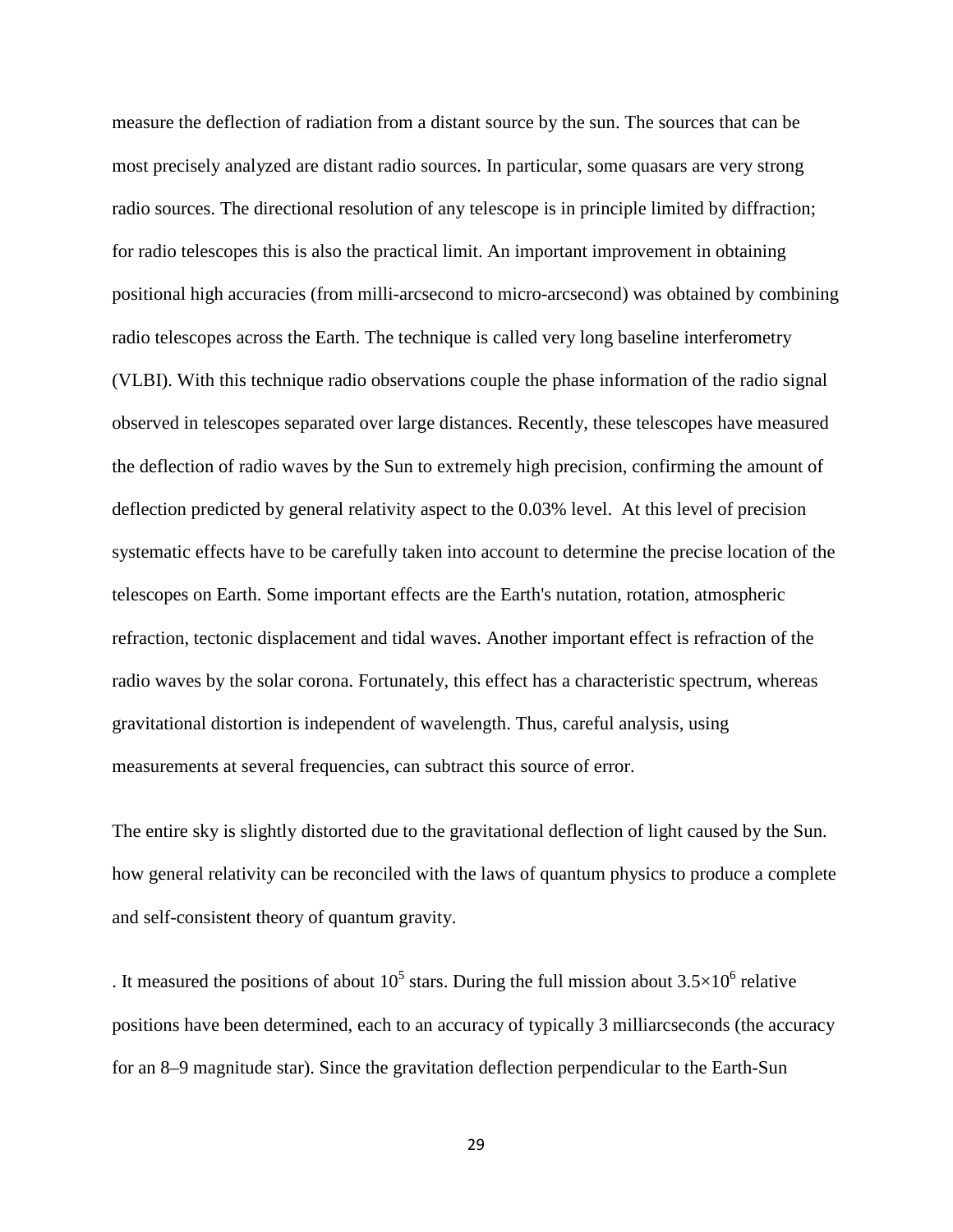measure the deflection of radiation from a distant source by the sun. The sources that can be most precisely analyzed are distant radio sources. In particular, some quasars are very strong radio sources. The directional resolution of any telescope is in principle limited by diffraction; for radio telescopes this is also the practical limit. An important improvement in obtaining positional high accuracies (from milli-arcsecond to micro-arcsecond) was obtained by combining radio telescopes across the Earth. The technique is called very long baseline interferometry (VLBI). With this technique radio observations couple the phase information of the radio signal observed in telescopes separated over large distances. Recently, these telescopes have measured the deflection of radio waves by the Sun to extremely high precision, confirming the amount of deflection predicted by general relativity aspect to the 0.03% level. At this level of precision systematic effects have to be carefully taken into account to determine the precise location of the telescopes on Earth. Some important effects are the Earth's nutation, rotation, atmospheric refraction, tectonic displacement and tidal waves. Another important effect is refraction of the radio waves by the solar corona. Fortunately, this effect has a characteristic spectrum, whereas gravitational distortion is independent of wavelength. Thus, careful analysis, using measurements at several frequencies, can subtract this source of error.

The entire sky is slightly distorted due to the gravitational deflection of light caused by the Sun. how general relativity can be reconciled with the laws of quantum physics to produce a complete and self-consistent theory of quantum gravity.

. It measured the positions of about $10^5$ stars. During the full mission about $3.5\times10^6$ relative positions have been determined, each to an accuracy of typically 3 milliarcseconds (the accuracy for an 8–9 magnitude star). Since the gravitation deflection perpendicular to the Earth-Sun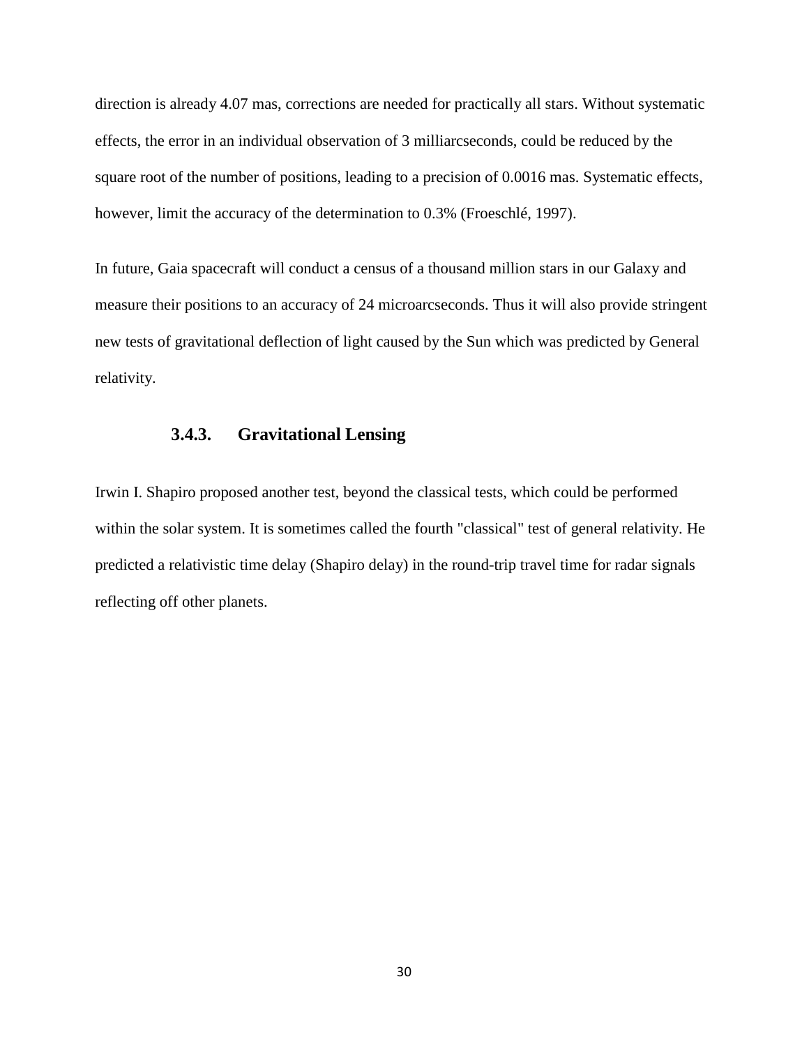direction is already 4.07 mas, corrections are needed for practically all stars. Without systematic effects, the error in an individual observation of 3 milliarcseconds, could be reduced by the square root of the number of positions, leading to a precision of 0.0016 mas. Systematic effects, however, limit the accuracy of the determination to 0.3% (Froeschlé, 1997).

In future, Gaia spacecraft will conduct a census of a thousand million stars in our Galaxy and measure their positions to an accuracy of 24 microarcseconds. Thus it will also provide stringent new tests of gravitational deflection of light caused by the Sun which was predicted by General relativity.

### 3.4.3. Gravitational Lensing

Irwin I. Shapiro proposed another test, beyond the classical tests, which could be performed within the solar system. It is sometimes called the fourth "classical" test of general relativity. He predicted a relativistic time delay (Shapiro delay) in the round-trip travel time for radar signals reflecting off other planets.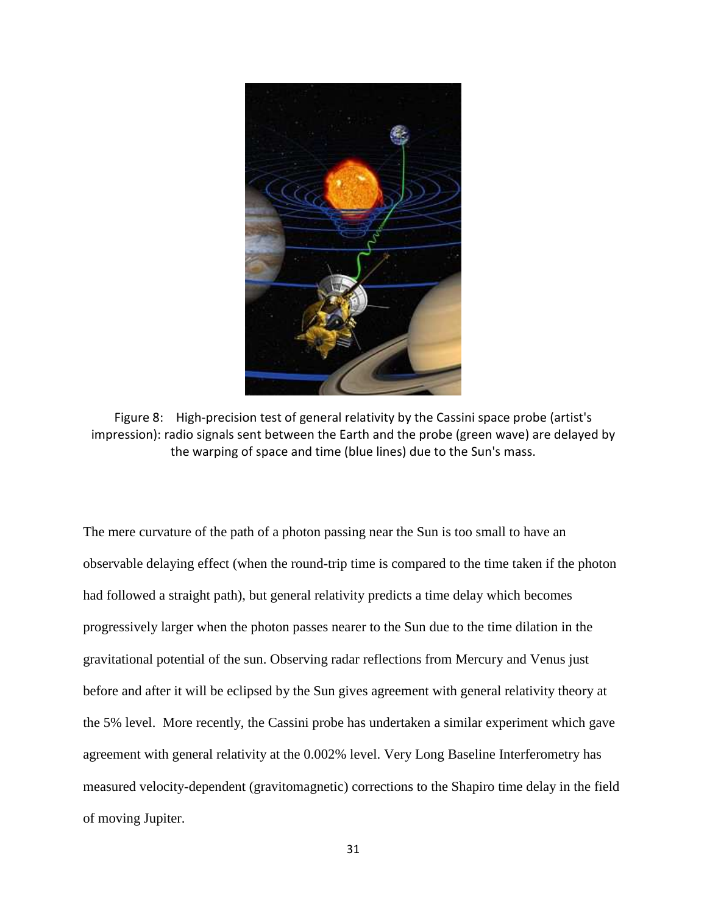Figure 8: High-precision test of general relativity by the Cassini space probe (artist's impression): radio signals sent between the Earth and the probe (green wave) are delayed by the warping of space and time (blue lines) due to the Sun's mass.

The mere curvature of the path of a photon passing near the Sun is too small to have an observable delaying effect (when the round-trip time is compared to the time taken if the photon had followed a straight path), but general relativity predicts a time delay which becomes progressively larger when the photon passes nearer to the Sun due to the time dilation in the gravitational potential of the sun. Observing radar reflections from Mercury and Venus just before and after it will be eclipsed by the Sun gives agreement with general relativity theory at the 5% level. More recently, the Cassini probe has undertaken a similar experiment which gave agreement with general relativity at the 0.002% level. Very Long Baseline Interferometry has measured velocity-dependent (gravitomagnetic) corrections to the Shapiro time delay in the field of moving Jupiter.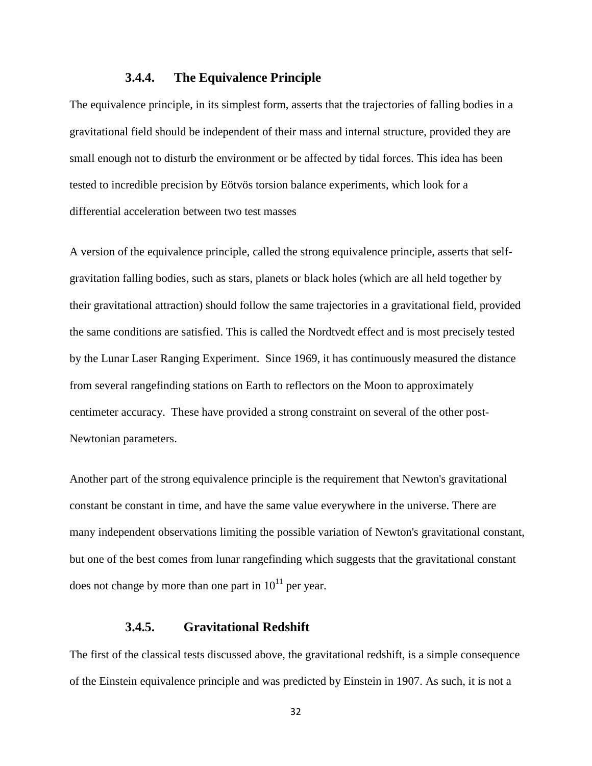### 3.4.4. The Equivalence Principle

The equivalence principle, in its simplest form, asserts that the trajectories of falling bodies in a gravitational field should be independent of their mass and internal structure, provided they are small enough not to disturb the environment or be affected by tidal forces. This idea has been tested to incredible precision by Eötvös torsion balance experiments, which look for a differential acceleration between two test masses

A version of the equivalence principle, called the strong equivalence principle, asserts that self-gravitation falling bodies, such as stars, planets or black holes (which are all held together by their gravitational attraction) should follow the same trajectories in a gravitational field, provided the same conditions are satisfied. This is called the Nordtvedt effect and is most precisely tested by the Lunar Laser Ranging Experiment. Since 1969, it has continuously measured the distance from several rangefinding stations on Earth to reflectors on the Moon to approximately centimeter accuracy. These have provided a strong constraint on several of the other post-Newtonian parameters.

Another part of the strong equivalence principle is the requirement that Newton's gravitational constant be constant in time, and have the same value everywhere in the universe. There are many independent observations limiting the possible variation of Newton's gravitational constant, but one of the best comes from lunar rangefinding which suggests that the gravitational constant does not change by more than one part in $10^{11}$ per year.

### 3.4.5. Gravitational Redshift

The first of the classical tests discussed above, the gravitational redshift, is a simple consequence of the Einstein equivalence principle and was predicted by Einstein in 1907. As such, it is not a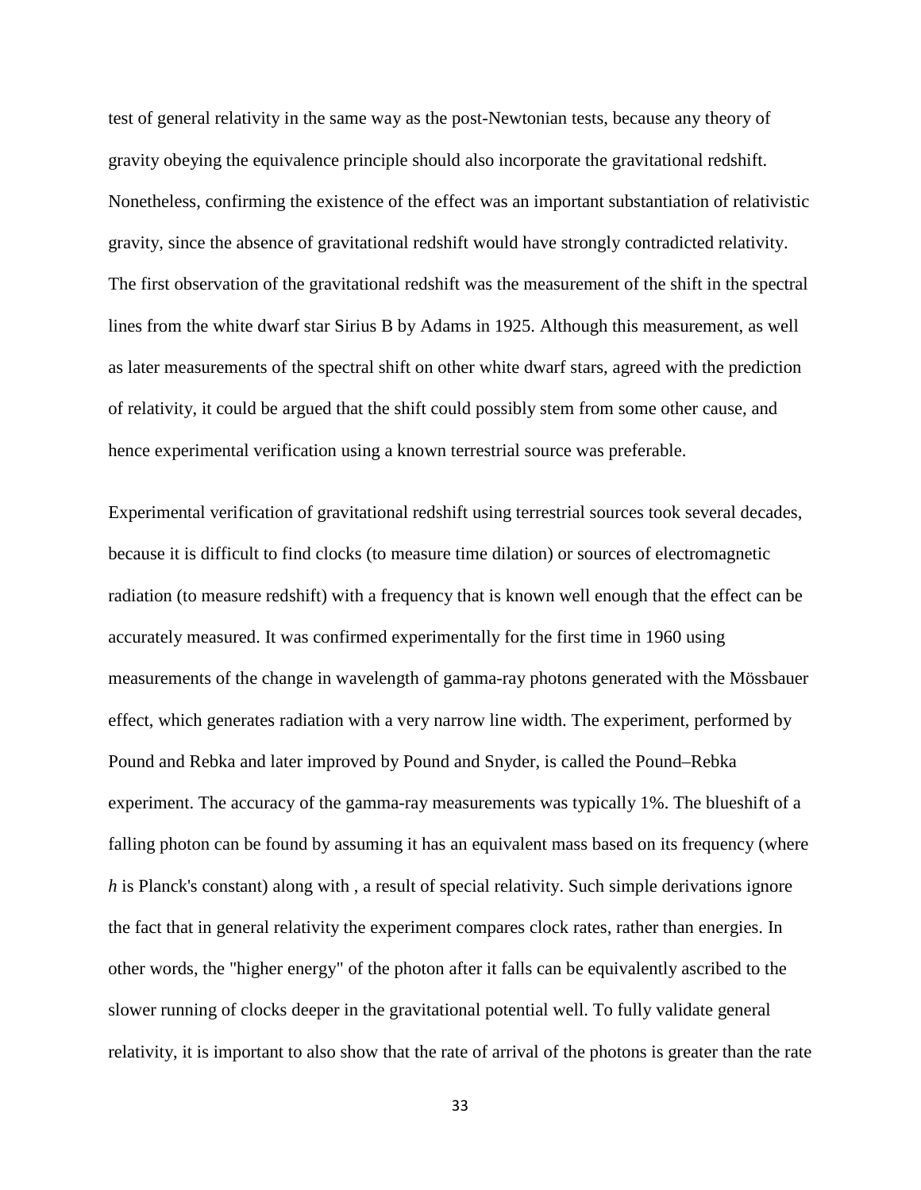test of general relativity in the same way as the post-Newtonian tests, because any theory of gravity obeying the equivalence principle should also incorporate the gravitational redshift. Nonetheless, confirming the existence of the effect was an important substantiation of relativistic gravity, since the absence of gravitational redshift would have strongly contradicted relativity. The first observation of the gravitational redshift was the measurement of the shift in the spectral lines from the white dwarf star Sirius B by Adams in 1925. Although this measurement, as well as later measurements of the spectral shift on other white dwarf stars, agreed with the prediction of relativity, it could be argued that the shift could possibly stem from some other cause, and hence experimental verification using a known terrestrial source was preferable.

Experimental verification of gravitational redshift using terrestrial sources took several decades, because it is difficult to find clocks (to measure time dilation) or sources of electromagnetic radiation (to measure redshift) with a frequency that is known well enough that the effect can be accurately measured. It was confirmed experimentally for the first time in 1960 using measurements of the change in wavelength of gamma-ray photons generated with the Mössbauer effect, which generates radiation with a very narrow line width. The experiment, performed by Pound and Rebka and later improved by Pound and Snyder, is called the Pound–Rebka experiment. The accuracy of the gamma-ray measurements was typically 1%. The blueshift of a falling photon can be found by assuming it has an equivalent mass based on its frequency (where *h* is Planck's constant) along with , a result of special relativity. Such simple derivations ignore the fact that in general relativity the experiment compares clock rates, rather than energies. In other words, the "higher energy" of the photon after it falls can be equivalently ascribed to the slower running of clocks deeper in the gravitational potential well. To fully validate general relativity, it is important to also show that the rate of arrival of the photons is greater than the rate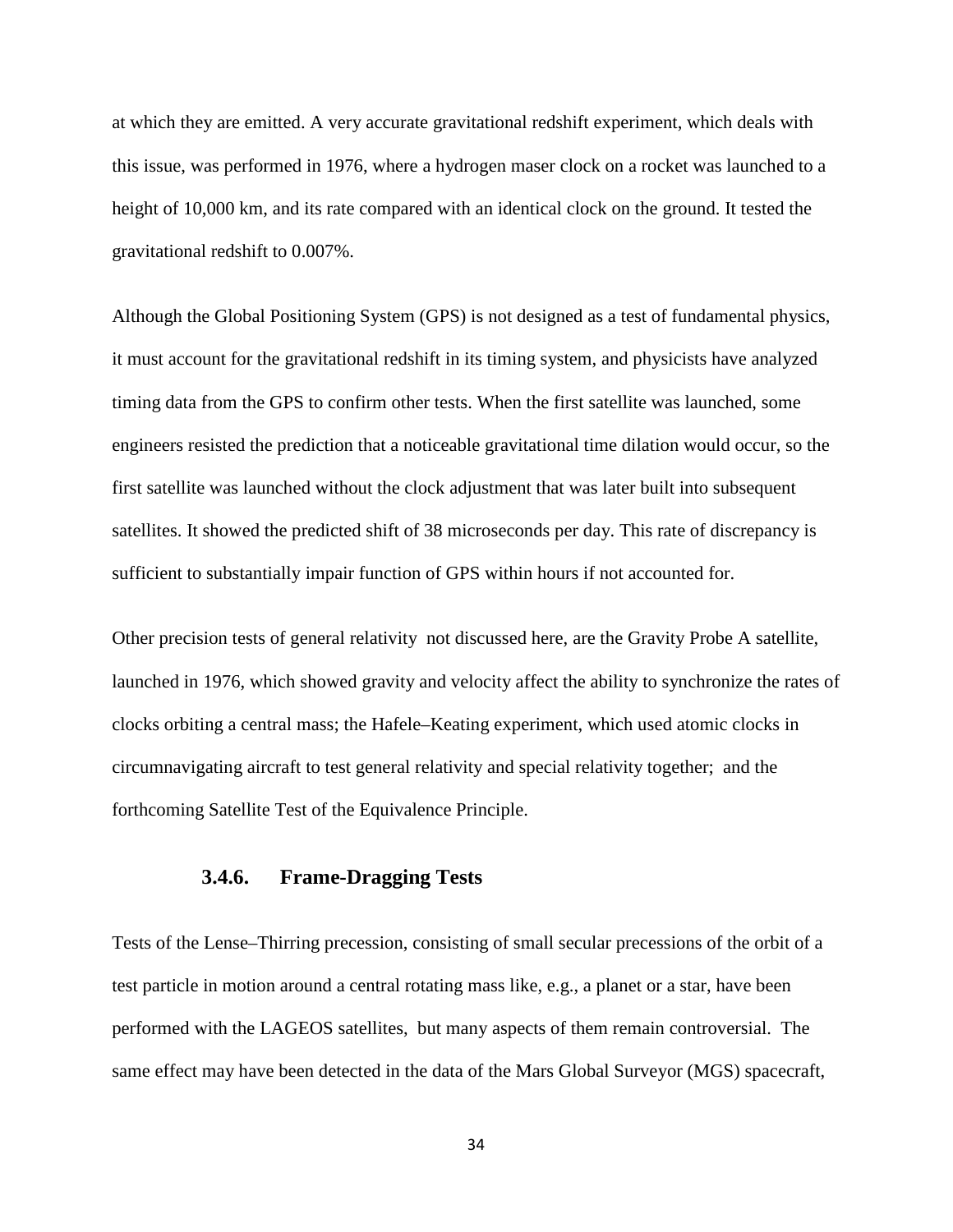at which they are emitted. A very accurate gravitational redshift experiment, which deals with this issue, was performed in 1976, where a hydrogen maser clock on a rocket was launched to a height of 10,000 km, and its rate compared with an identical clock on the ground. It tested the gravitational redshift to 0.007%.

Although the Global Positioning System (GPS) is not designed as a test of fundamental physics, it must account for the gravitational redshift in its timing system, and physicists have analyzed timing data from the GPS to confirm other tests. When the first satellite was launched, some engineers resisted the prediction that a noticeable gravitational time dilation would occur, so the first satellite was launched without the clock adjustment that was later built into subsequent satellites. It showed the predicted shift of 38 microseconds per day. This rate of discrepancy is sufficient to substantially impair function of GPS within hours if not accounted for.

Other precision tests of general relativity not discussed here, are the Gravity Probe A satellite, launched in 1976, which showed gravity and velocity affect the ability to synchronize the rates of clocks orbiting a central mass; the Hafele–Keating experiment, which used atomic clocks in circumnavigating aircraft to test general relativity and special relativity together; and the forthcoming Satellite Test of the Equivalence Principle.

### 3.4.6. Frame-Dragging Tests

Tests of the Lense–Thirring precession, consisting of small secular precessions of the orbit of a test particle in motion around a central rotating mass like, e.g., a planet or a star, have been performed with the LAGEOS satellites, but many aspects of them remain controversial. The same effect may have been detected in the data of the Mars Global Surveyor (MGS) spacecraft,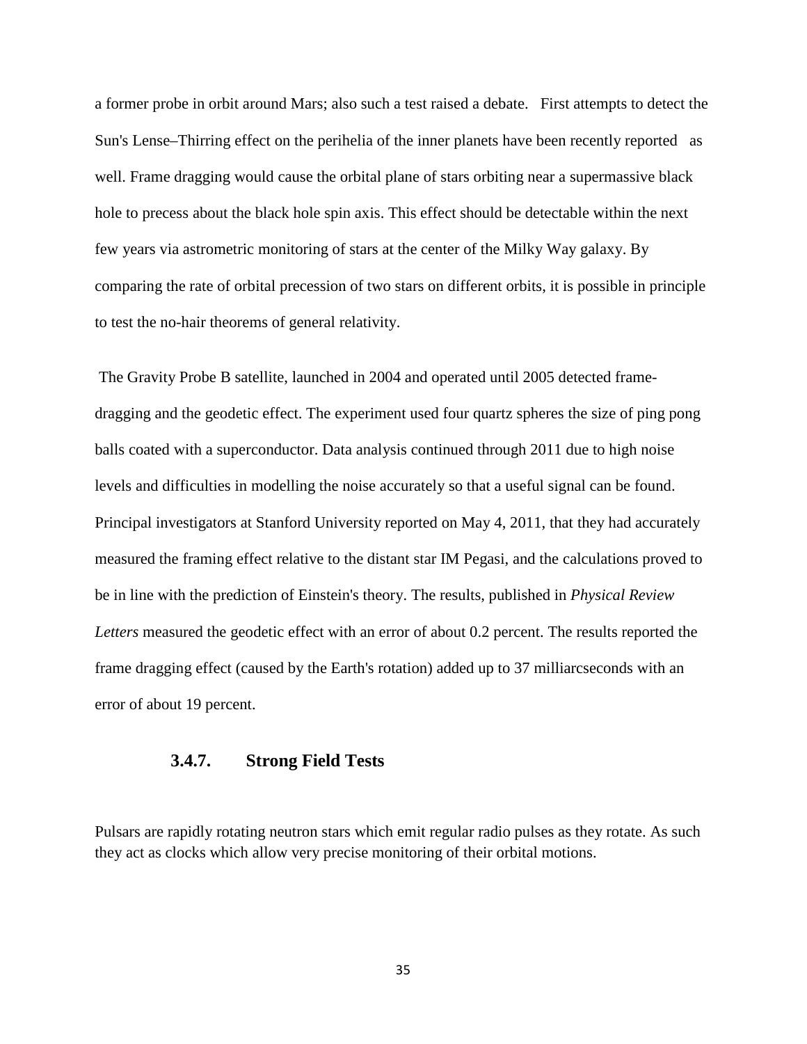a former probe in orbit around Mars; also such a test raised a debate. First attempts to detect the Sun's Lense–Thirring effect on the perihelia of the inner planets have been recently reported as well. Frame dragging would cause the orbital plane of stars orbiting near a supermassive black hole to precess about the black hole spin axis. This effect should be detectable within the next few years via astrometric monitoring of stars at the center of the Milky Way galaxy. By comparing the rate of orbital precession of two stars on different orbits, it is possible in principle to test the no-hair theorems of general relativity.

The Gravity Probe B satellite, launched in 2004 and operated until 2005 detected frame-dragging and the geodetic effect. The experiment used four quartz spheres the size of ping pong balls coated with a superconductor. Data analysis continued through 2011 due to high noise levels and difficulties in modelling the noise accurately so that a useful signal can be found. Principal investigators at Stanford University reported on May 4, 2011, that they had accurately measured the framing effect relative to the distant star IM Pegasi, and the calculations proved to be in line with the prediction of Einstein's theory. The results, published in *Physical Review Letters* measured the geodetic effect with an error of about 0.2 percent. The results reported the frame dragging effect (caused by the Earth's rotation) added up to 37 milliarcseconds with an error of about 19 percent.

### 3.4.7. Strong Field Tests

Pulsars are rapidly rotating neutron stars which emit regular radio pulses as they rotate. As such they act as clocks which allow very precise monitoring of their orbital motions.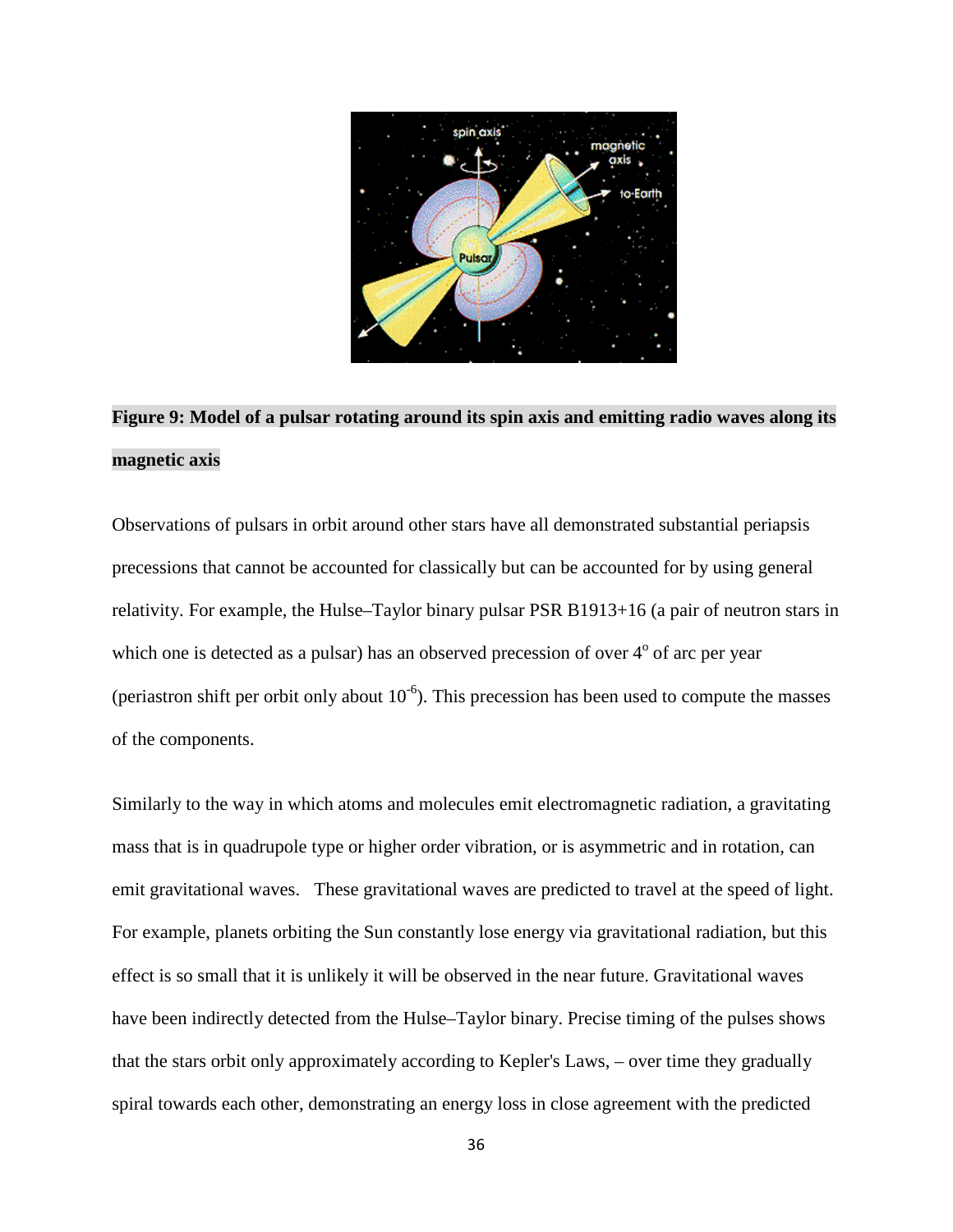**Figure 9: Model of a pulsar rotating around its spin axis and emitting radio waves along its magnetic axis**

Observations of pulsars in orbit around other stars have all demonstrated substantial periapsis precessions that cannot be accounted for classically but can be accounted for by using general relativity. For example, the Hulse–Taylor binary pulsar PSR B1913+16 (a pair of neutron stars in which one is detected as a pulsar) has an observed precession of over $4^o$ of arc per year (periastron shift per orbit only about $10^{-6}$). This precession has been used to compute the masses of the components.

Similarly to the way in which atoms and molecules emit electromagnetic radiation, a gravitating mass that is in quadrupole type or higher order vibration, or is asymmetric and in rotation, can emit gravitational waves. These gravitational waves are predicted to travel at the speed of light. For example, planets orbiting the Sun constantly lose energy via gravitational radiation, but this effect is so small that it is unlikely it will be observed in the near future. Gravitational waves have been indirectly detected from the Hulse–Taylor binary. Precise timing of the pulses shows that the stars orbit only approximately according to Kepler's Laws, – over time they gradually spiral towards each other, demonstrating an energy loss in close agreement with the predicted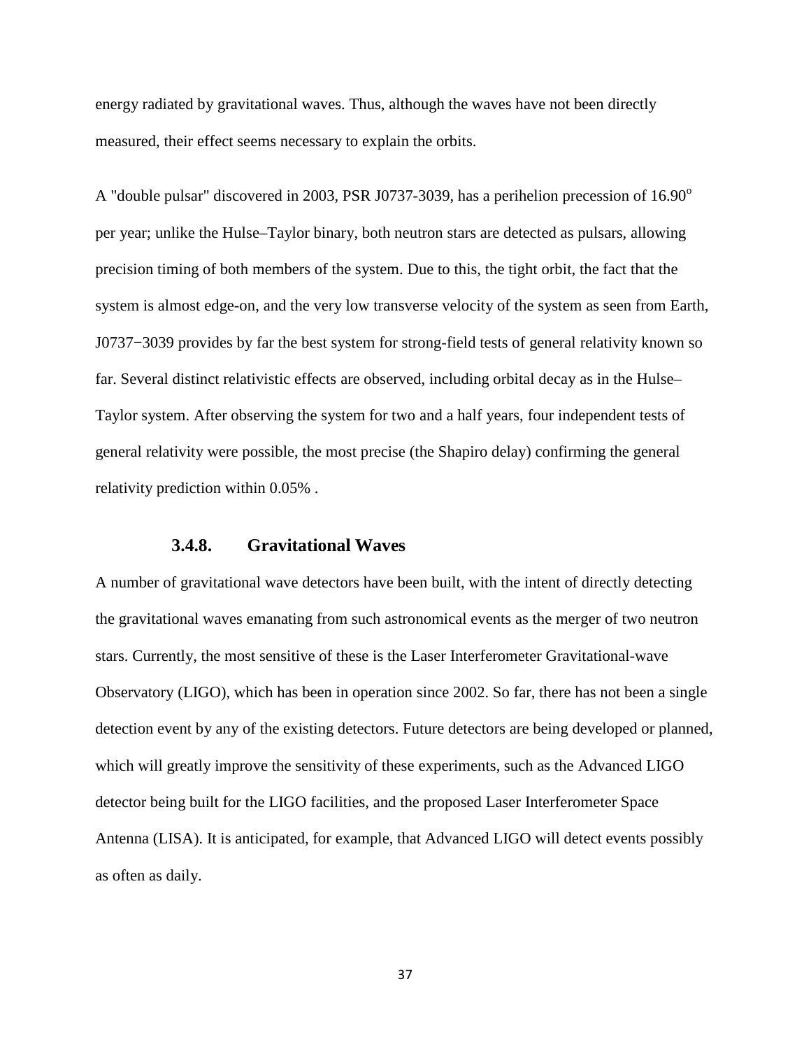energy radiated by gravitational waves. Thus, although the waves have not been directly measured, their effect seems necessary to explain the orbits.

A "double pulsar" discovered in 2003, PSR J0737-3039, has a perihelion precession of $16.90^{o}$ per year; unlike the Hulse–Taylor binary, both neutron stars are detected as pulsars, allowing precision timing of both members of the system. Due to this, the tight orbit, the fact that the system is almost edge-on, and the very low transverse velocity of the system as seen from Earth, J0737−3039 provides by far the best system for strong-field tests of general relativity known so far. Several distinct relativistic effects are observed, including orbital decay as in the Hulse–Taylor system. After observing the system for two and a half years, four independent tests of general relativity were possible, the most precise (the Shapiro delay) confirming the general relativity prediction within 0.05% .

### 3.4.8. Gravitational Waves

A number of gravitational wave detectors have been built, with the intent of directly detecting the gravitational waves emanating from such astronomical events as the merger of two neutron stars. Currently, the most sensitive of these is the Laser Interferometer Gravitational-wave Observatory (LIGO), which has been in operation since 2002. So far, there has not been a single detection event by any of the existing detectors. Future detectors are being developed or planned, which will greatly improve the sensitivity of these experiments, such as the Advanced LIGO detector being built for the LIGO facilities, and the proposed Laser Interferometer Space Antenna (LISA). It is anticipated, for example, that Advanced LIGO will detect events possibly as often as daily.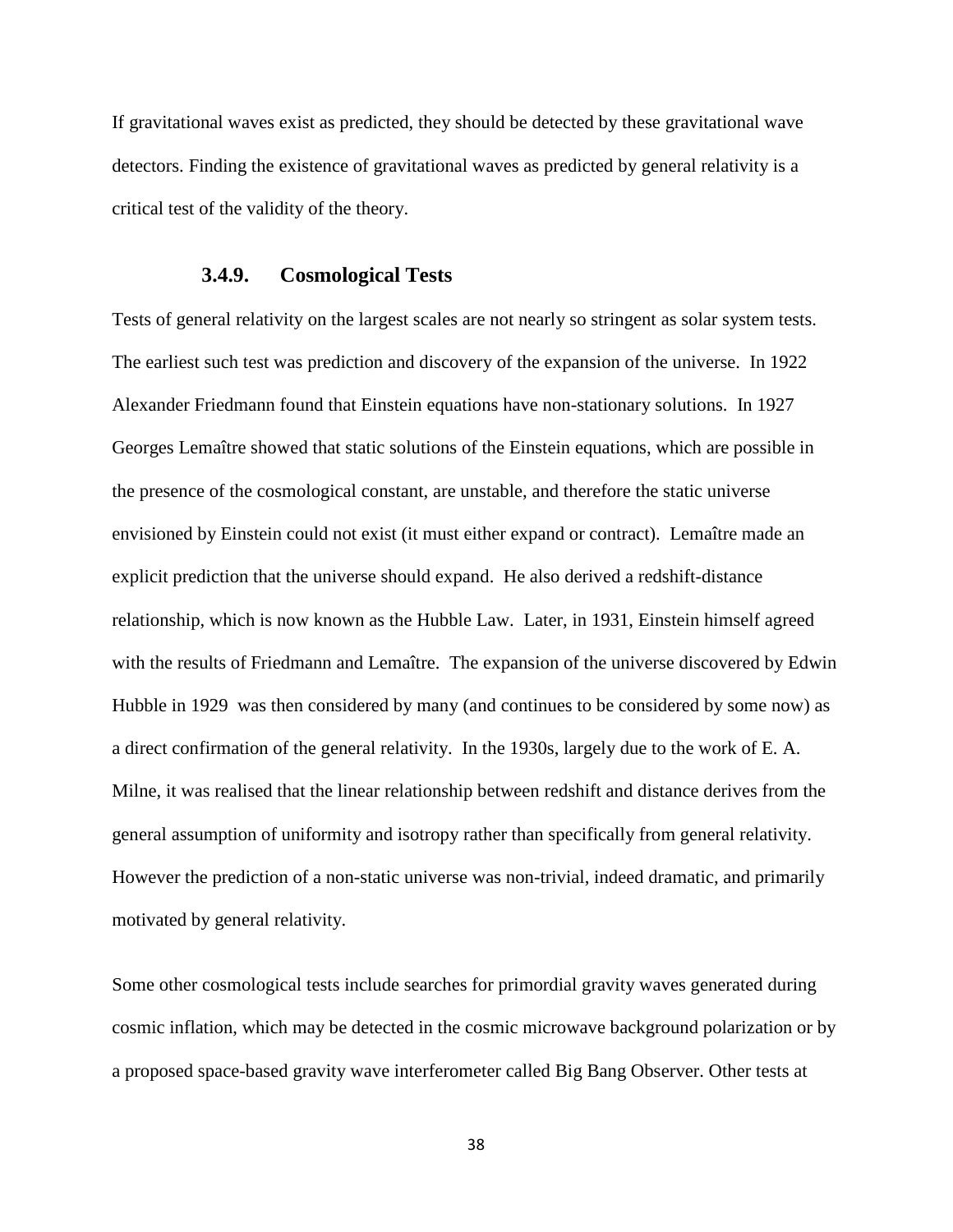If gravitational waves exist as predicted, they should be detected by these gravitational wave detectors. Finding the existence of gravitational waves as predicted by general relativity is a critical test of the validity of the theory.

### 3.4.9. Cosmological Tests

Tests of general relativity on the largest scales are not nearly so stringent as solar system tests. The earliest such test was prediction and discovery of the expansion of the universe. In 1922 Alexander Friedmann found that Einstein equations have non-stationary solutions. In 1927 Georges Lemaître showed that static solutions of the Einstein equations, which are possible in the presence of the cosmological constant, are unstable, and therefore the static universe envisioned by Einstein could not exist (it must either expand or contract). Lemaître made an explicit prediction that the universe should expand. He also derived a redshift-distance relationship, which is now known as the Hubble Law. Later, in 1931, Einstein himself agreed with the results of Friedmann and Lemaître. The expansion of the universe discovered by Edwin Hubble in 1929 was then considered by many (and continues to be considered by some now) as a direct confirmation of the general relativity. In the 1930s, largely due to the work of E. A. Milne, it was realised that the linear relationship between redshift and distance derives from the general assumption of uniformity and isotropy rather than specifically from general relativity. However the prediction of a non-static universe was non-trivial, indeed dramatic, and primarily motivated by general relativity.

Some other cosmological tests include searches for primordial gravity waves generated during cosmic inflation, which may be detected in the cosmic microwave background polarization or by a proposed space-based gravity wave interferometer called Big Bang Observer. Other tests at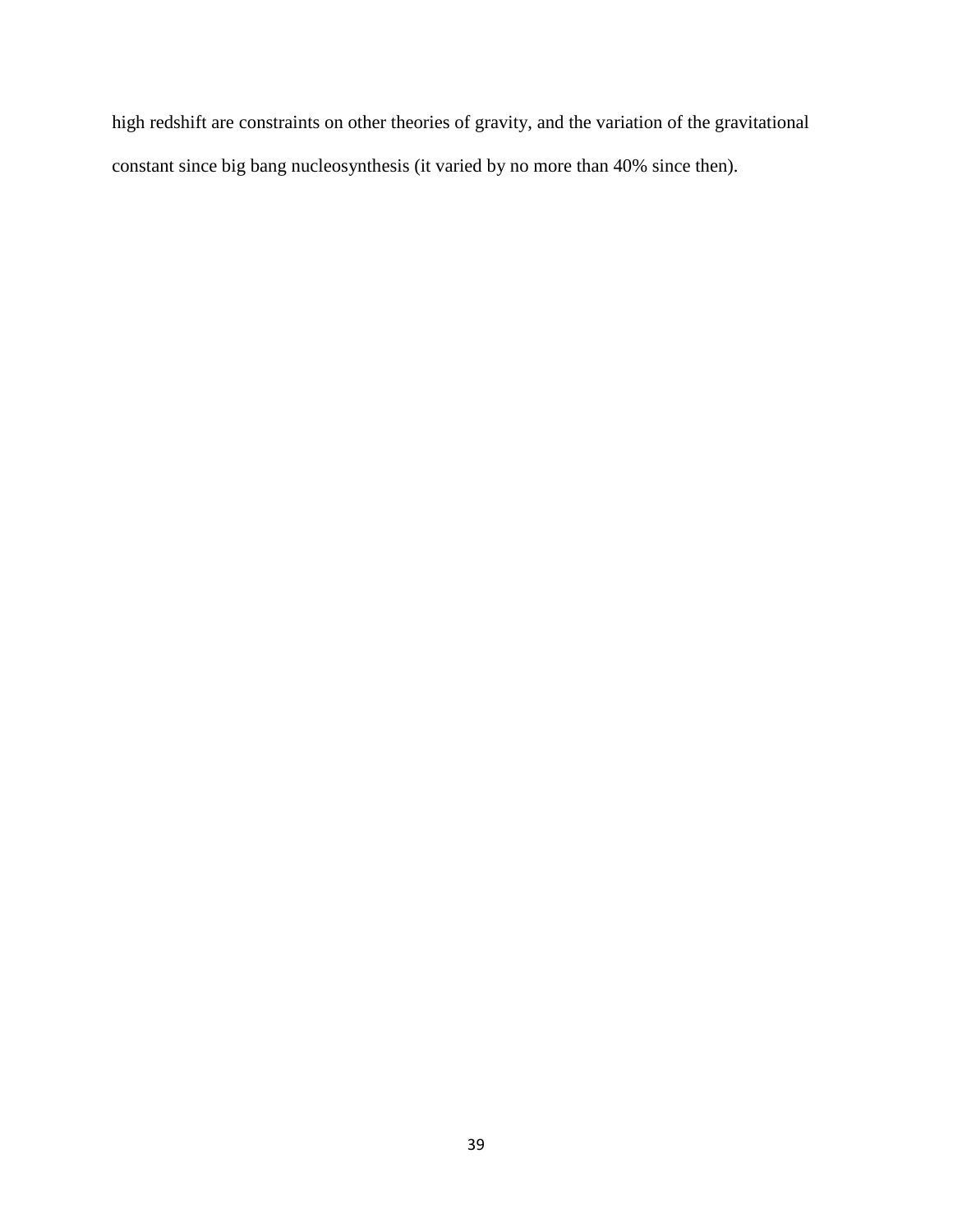high redshift are constraints on other theories of gravity, and the variation of the gravitational constant since big bang nucleosynthesis (it varied by no more than 40% since then).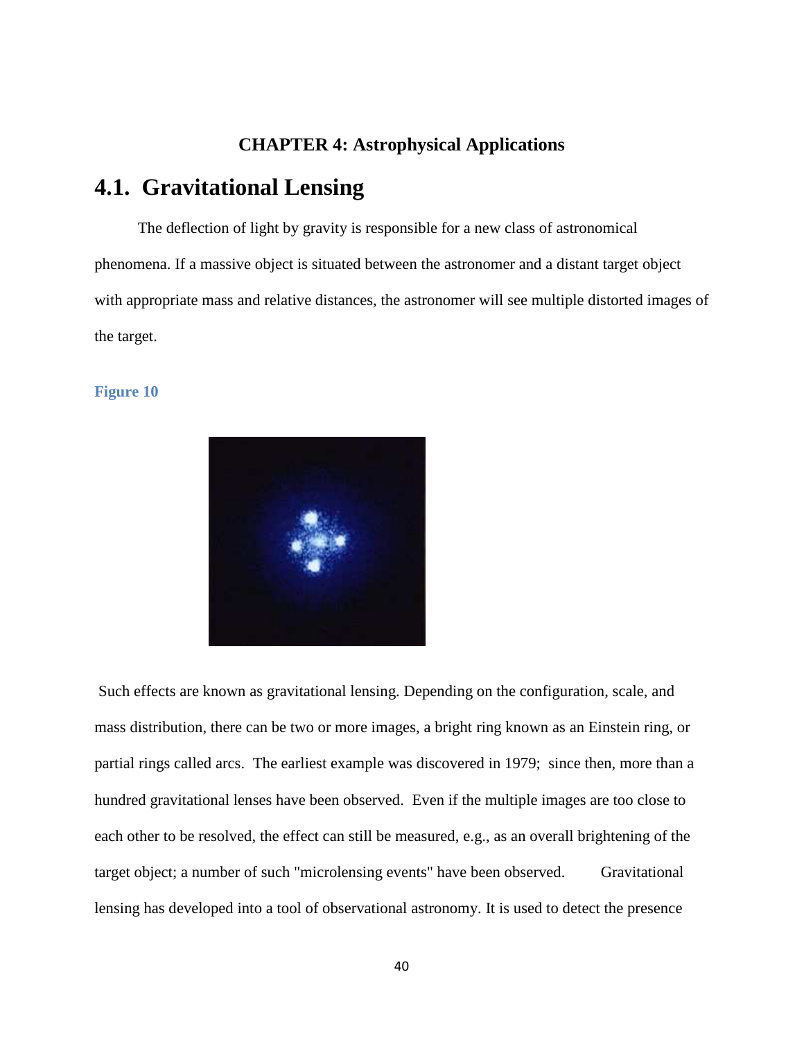**CHAPTER 4: Astrophysical Applications**

# 4.1. Gravitational Lensing

The deflection of light by gravity is responsible for a new class of astronomical phenomena. If a massive object is situated between the astronomer and a distant target object with appropriate mass and relative distances, the astronomer will see multiple distorted images of the target.

**Figure 10**

Such effects are known as gravitational lensing. Depending on the configuration, scale, and mass distribution, there can be two or more images, a bright ring known as an Einstein ring, or partial rings called arcs. The earliest example was discovered in 1979; since then, more than a hundred gravitational lenses have been observed. Even if the multiple images are too close to each other to be resolved, the effect can still be measured, e.g., as an overall brightening of the target object; a number of such "microlensing events" have been observed. Gravitational lensing has developed into a tool of observational astronomy. It is used to detect the presence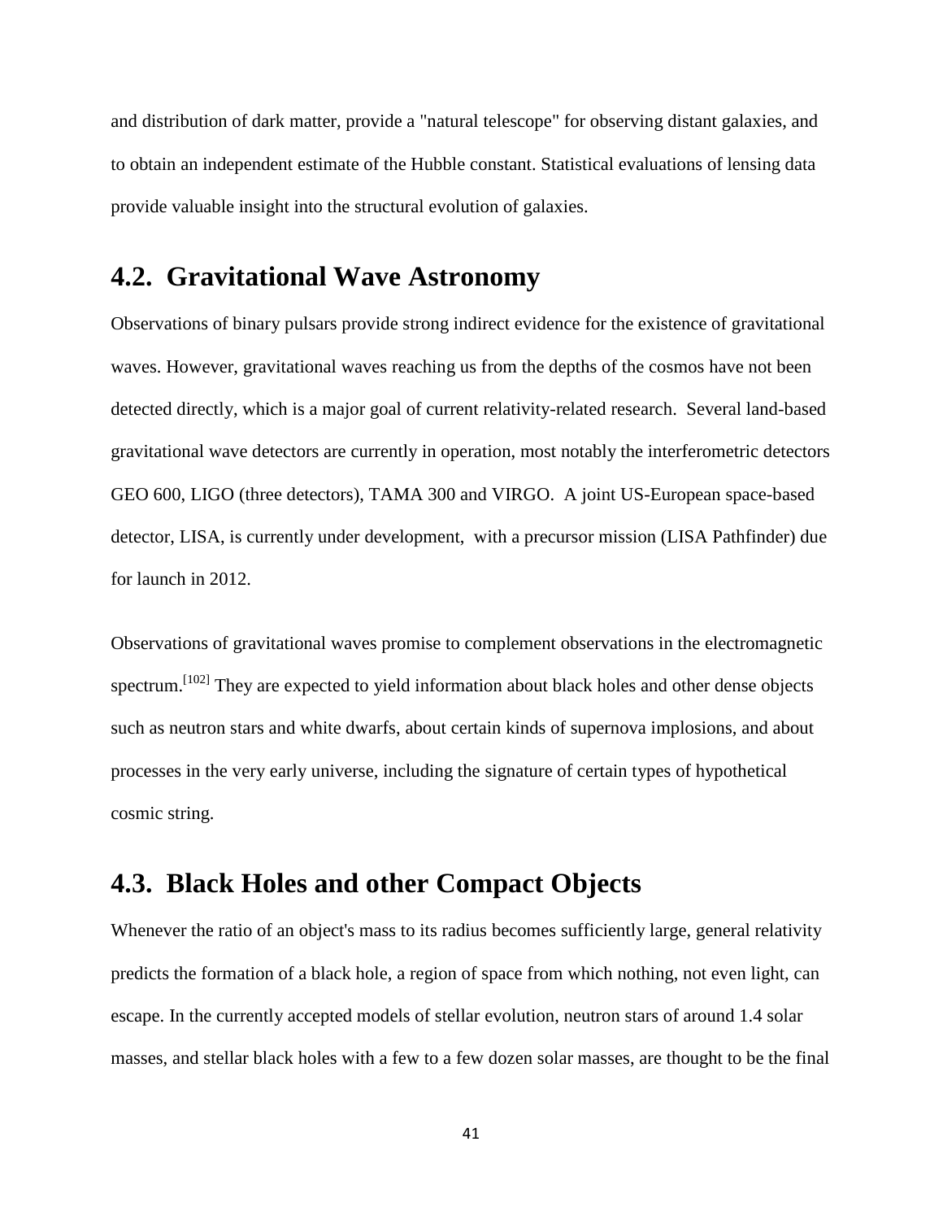and distribution of dark matter, provide a "natural telescope" for observing distant galaxies, and to obtain an independent estimate of the Hubble constant. Statistical evaluations of lensing data provide valuable insight into the structural evolution of galaxies.

## 4.2. Gravitational Wave Astronomy

Observations of binary pulsars provide strong indirect evidence for the existence of gravitational waves. However, gravitational waves reaching us from the depths of the cosmos have not been detected directly, which is a major goal of current relativity-related research. Several land-based gravitational wave detectors are currently in operation, most notably the interferometric detectors GEO 600, LIGO (three detectors), TAMA 300 and VIRGO. A joint US-European space-based detector, LISA, is currently under development, with a precursor mission (LISA Pathfinder) due for launch in 2012.

Observations of gravitational waves promise to complement observations in the electromagnetic spectrum.[102] They are expected to yield information about black holes and other dense objects such as neutron stars and white dwarfs, about certain kinds of supernova implosions, and about processes in the very early universe, including the signature of certain types of hypothetical cosmic string.

## 4.3. Black Holes and other Compact Objects

Whenever the ratio of an object's mass to its radius becomes sufficiently large, general relativity predicts the formation of a black hole, a region of space from which nothing, not even light, can escape. In the currently accepted models of stellar evolution, neutron stars of around 1.4 solar masses, and stellar black holes with a few to a few dozen solar masses, are thought to be the final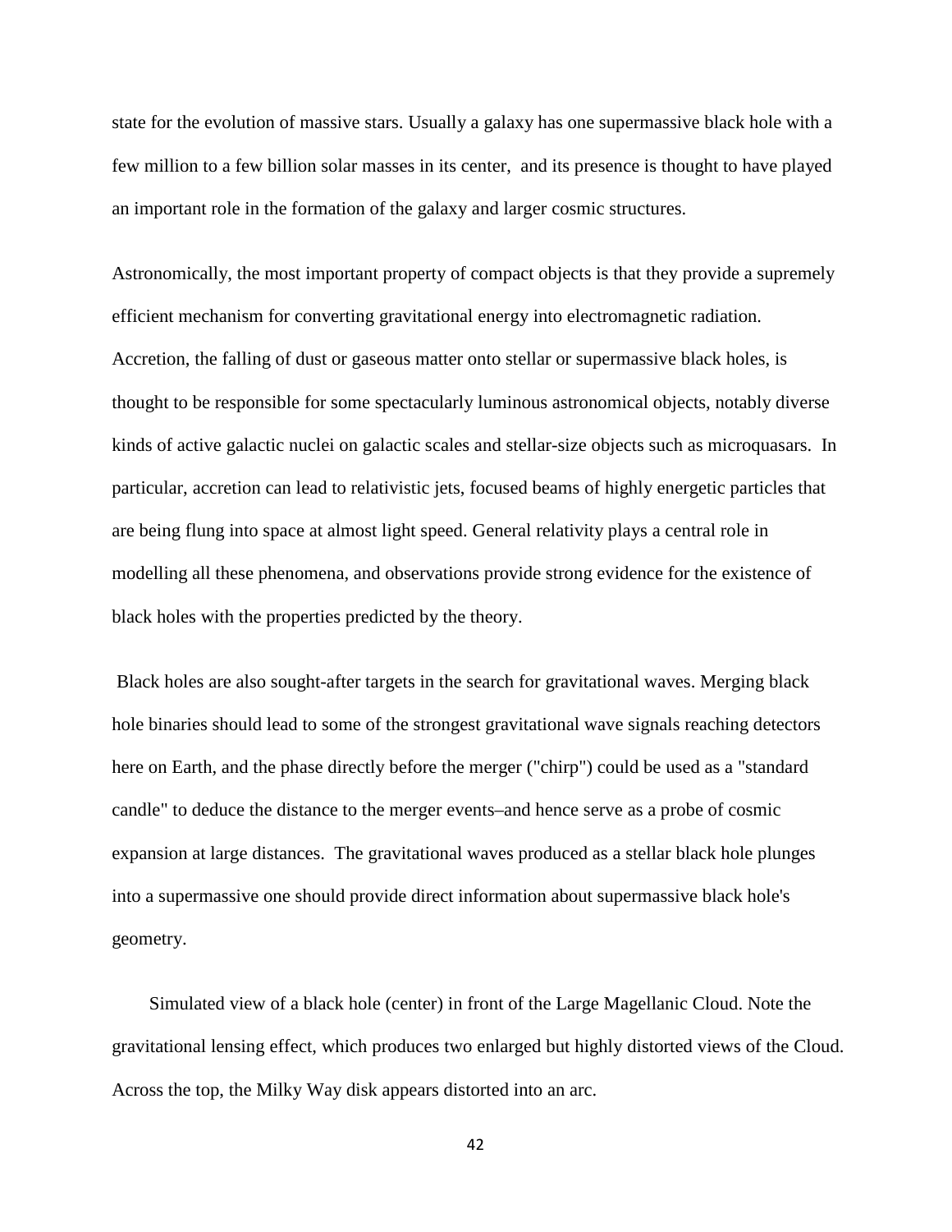state for the evolution of massive stars. Usually a galaxy has one supermassive black hole with a few million to a few billion solar masses in its center, and its presence is thought to have played an important role in the formation of the galaxy and larger cosmic structures.

Astronomically, the most important property of compact objects is that they provide a supremely efficient mechanism for converting gravitational energy into electromagnetic radiation. Accretion, the falling of dust or gaseous matter onto stellar or supermassive black holes, is thought to be responsible for some spectacularly luminous astronomical objects, notably diverse kinds of active galactic nuclei on galactic scales and stellar-size objects such as microquasars. In particular, accretion can lead to relativistic jets, focused beams of highly energetic particles that are being flung into space at almost light speed. General relativity plays a central role in modelling all these phenomena, and observations provide strong evidence for the existence of black holes with the properties predicted by the theory.

Black holes are also sought-after targets in the search for gravitational waves. Merging black hole binaries should lead to some of the strongest gravitational wave signals reaching detectors here on Earth, and the phase directly before the merger ("chirp") could be used as a "standard candle" to deduce the distance to the merger events–and hence serve as a probe of cosmic expansion at large distances. The gravitational waves produced as a stellar black hole plunges into a supermassive one should provide direct information about supermassive black hole's geometry.

Simulated view of a black hole (center) in front of the Large Magellanic Cloud. Note the gravitational lensing effect, which produces two enlarged but highly distorted views of the Cloud. Across the top, the Milky Way disk appears distorted into an arc.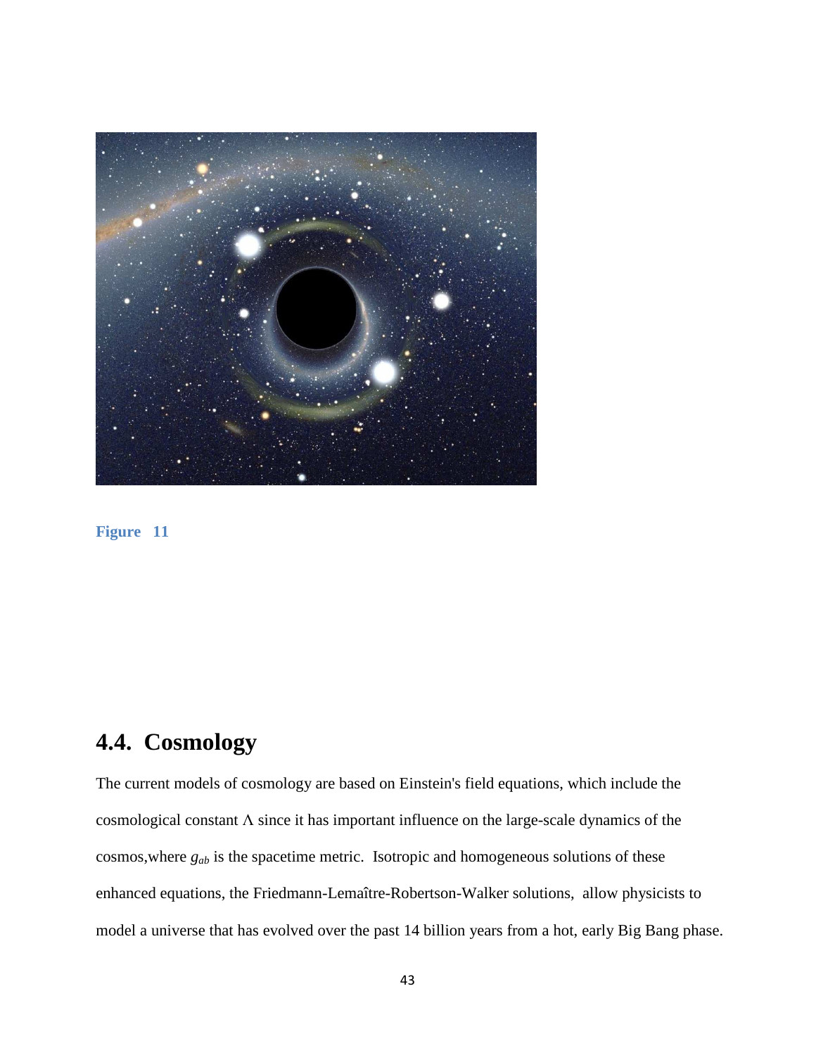Figure 11

## 4.4. Cosmology

The current models of cosmology are based on Einstein's field equations, which include the cosmological constant $\Lambda$ since it has important influence on the large-scale dynamics of the cosmos,where $g_{ab}$ is the spacetime metric. Isotropic and homogeneous solutions of these enhanced equations, the Friedmann-Lemaître-Robertson-Walker solutions, allow physicists to model a universe that has evolved over the past 14 billion years from a hot, early Big Bang phase.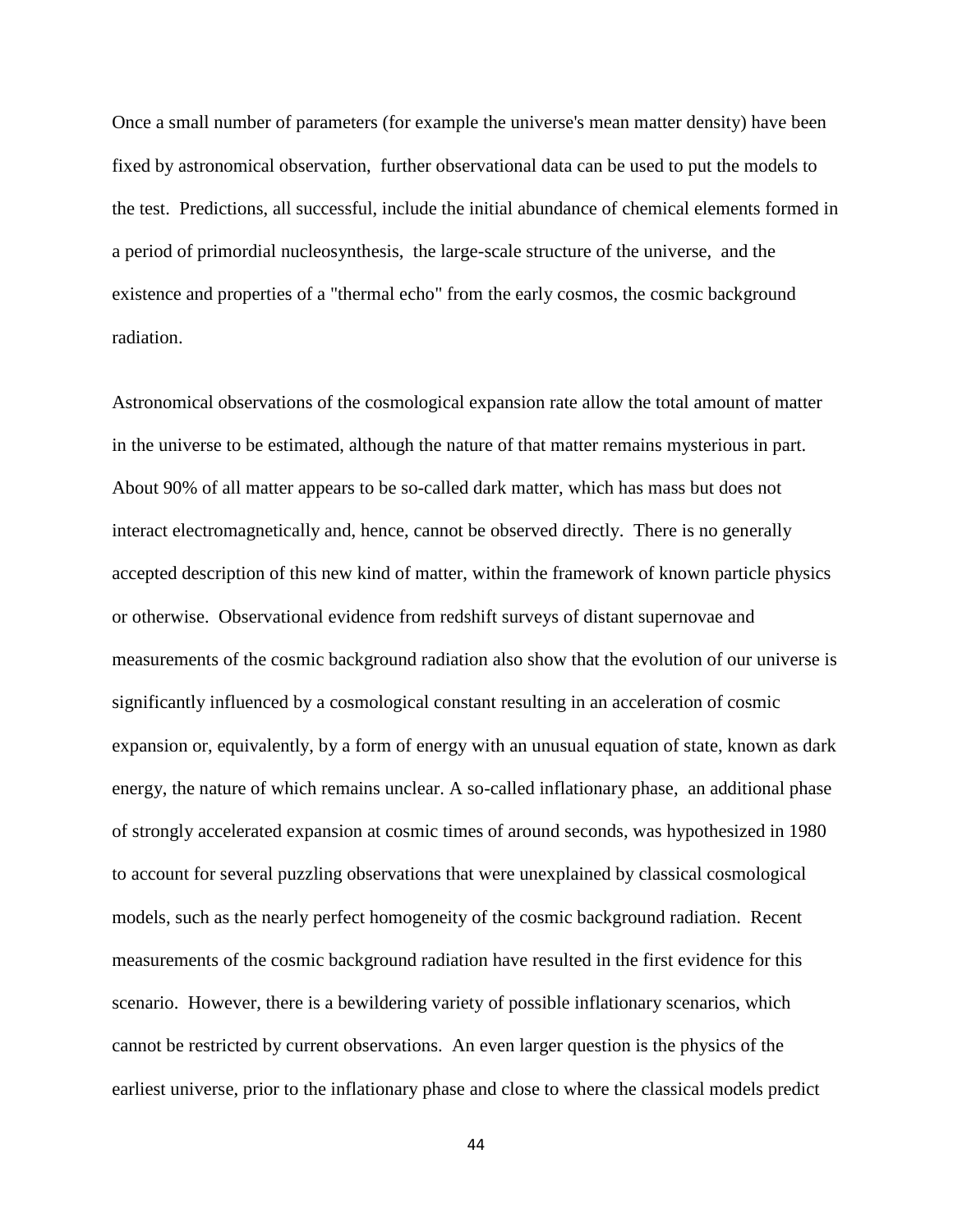Once a small number of parameters (for example the universe's mean matter density) have been fixed by astronomical observation, further observational data can be used to put the models to the test. Predictions, all successful, include the initial abundance of chemical elements formed in a period of primordial nucleosynthesis, the large-scale structure of the universe, and the existence and properties of a "thermal echo" from the early cosmos, the cosmic background radiation.

Astronomical observations of the cosmological expansion rate allow the total amount of matter in the universe to be estimated, although the nature of that matter remains mysterious in part. About 90% of all matter appears to be so-called dark matter, which has mass but does not interact electromagnetically and, hence, cannot be observed directly. There is no generally accepted description of this new kind of matter, within the framework of known particle physics or otherwise. Observational evidence from redshift surveys of distant supernovae and measurements of the cosmic background radiation also show that the evolution of our universe is significantly influenced by a cosmological constant resulting in an acceleration of cosmic expansion or, equivalently, by a form of energy with an unusual equation of state, known as dark energy, the nature of which remains unclear. A so-called inflationary phase, an additional phase of strongly accelerated expansion at cosmic times of around seconds, was hypothesized in 1980 to account for several puzzling observations that were unexplained by classical cosmological models, such as the nearly perfect homogeneity of the cosmic background radiation. Recent measurements of the cosmic background radiation have resulted in the first evidence for this scenario. However, there is a bewildering variety of possible inflationary scenarios, which cannot be restricted by current observations. An even larger question is the physics of the earliest universe, prior to the inflationary phase and close to where the classical models predict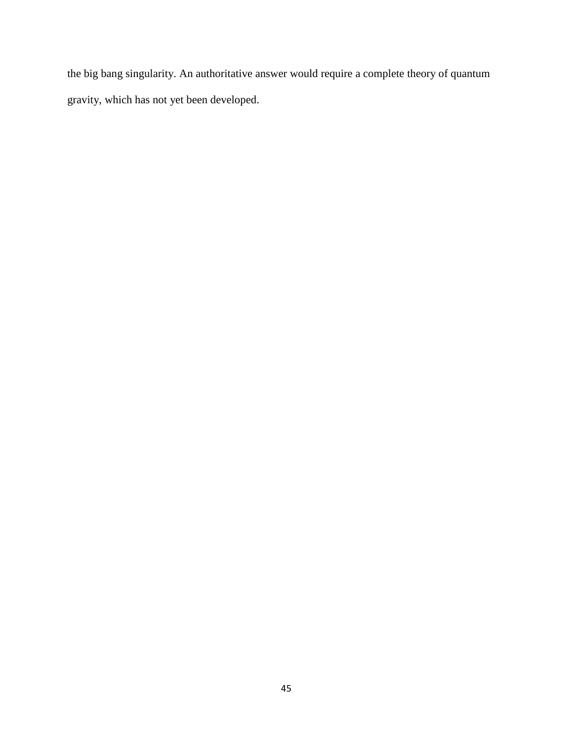the big bang singularity. An authoritative answer would require a complete theory of quantum gravity, which has not yet been developed.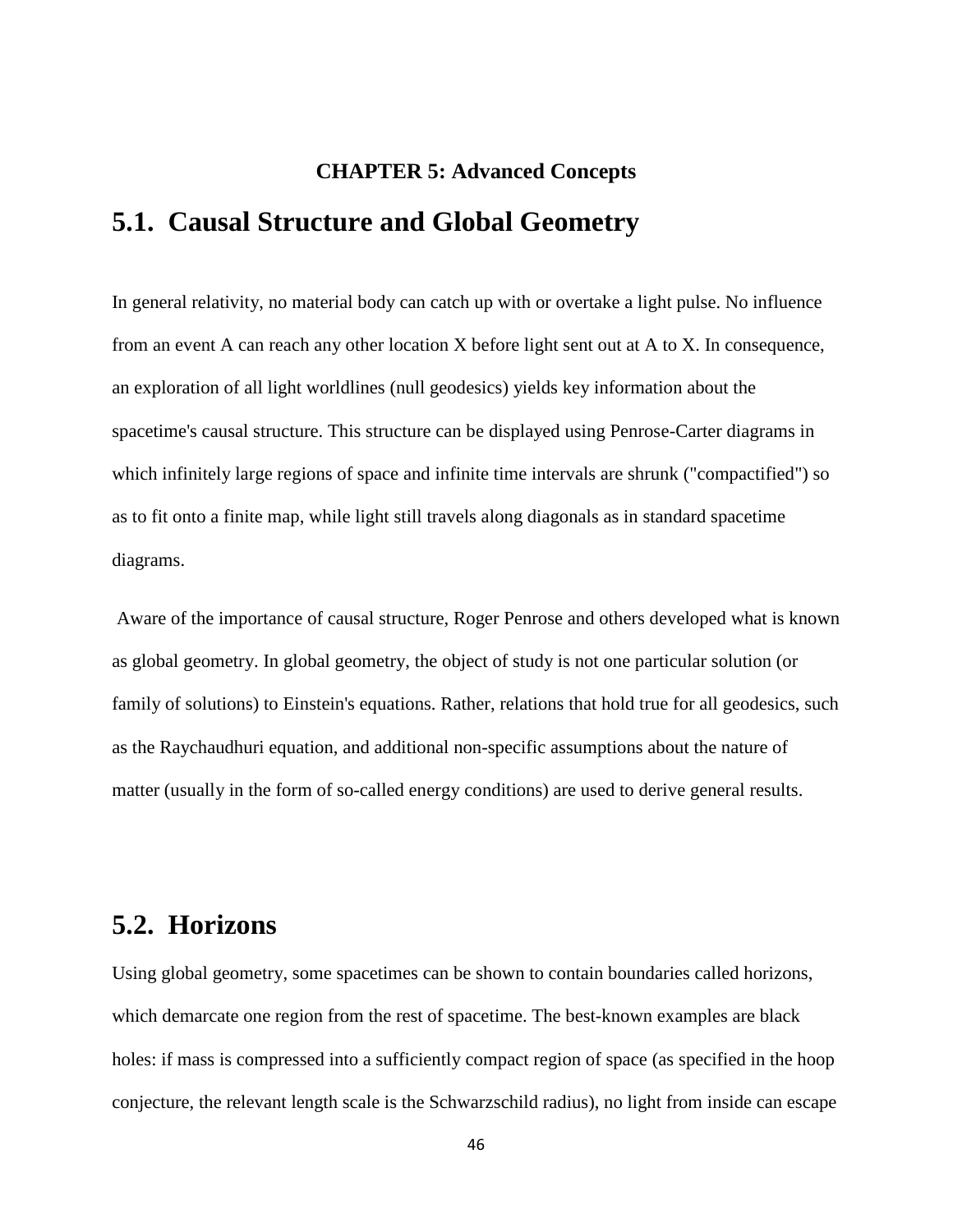**CHAPTER 5: Advanced Concepts**

# 5.1. Causal Structure and Global Geometry

In general relativity, no material body can catch up with or overtake a light pulse. No influence from an event A can reach any other location X before light sent out at A to X. In consequence, an exploration of all light worldlines (null geodesics) yields key information about the spacetime's causal structure. This structure can be displayed using Penrose-Carter diagrams in which infinitely large regions of space and infinite time intervals are shrunk ("compactified") so as to fit onto a finite map, while light still travels along diagonals as in standard spacetime diagrams.

Aware of the importance of causal structure, Roger Penrose and others developed what is known as global geometry. In global geometry, the object of study is not one particular solution (or family of solutions) to Einstein's equations. Rather, relations that hold true for all geodesics, such as the Raychaudhuri equation, and additional non-specific assumptions about the nature of matter (usually in the form of so-called energy conditions) are used to derive general results.

# 5.2. Horizons

Using global geometry, some spacetimes can be shown to contain boundaries called horizons, which demarcate one region from the rest of spacetime. The best-known examples are black holes: if mass is compressed into a sufficiently compact region of space (as specified in the hoop conjecture, the relevant length scale is the Schwarzschild radius), no light from inside can escape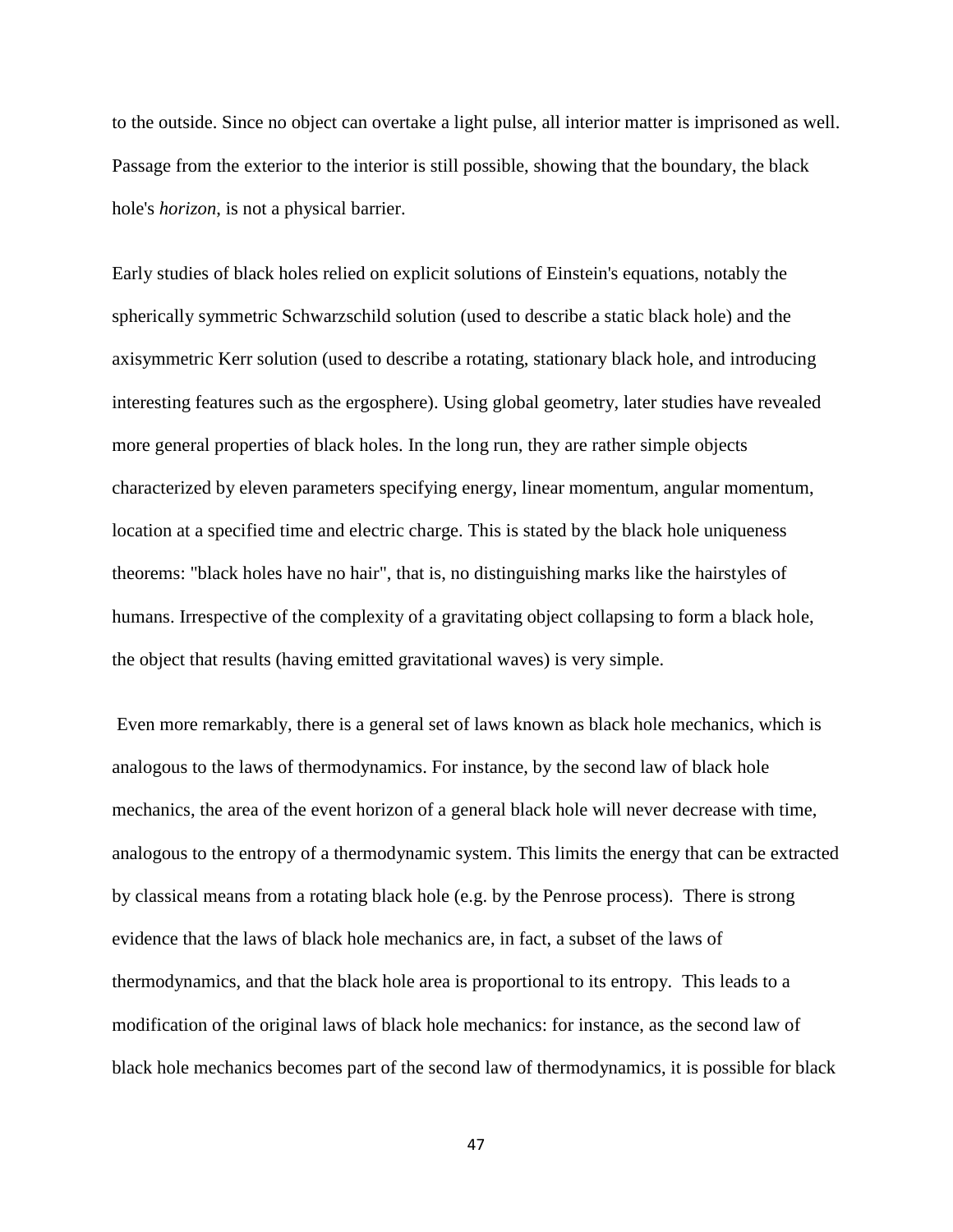to the outside. Since no object can overtake a light pulse, all interior matter is imprisoned as well. Passage from the exterior to the interior is still possible, showing that the boundary, the black hole's *horizon*, is not a physical barrier.

Early studies of black holes relied on explicit solutions of Einstein's equations, notably the spherically symmetric Schwarzschild solution (used to describe a static black hole) and the axisymmetric Kerr solution (used to describe a rotating, stationary black hole, and introducing interesting features such as the ergosphere). Using global geometry, later studies have revealed more general properties of black holes. In the long run, they are rather simple objects characterized by eleven parameters specifying energy, linear momentum, angular momentum, location at a specified time and electric charge. This is stated by the black hole uniqueness theorems: "black holes have no hair", that is, no distinguishing marks like the hairstyles of humans. Irrespective of the complexity of a gravitating object collapsing to form a black hole, the object that results (having emitted gravitational waves) is very simple.

Even more remarkably, there is a general set of laws known as black hole mechanics, which is analogous to the laws of thermodynamics. For instance, by the second law of black hole mechanics, the area of the event horizon of a general black hole will never decrease with time, analogous to the entropy of a thermodynamic system. This limits the energy that can be extracted by classical means from a rotating black hole (e.g. by the Penrose process). There is strong evidence that the laws of black hole mechanics are, in fact, a subset of the laws of thermodynamics, and that the black hole area is proportional to its entropy. This leads to a modification of the original laws of black hole mechanics: for instance, as the second law of black hole mechanics becomes part of the second law of thermodynamics, it is possible for black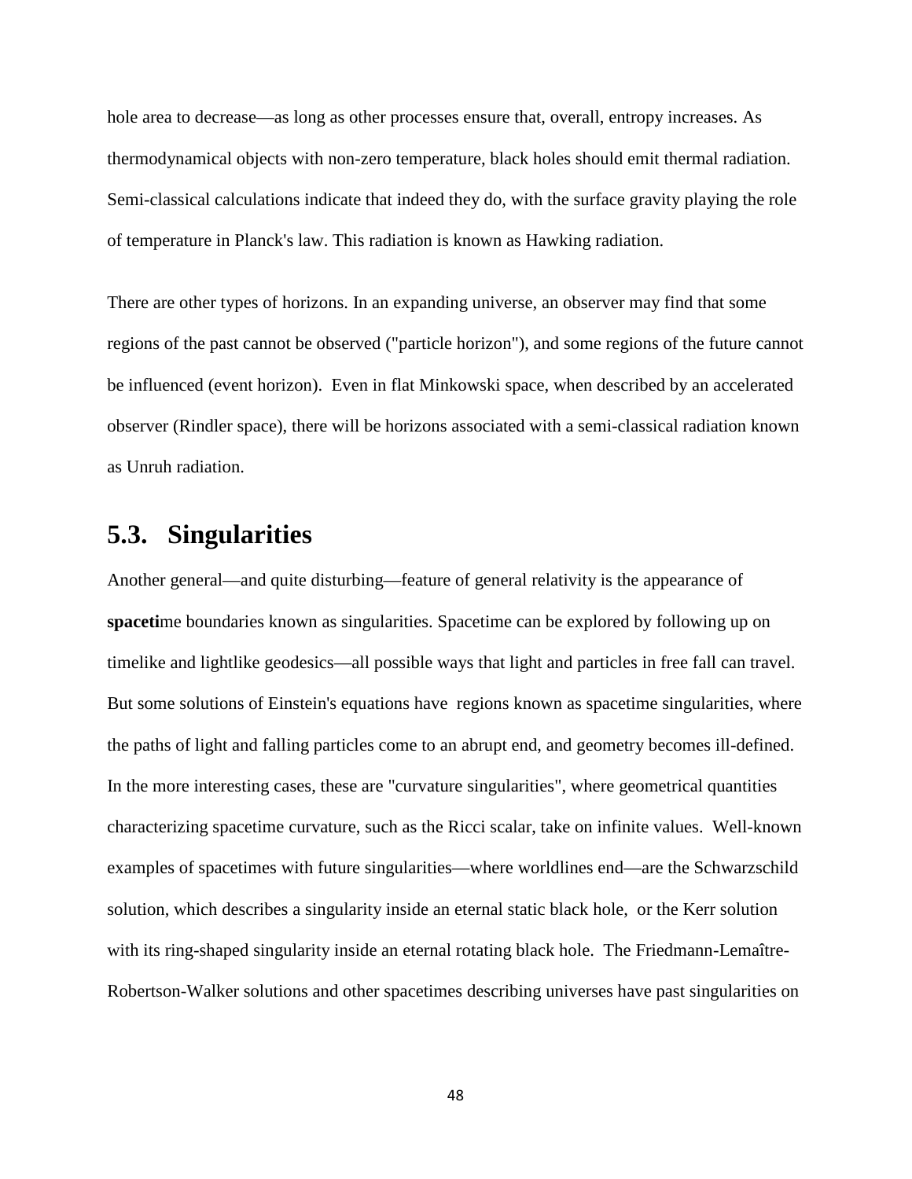hole area to decrease—as long as other processes ensure that, overall, entropy increases. As thermodynamical objects with non-zero temperature, black holes should emit thermal radiation. Semi-classical calculations indicate that indeed they do, with the surface gravity playing the role of temperature in Planck's law. This radiation is known as Hawking radiation.

There are other types of horizons. In an expanding universe, an observer may find that some regions of the past cannot be observed ("particle horizon"), and some regions of the future cannot be influenced (event horizon). Even in flat Minkowski space, when described by an accelerated observer (Rindler space), there will be horizons associated with a semi-classical radiation known as Unruh radiation.

## 5.3. Singularities

Another general—and quite disturbing—feature of general relativity is the appearance of **spaceti**me boundaries known as singularities. Spacetime can be explored by following up on timelike and lightlike geodesics—all possible ways that light and particles in free fall can travel. But some solutions of Einstein's equations have regions known as spacetime singularities, where the paths of light and falling particles come to an abrupt end, and geometry becomes ill-defined. In the more interesting cases, these are "curvature singularities", where geometrical quantities characterizing spacetime curvature, such as the Ricci scalar, take on infinite values. Well-known examples of spacetimes with future singularities—where worldlines end—are the Schwarzschild solution, which describes a singularity inside an eternal static black hole, or the Kerr solution with its ring-shaped singularity inside an eternal rotating black hole. The Friedmann-Lemaître-Robertson-Walker solutions and other spacetimes describing universes have past singularities on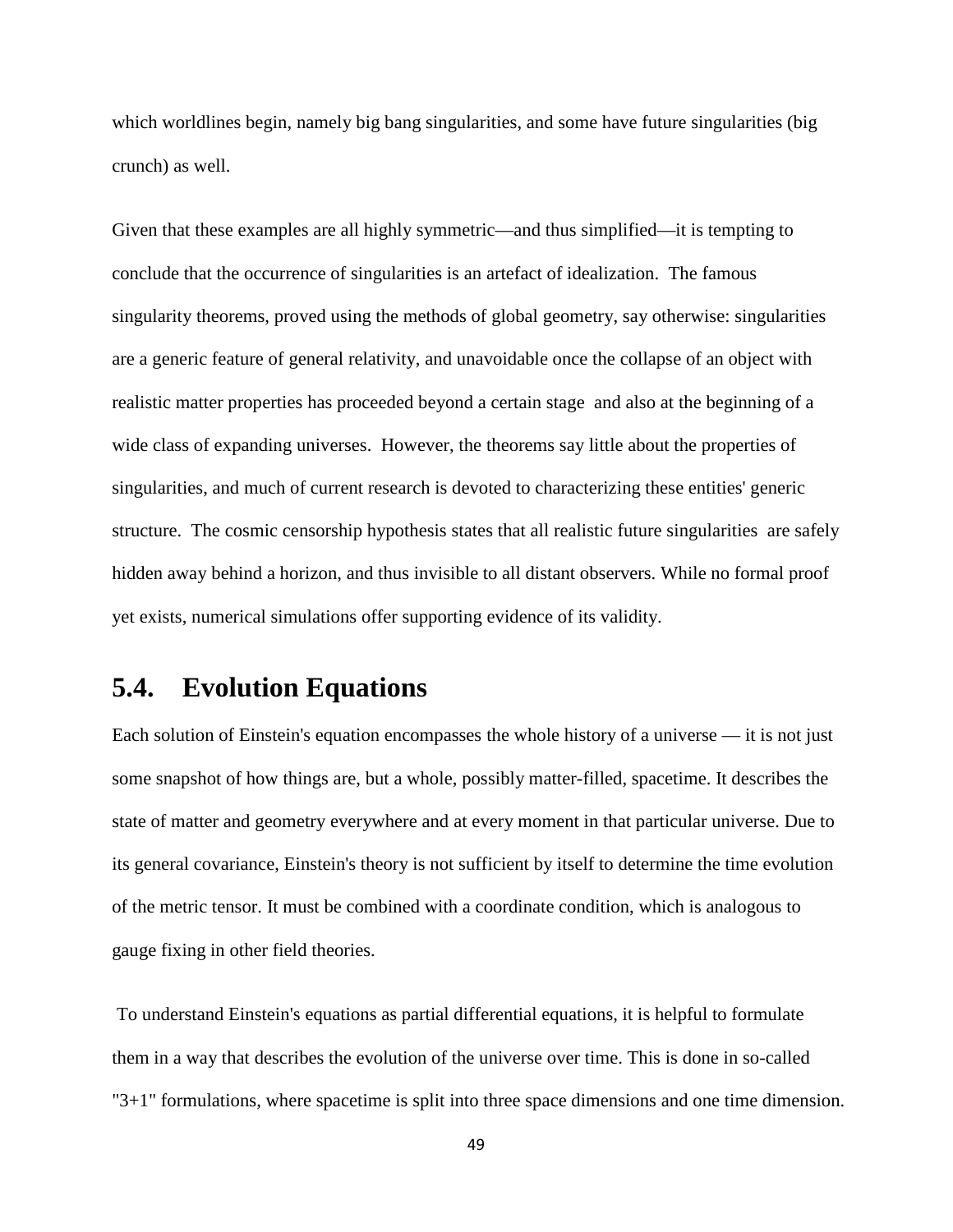which worldlines begin, namely big bang singularities, and some have future singularities (big crunch) as well.

Given that these examples are all highly symmetric—and thus simplified—it is tempting to conclude that the occurrence of singularities is an artefact of idealization. The famous singularity theorems, proved using the methods of global geometry, say otherwise: singularities are a generic feature of general relativity, and unavoidable once the collapse of an object with realistic matter properties has proceeded beyond a certain stage and also at the beginning of a wide class of expanding universes. However, the theorems say little about the properties of singularities, and much of current research is devoted to characterizing these entities' generic structure. The cosmic censorship hypothesis states that all realistic future singularities are safely hidden away behind a horizon, and thus invisible to all distant observers. While no formal proof yet exists, numerical simulations offer supporting evidence of its validity.

## 5.4. Evolution Equations

Each solution of Einstein's equation encompasses the whole history of a universe — it is not just some snapshot of how things are, but a whole, possibly matter-filled, spacetime. It describes the state of matter and geometry everywhere and at every moment in that particular universe. Due to its general covariance, Einstein's theory is not sufficient by itself to determine the time evolution of the metric tensor. It must be combined with a coordinate condition, which is analogous to gauge fixing in other field theories.

To understand Einstein's equations as partial differential equations, it is helpful to formulate them in a way that describes the evolution of the universe over time. This is done in so-called "3+1" formulations, where spacetime is split into three space dimensions and one time dimension.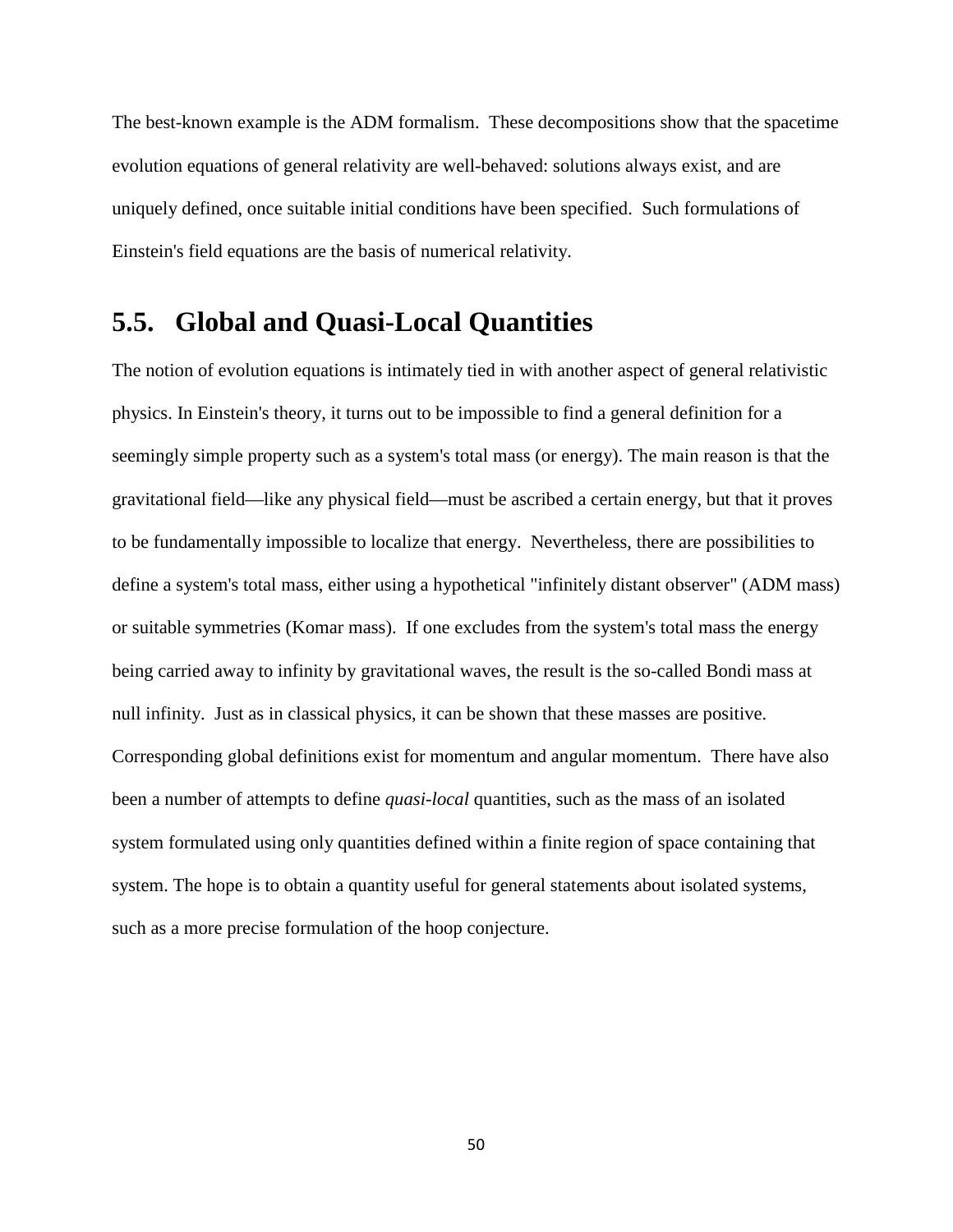The best-known example is the ADM formalism. These decompositions show that the spacetime evolution equations of general relativity are well-behaved: solutions always exist, and are uniquely defined, once suitable initial conditions have been specified. Such formulations of Einstein's field equations are the basis of numerical relativity.

## 5.5. Global and Quasi-Local Quantities

The notion of evolution equations is intimately tied in with another aspect of general relativistic physics. In Einstein's theory, it turns out to be impossible to find a general definition for a seemingly simple property such as a system's total mass (or energy). The main reason is that the gravitational field—like any physical field—must be ascribed a certain energy, but that it proves to be fundamentally impossible to localize that energy. Nevertheless, there are possibilities to define a system's total mass, either using a hypothetical "infinitely distant observer" (ADM mass) or suitable symmetries (Komar mass). If one excludes from the system's total mass the energy being carried away to infinity by gravitational waves, the result is the so-called Bondi mass at null infinity. Just as in classical physics, it can be shown that these masses are positive. Corresponding global definitions exist for momentum and angular momentum. There have also been a number of attempts to define *quasi-local* quantities, such as the mass of an isolated system formulated using only quantities defined within a finite region of space containing that system. The hope is to obtain a quantity useful for general statements about isolated systems, such as a more precise formulation of the hoop conjecture.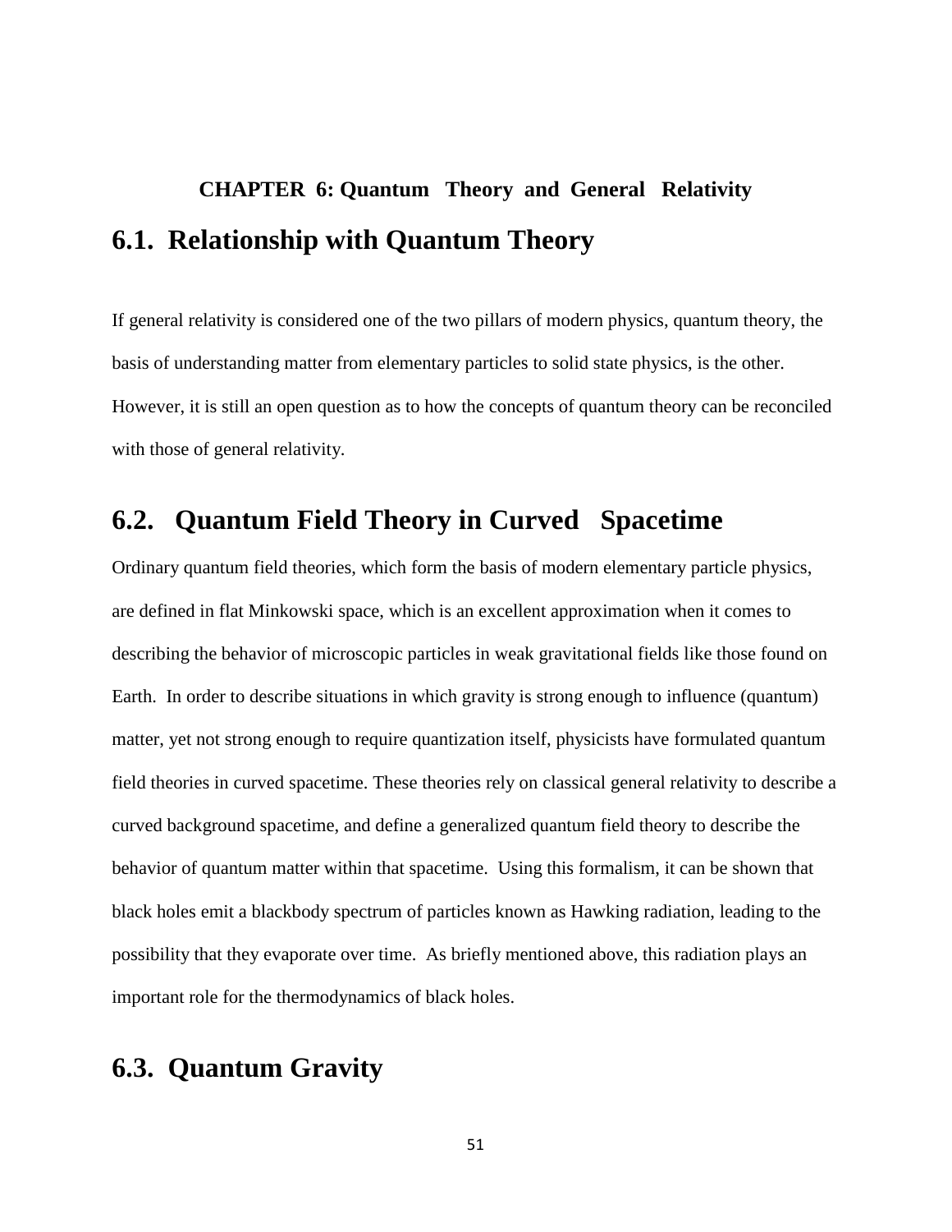# CHAPTER 6: Quantum Theory and General Relativity

## 6.1. Relationship with Quantum Theory

If general relativity is considered one of the two pillars of modern physics, quantum theory, the basis of understanding matter from elementary particles to solid state physics, is the other. However, it is still an open question as to how the concepts of quantum theory can be reconciled with those of general relativity.

## 6.2. Quantum Field Theory in Curved Spacetime

Ordinary quantum field theories, which form the basis of modern elementary particle physics, are defined in flat Minkowski space, which is an excellent approximation when it comes to describing the behavior of microscopic particles in weak gravitational fields like those found on Earth. In order to describe situations in which gravity is strong enough to influence (quantum) matter, yet not strong enough to require quantization itself, physicists have formulated quantum field theories in curved spacetime. These theories rely on classical general relativity to describe a curved background spacetime, and define a generalized quantum field theory to describe the behavior of quantum matter within that spacetime. Using this formalism, it can be shown that black holes emit a blackbody spectrum of particles known as Hawking radiation, leading to the possibility that they evaporate over time. As briefly mentioned above, this radiation plays an important role for the thermodynamics of black holes.

## 6.3. Quantum Gravity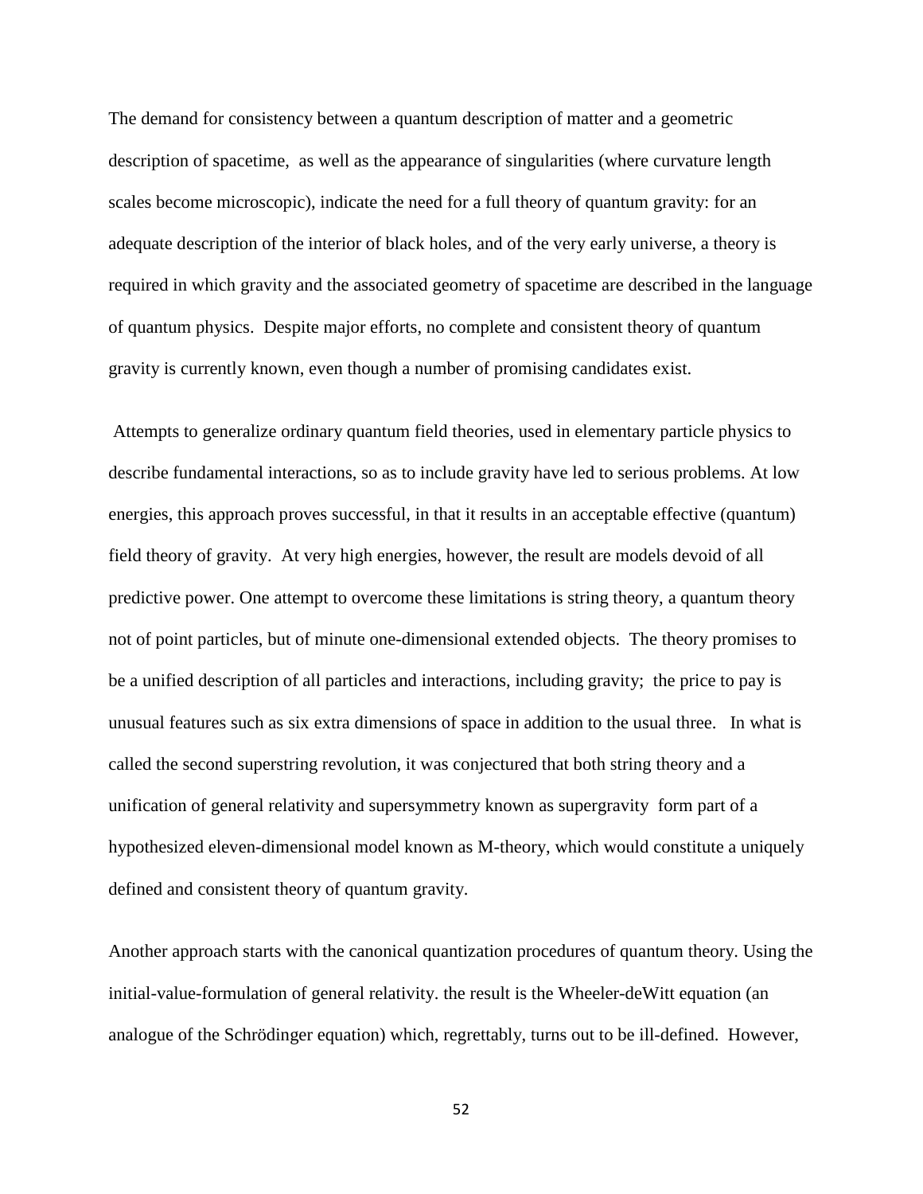The demand for consistency between a quantum description of matter and a geometric description of spacetime, as well as the appearance of singularities (where curvature length scales become microscopic), indicate the need for a full theory of quantum gravity: for an adequate description of the interior of black holes, and of the very early universe, a theory is required in which gravity and the associated geometry of spacetime are described in the language of quantum physics. Despite major efforts, no complete and consistent theory of quantum gravity is currently known, even though a number of promising candidates exist.

Attempts to generalize ordinary quantum field theories, used in elementary particle physics to describe fundamental interactions, so as to include gravity have led to serious problems. At low energies, this approach proves successful, in that it results in an acceptable effective (quantum) field theory of gravity. At very high energies, however, the result are models devoid of all predictive power. One attempt to overcome these limitations is string theory, a quantum theory not of point particles, but of minute one-dimensional extended objects. The theory promises to be a unified description of all particles and interactions, including gravity; the price to pay is unusual features such as six extra dimensions of space in addition to the usual three. In what is called the second superstring revolution, it was conjectured that both string theory and a unification of general relativity and supersymmetry known as supergravity form part of a hypothesized eleven-dimensional model known as M-theory, which would constitute a uniquely defined and consistent theory of quantum gravity.

Another approach starts with the canonical quantization procedures of quantum theory. Using the initial-value-formulation of general relativity. the result is the Wheeler-deWitt equation (an analogue of the Schrödinger equation) which, regrettably, turns out to be ill-defined. However,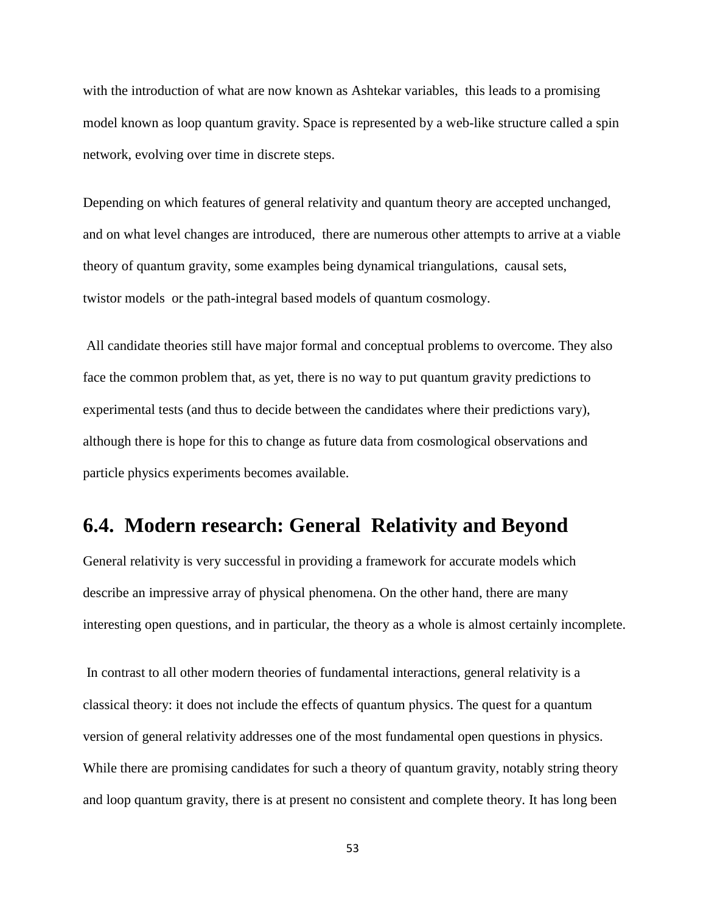with the introduction of what are now known as Ashtekar variables, this leads to a promising model known as loop quantum gravity. Space is represented by a web-like structure called a spin network, evolving over time in discrete steps.

Depending on which features of general relativity and quantum theory are accepted unchanged, and on what level changes are introduced, there are numerous other attempts to arrive at a viable theory of quantum gravity, some examples being dynamical triangulations, causal sets, twistor models or the path-integral based models of quantum cosmology.

All candidate theories still have major formal and conceptual problems to overcome. They also face the common problem that, as yet, there is no way to put quantum gravity predictions to experimental tests (and thus to decide between the candidates where their predictions vary), although there is hope for this to change as future data from cosmological observations and particle physics experiments becomes available.

## 6.4. Modern research: General Relativity and Beyond

General relativity is very successful in providing a framework for accurate models which describe an impressive array of physical phenomena. On the other hand, there are many interesting open questions, and in particular, the theory as a whole is almost certainly incomplete.

In contrast to all other modern theories of fundamental interactions, general relativity is a classical theory: it does not include the effects of quantum physics. The quest for a quantum version of general relativity addresses one of the most fundamental open questions in physics. While there are promising candidates for such a theory of quantum gravity, notably string theory and loop quantum gravity, there is at present no consistent and complete theory. It has long been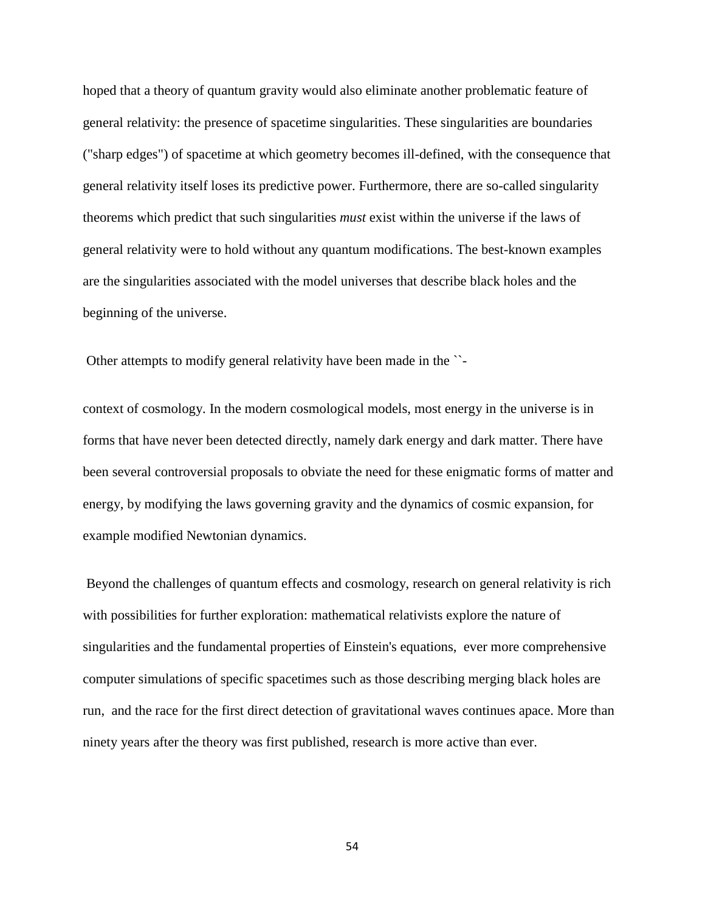hoped that a theory of quantum gravity would also eliminate another problematic feature of general relativity: the presence of spacetime singularities. These singularities are boundaries ("sharp edges") of spacetime at which geometry becomes ill-defined, with the consequence that general relativity itself loses its predictive power. Furthermore, there are so-called singularity theorems which predict that such singularities *must* exist within the universe if the laws of general relativity were to hold without any quantum modifications. The best-known examples are the singularities associated with the model universes that describe black holes and the beginning of the universe.

Other attempts to modify general relativity have been made in the ``-

context of cosmology. In the modern cosmological models, most energy in the universe is in forms that have never been detected directly, namely dark energy and dark matter. There have been several controversial proposals to obviate the need for these enigmatic forms of matter and energy, by modifying the laws governing gravity and the dynamics of cosmic expansion, for example modified Newtonian dynamics.

Beyond the challenges of quantum effects and cosmology, research on general relativity is rich with possibilities for further exploration: mathematical relativists explore the nature of singularities and the fundamental properties of Einstein's equations, ever more comprehensive computer simulations of specific spacetimes such as those describing merging black holes are run, and the race for the first direct detection of gravitational waves continues apace. More than ninety years after the theory was first published, research is more active than ever.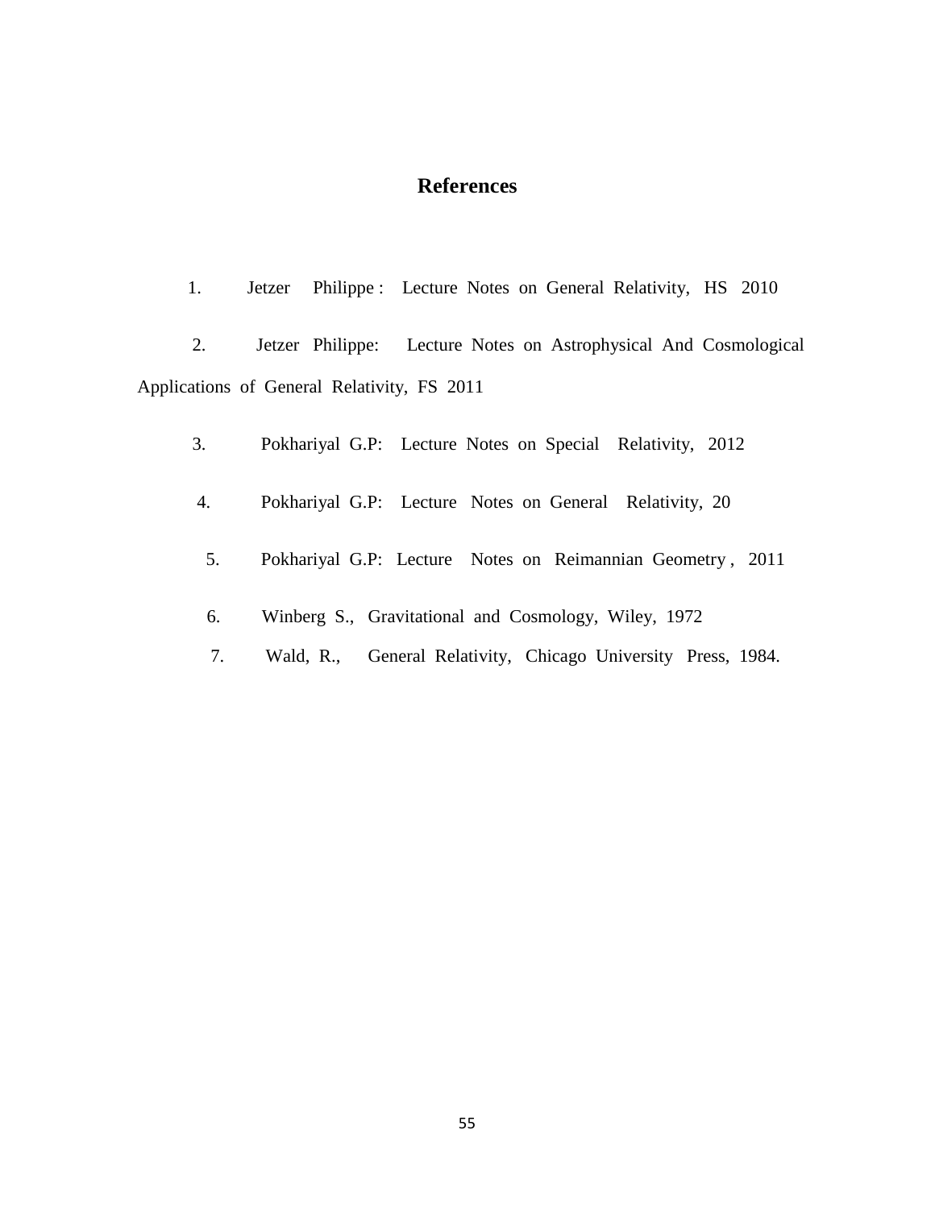# References

1. Jetzer Philippe : Lecture Notes on General Relativity, HS 2010

2. Jetzer Philippe: Lecture Notes on Astrophysical And Cosmological Applications of General Relativity, FS 2011

3. Pokhariyal G.P: Lecture Notes on Special Relativity, 2012

4. Pokhariyal G.P: Lecture Notes on General Relativity, 20

5. Pokhariyal G.P: Lecture Notes on Reimannian Geometry , 2011

6. Winberg S., Gravitational and Cosmology, Wiley, 1972

7. Wald, R., General Relativity, Chicago University Press, 1984.